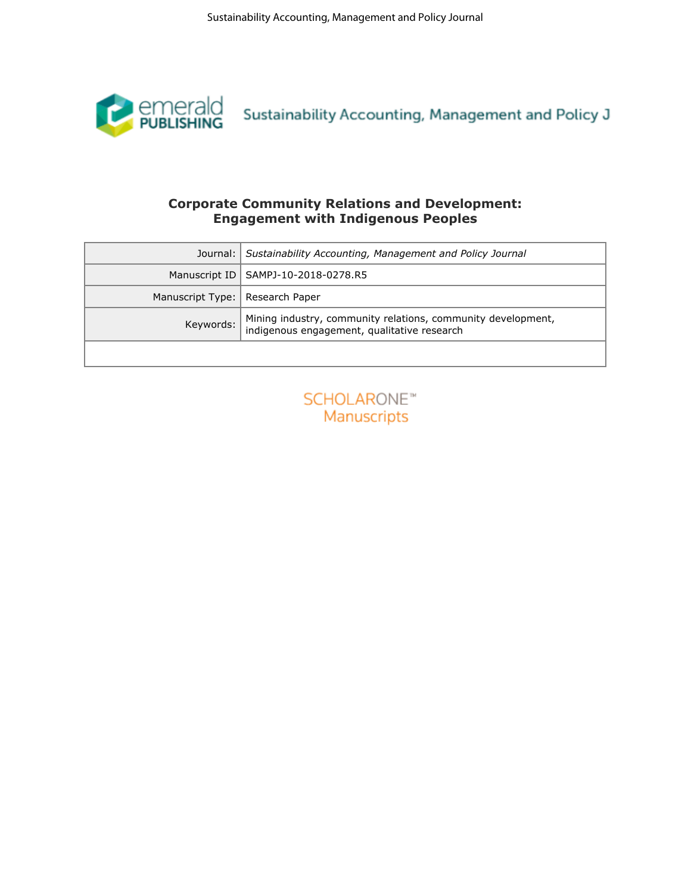# Corporate Community Relations and Development: Engagement with Indigenous Peoples

| | |
|---|---|
| Journal: | *Sustainability Accounting, Management and Policy Journal* |
| Manuscript ID | SAMPJ-10-2018-0278.R5 |
| Manuscript Type: | Research Paper |
| Keywords: | Mining industry, community relations, community development, indigenous engagement, qualitative research |
| | |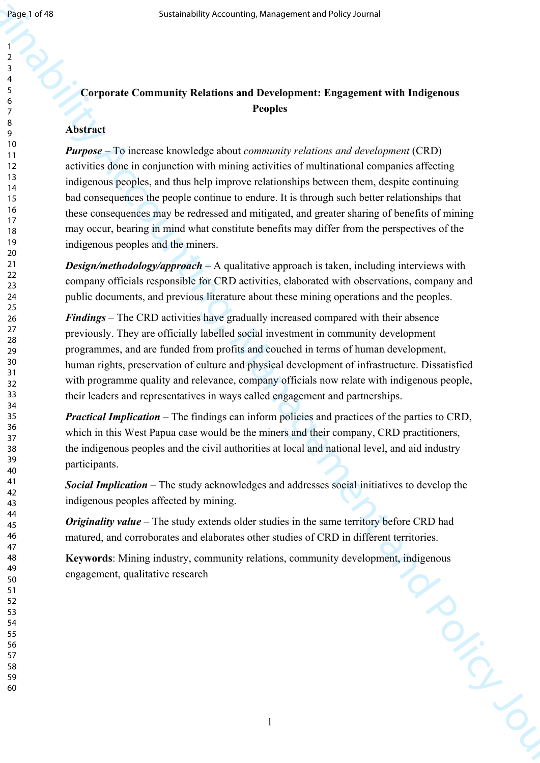# Corporate Community Relations and Development: Engagement with Indigenous Peoples

## Abstract

***Purpose*** – To increase knowledge about *community relations and development* (CRD) activities done in conjunction with mining activities of multinational companies affecting indigenous peoples, and thus help improve relationships between them, despite continuing bad consequences the people continue to endure. It is through such better relationships that these consequences may be redressed and mitigated, and greater sharing of benefits of mining may occur, bearing in mind what constitute benefits may differ from the perspectives of the indigenous peoples and the miners.

***Design/methodology/approach*** – A qualitative approach is taken, including interviews with company officials responsible for CRD activities, elaborated with observations, company and public documents, and previous literature about these mining operations and the peoples.

***Findings*** – The CRD activities have gradually increased compared with their absence previously. They are officially labelled social investment in community development programmes, and are funded from profits and couched in terms of human development, human rights, preservation of culture and physical development of infrastructure. Dissatisfied with programme quality and relevance, company officials now relate with indigenous people, their leaders and representatives in ways called engagement and partnerships.

***Practical Implication*** – The findings can inform policies and practices of the parties to CRD, which in this West Papua case would be the miners and their company, CRD practitioners, the indigenous peoples and the civil authorities at local and national level, and aid industry participants.

***Social Implication*** – The study acknowledges and addresses social initiatives to develop the indigenous peoples affected by mining.

***Originality value*** – The study extends older studies in the same territory before CRD had matured, and corroborates and elaborates other studies of CRD in different territories.

**Keywords**: Mining industry, community relations, community development, indigenous engagement, qualitative research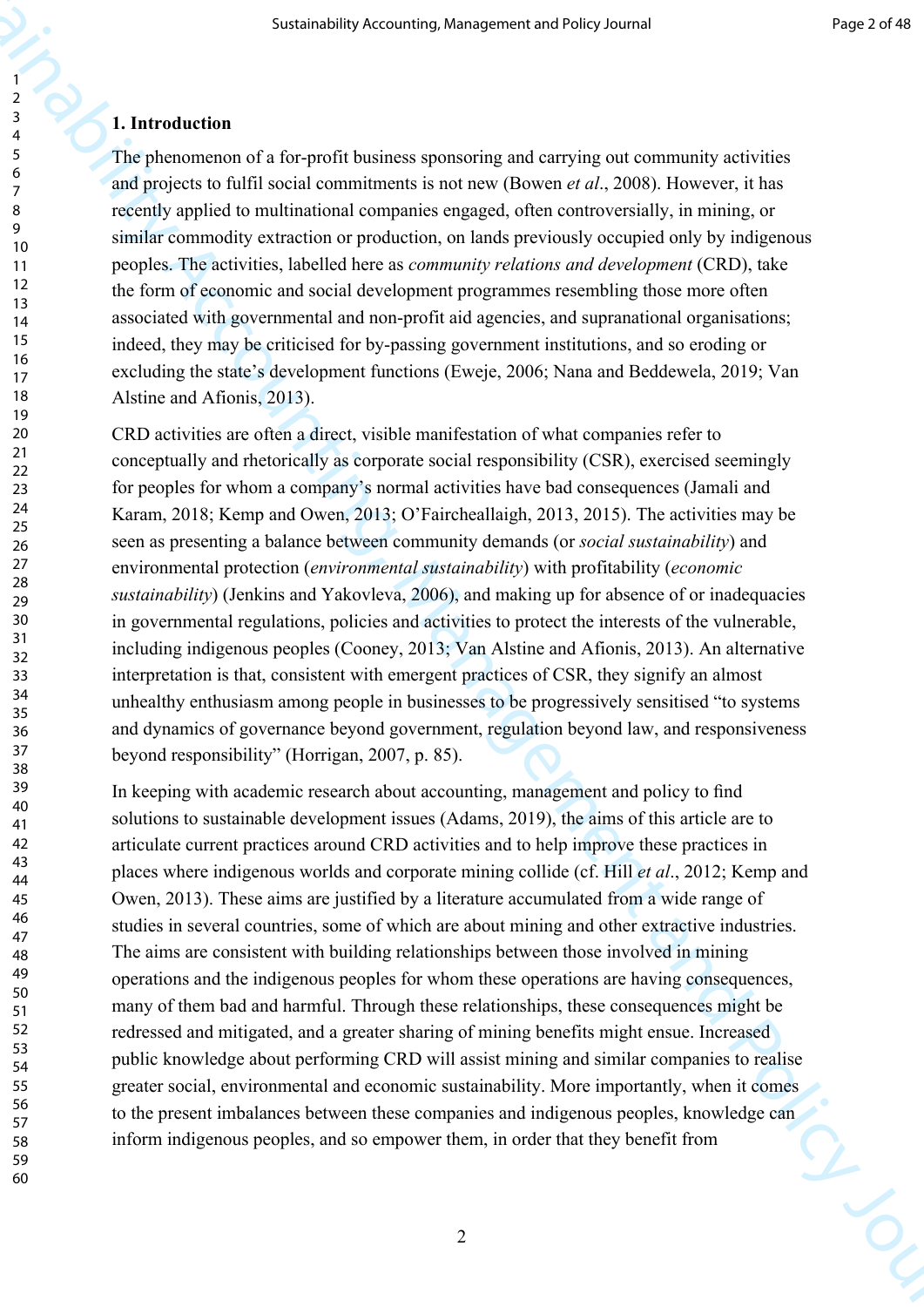## 1. Introduction

The phenomenon of a for-profit business sponsoring and carrying out community activities and projects to fulfil social commitments is not new (Bowen *et al*., 2008). However, it has recently applied to multinational companies engaged, often controversially, in mining, or similar commodity extraction or production, on lands previously occupied only by indigenous peoples. The activities, labelled here as *community relations and development* (CRD), take the form of economic and social development programmes resembling those more often associated with governmental and non-profit aid agencies, and supranational organisations; indeed, they may be criticised for by-passing government institutions, and so eroding or excluding the state's development functions (Eweje, 2006; Nana and Beddewela, 2019; Van Alstine and Afionis, 2013).

CRD activities are often a direct, visible manifestation of what companies refer to conceptually and rhetorically as corporate social responsibility (CSR), exercised seemingly for peoples for whom a company's normal activities have bad consequences (Jamali and Karam, 2018; Kemp and Owen, 2013; O'Faircheallaigh, 2013, 2015). The activities may be seen as presenting a balance between community demands (or *social sustainability*) and environmental protection (*environmental sustainability*) with profitability (*economic sustainability*) (Jenkins and Yakovleva, 2006), and making up for absence of or inadequacies in governmental regulations, policies and activities to protect the interests of the vulnerable, including indigenous peoples (Cooney, 2013; Van Alstine and Afionis, 2013). An alternative interpretation is that, consistent with emergent practices of CSR, they signify an almost unhealthy enthusiasm among people in businesses to be progressively sensitised "to systems and dynamics of governance beyond government, regulation beyond law, and responsiveness beyond responsibility" (Horrigan, 2007, p. 85).

In keeping with academic research about accounting, management and policy to find solutions to sustainable development issues (Adams, 2019), the aims of this article are to articulate current practices around CRD activities and to help improve these practices in places where indigenous worlds and corporate mining collide (cf. Hill *et al*., 2012; Kemp and Owen, 2013). These aims are justified by a literature accumulated from a wide range of studies in several countries, some of which are about mining and other extractive industries. The aims are consistent with building relationships between those involved in mining operations and the indigenous peoples for whom these operations are having consequences, many of them bad and harmful. Through these relationships, these consequences might be redressed and mitigated, and a greater sharing of mining benefits might ensue. Increased public knowledge about performing CRD will assist mining and similar companies to realise greater social, environmental and economic sustainability. More importantly, when it comes to the present imbalances between these companies and indigenous peoples, knowledge can inform indigenous peoples, and so empower them, in order that they benefit from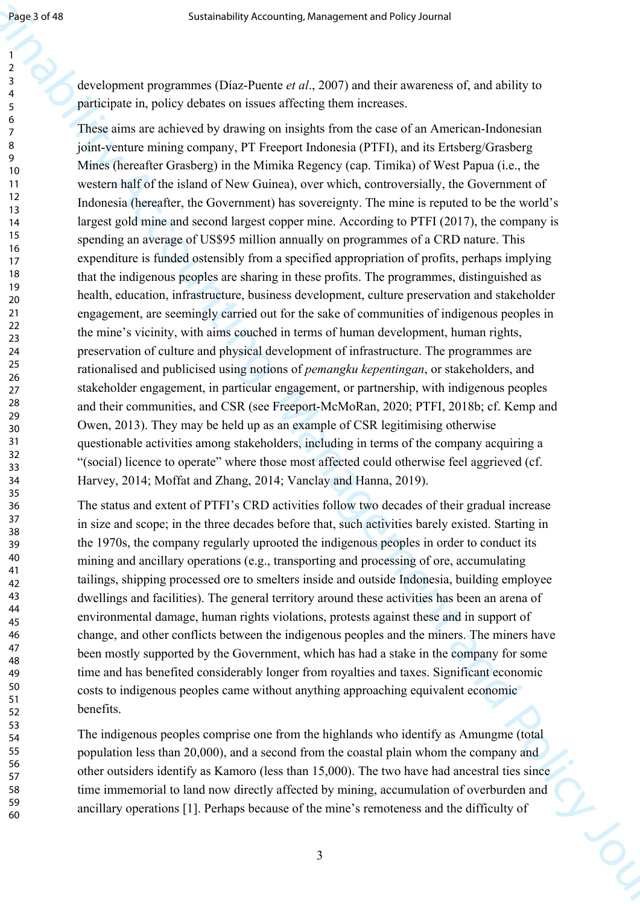development programmes (Díaz-Puente *et al*., 2007) and their awareness of, and ability to participate in, policy debates on issues affecting them increases.

These aims are achieved by drawing on insights from the case of an American-Indonesian joint-venture mining company, PT Freeport Indonesia (PTFI), and its Ertsberg/Grasberg Mines (hereafter Grasberg) in the Mimika Regency (cap. Timika) of West Papua (i.e., the western half of the island of New Guinea), over which, controversially, the Government of Indonesia (hereafter, the Government) has sovereignty. The mine is reputed to be the world's largest gold mine and second largest copper mine. According to PTFI (2017), the company is spending an average of US$95 million annually on programmes of a CRD nature. This expenditure is funded ostensibly from a specified appropriation of profits, perhaps implying that the indigenous peoples are sharing in these profits. The programmes, distinguished as health, education, infrastructure, business development, culture preservation and stakeholder engagement, are seemingly carried out for the sake of communities of indigenous peoples in the mine's vicinity, with aims couched in terms of human development, human rights, preservation of culture and physical development of infrastructure. The programmes are rationalised and publicised using notions of *pemangku kepentingan*, or stakeholders, and stakeholder engagement, in particular engagement, or partnership, with indigenous peoples and their communities, and CSR (see Freeport-McMoRan, 2020; PTFI, 2018b; cf. Kemp and Owen, 2013). They may be held up as an example of CSR legitimising otherwise questionable activities among stakeholders, including in terms of the company acquiring a "(social) licence to operate" where those most affected could otherwise feel aggrieved (cf. Harvey, 2014; Moffat and Zhang, 2014; Vanclay and Hanna, 2019).

The status and extent of PTFI's CRD activities follow two decades of their gradual increase in size and scope; in the three decades before that, such activities barely existed. Starting in the 1970s, the company regularly uprooted the indigenous peoples in order to conduct its mining and ancillary operations (e.g., transporting and processing of ore, accumulating tailings, shipping processed ore to smelters inside and outside Indonesia, building employee dwellings and facilities). The general territory around these activities has been an arena of environmental damage, human rights violations, protests against these and in support of change, and other conflicts between the indigenous peoples and the miners. The miners have been mostly supported by the Government, which has had a stake in the company for some time and has benefited considerably longer from royalties and taxes. Significant economic costs to indigenous peoples came without anything approaching equivalent economic benefits.

The indigenous peoples comprise one from the highlands who identify as Amungme (total population less than 20,000), and a second from the coastal plain whom the company and other outsiders identify as Kamoro (less than 15,000). The two have had ancestral ties since time immemorial to land now directly affected by mining, accumulation of overburden and ancillary operations [1]. Perhaps because of the mine's remoteness and the difficulty of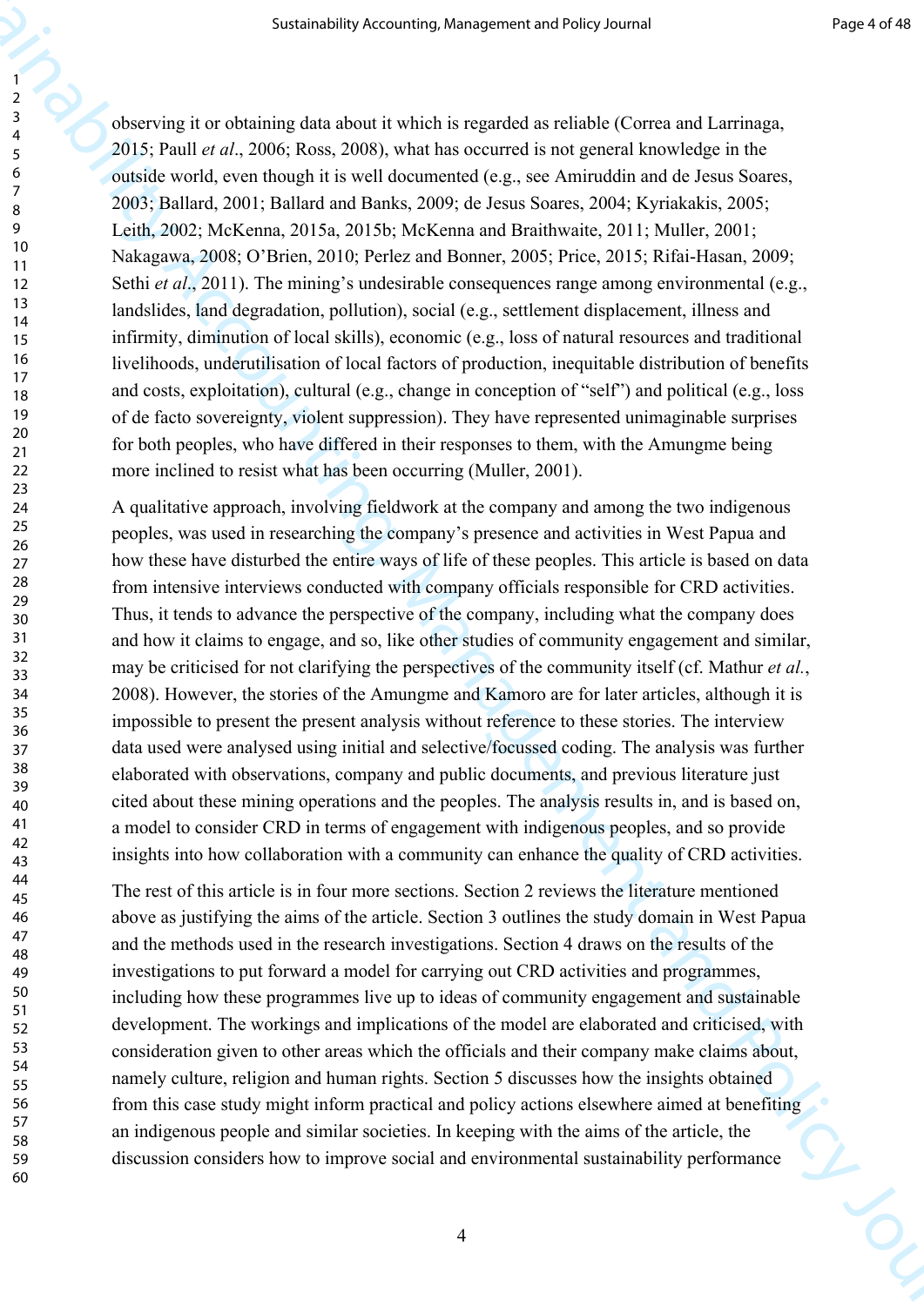observing it or obtaining data about it which is regarded as reliable (Correa and Larrinaga, 2015; Paull *et al*., 2006; Ross, 2008), what has occurred is not general knowledge in the outside world, even though it is well documented (e.g., see Amiruddin and de Jesus Soares, 2003; Ballard, 2001; Ballard and Banks, 2009; de Jesus Soares, 2004; Kyriakakis, 2005; Leith, 2002; McKenna, 2015a, 2015b; McKenna and Braithwaite, 2011; Muller, 2001; Nakagawa, 2008; O'Brien, 2010; Perlez and Bonner, 2005; Price, 2015; Rifai-Hasan, 2009; Sethi *et al*., 2011). The mining's undesirable consequences range among environmental (e.g., landslides, land degradation, pollution), social (e.g., settlement displacement, illness and infirmity, diminution of local skills), economic (e.g., loss of natural resources and traditional livelihoods, underutilisation of local factors of production, inequitable distribution of benefits and costs, exploitation), cultural (e.g., change in conception of "self") and political (e.g., loss of de facto sovereignty, violent suppression). They have represented unimaginable surprises for both peoples, who have differed in their responses to them, with the Amungme being more inclined to resist what has been occurring (Muller, 2001).

A qualitative approach, involving fieldwork at the company and among the two indigenous peoples, was used in researching the company's presence and activities in West Papua and how these have disturbed the entire ways of life of these peoples. This article is based on data from intensive interviews conducted with company officials responsible for CRD activities. Thus, it tends to advance the perspective of the company, including what the company does and how it claims to engage, and so, like other studies of community engagement and similar, may be criticised for not clarifying the perspectives of the community itself (cf. Mathur *et al.*, 2008). However, the stories of the Amungme and Kamoro are for later articles, although it is impossible to present the present analysis without reference to these stories. The interview data used were analysed using initial and selective/focussed coding. The analysis was further elaborated with observations, company and public documents, and previous literature just cited about these mining operations and the peoples. The analysis results in, and is based on, a model to consider CRD in terms of engagement with indigenous peoples, and so provide insights into how collaboration with a community can enhance the quality of CRD activities.

The rest of this article is in four more sections. Section 2 reviews the literature mentioned above as justifying the aims of the article. Section 3 outlines the study domain in West Papua and the methods used in the research investigations. Section 4 draws on the results of the investigations to put forward a model for carrying out CRD activities and programmes, including how these programmes live up to ideas of community engagement and sustainable development. The workings and implications of the model are elaborated and criticised, with consideration given to other areas which the officials and their company make claims about, namely culture, religion and human rights. Section 5 discusses how the insights obtained from this case study might inform practical and policy actions elsewhere aimed at benefiting an indigenous people and similar societies. In keeping with the aims of the article, the discussion considers how to improve social and environmental sustainability performance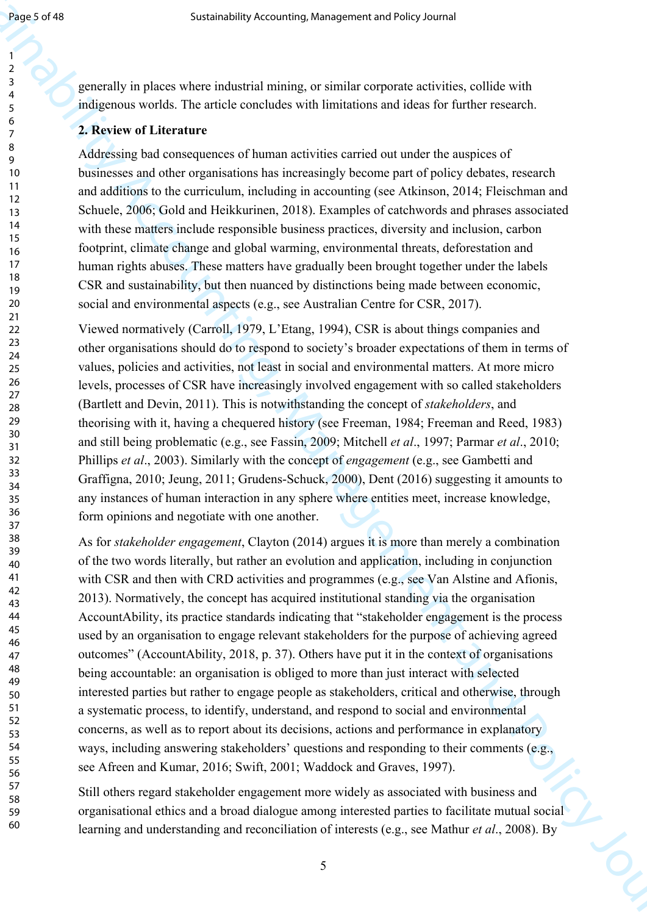generally in places where industrial mining, or similar corporate activities, collide with indigenous worlds. The article concludes with limitations and ideas for further research.

## 2. Review of Literature

Addressing bad consequences of human activities carried out under the auspices of businesses and other organisations has increasingly become part of policy debates, research and additions to the curriculum, including in accounting (see Atkinson, 2014; Fleischman and Schuele, 2006; Gold and Heikkurinen, 2018). Examples of catchwords and phrases associated with these matters include responsible business practices, diversity and inclusion, carbon footprint, climate change and global warming, environmental threats, deforestation and human rights abuses. These matters have gradually been brought together under the labels CSR and sustainability, but then nuanced by distinctions being made between economic, social and environmental aspects (e.g., see Australian Centre for CSR, 2017).

Viewed normatively (Carroll, 1979, L'Etang, 1994), CSR is about things companies and other organisations should do to respond to society's broader expectations of them in terms of values, policies and activities, not least in social and environmental matters. At more micro levels, processes of CSR have increasingly involved engagement with so called stakeholders (Bartlett and Devin, 2011). This is notwithstanding the concept of *stakeholders*, and theorising with it, having a chequered history (see Freeman, 1984; Freeman and Reed, 1983) and still being problematic (e.g., see Fassin, 2009; Mitchell *et al*., 1997; Parmar *et al*., 2010; Phillips *et al*., 2003). Similarly with the concept of *engagement* (e.g., see Gambetti and Graffigna, 2010; Jeung, 2011; Grudens-Schuck, 2000), Dent (2016) suggesting it amounts to any instances of human interaction in any sphere where entities meet, increase knowledge, form opinions and negotiate with one another.

As for *stakeholder engagement*, Clayton (2014) argues it is more than merely a combination of the two words literally, but rather an evolution and application, including in conjunction with CSR and then with CRD activities and programmes (e.g., see Van Alstine and Afionis, 2013). Normatively, the concept has acquired institutional standing via the organisation AccountAbility, its practice standards indicating that "stakeholder engagement is the process used by an organisation to engage relevant stakeholders for the purpose of achieving agreed outcomes" (AccountAbility, 2018, p. 37). Others have put it in the context of organisations being accountable: an organisation is obliged to more than just interact with selected interested parties but rather to engage people as stakeholders, critical and otherwise, through a systematic process, to identify, understand, and respond to social and environmental concerns, as well as to report about its decisions, actions and performance in explanatory ways, including answering stakeholders' questions and responding to their comments (e.g., see Afreen and Kumar, 2016; Swift, 2001; Waddock and Graves, 1997).

Still others regard stakeholder engagement more widely as associated with business and organisational ethics and a broad dialogue among interested parties to facilitate mutual social learning and understanding and reconciliation of interests (e.g., see Mathur *et al*., 2008). By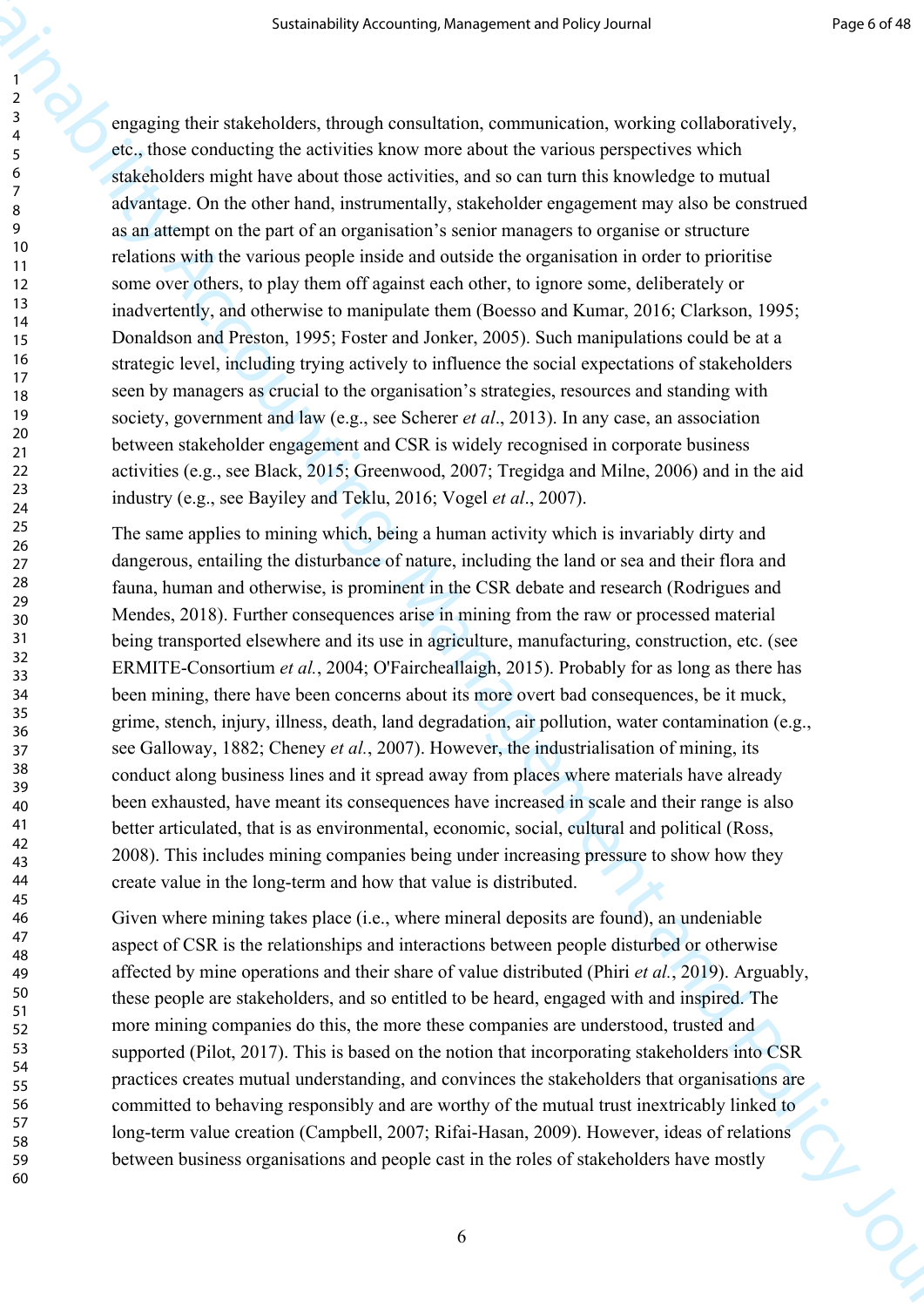engaging their stakeholders, through consultation, communication, working collaboratively, etc., those conducting the activities know more about the various perspectives which stakeholders might have about those activities, and so can turn this knowledge to mutual advantage. On the other hand, instrumentally, stakeholder engagement may also be construed as an attempt on the part of an organisation's senior managers to organise or structure relations with the various people inside and outside the organisation in order to prioritise some over others, to play them off against each other, to ignore some, deliberately or inadvertently, and otherwise to manipulate them (Boesso and Kumar, 2016; Clarkson, 1995; Donaldson and Preston, 1995; Foster and Jonker, 2005). Such manipulations could be at a strategic level, including trying actively to influence the social expectations of stakeholders seen by managers as crucial to the organisation's strategies, resources and standing with society, government and law (e.g., see Scherer *et al*., 2013). In any case, an association between stakeholder engagement and CSR is widely recognised in corporate business activities (e.g., see Black, 2015; Greenwood, 2007; Tregidga and Milne, 2006) and in the aid industry (e.g., see Bayiley and Teklu, 2016; Vogel *et al*., 2007).

The same applies to mining which, being a human activity which is invariably dirty and dangerous, entailing the disturbance of nature, including the land or sea and their flora and fauna, human and otherwise, is prominent in the CSR debate and research (Rodrigues and Mendes, 2018). Further consequences arise in mining from the raw or processed material being transported elsewhere and its use in agriculture, manufacturing, construction, etc. (see ERMITE-Consortium *et al.*, 2004; O'Faircheallaigh, 2015). Probably for as long as there has been mining, there have been concerns about its more overt bad consequences, be it muck, grime, stench, injury, illness, death, land degradation, air pollution, water contamination (e.g., see Galloway, 1882; Cheney *et al.*, 2007). However, the industrialisation of mining, its conduct along business lines and it spread away from places where materials have already been exhausted, have meant its consequences have increased in scale and their range is also better articulated, that is as environmental, economic, social, cultural and political (Ross, 2008). This includes mining companies being under increasing pressure to show how they create value in the long-term and how that value is distributed.

Given where mining takes place (i.e., where mineral deposits are found), an undeniable aspect of CSR is the relationships and interactions between people disturbed or otherwise affected by mine operations and their share of value distributed (Phiri *et al.*, 2019). Arguably, these people are stakeholders, and so entitled to be heard, engaged with and inspired. The more mining companies do this, the more these companies are understood, trusted and supported (Pilot, 2017). This is based on the notion that incorporating stakeholders into CSR practices creates mutual understanding, and convinces the stakeholders that organisations are committed to behaving responsibly and are worthy of the mutual trust inextricably linked to long-term value creation (Campbell, 2007; Rifai-Hasan, 2009). However, ideas of relations between business organisations and people cast in the roles of stakeholders have mostly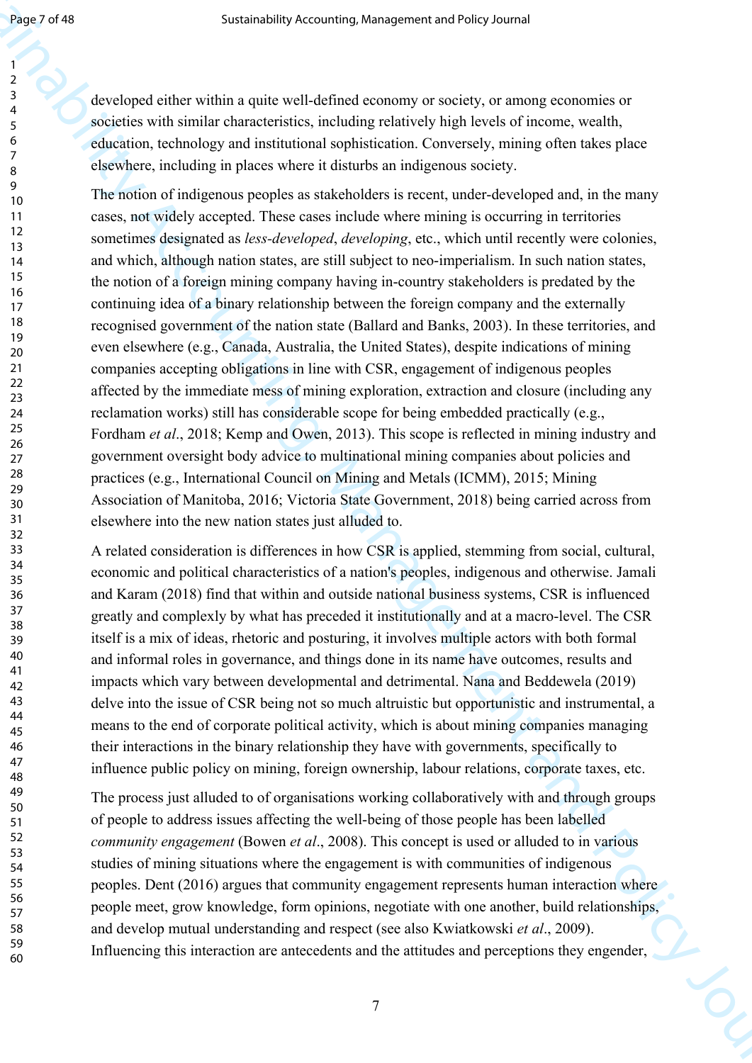developed either within a quite well-defined economy or society, or among economies or societies with similar characteristics, including relatively high levels of income, wealth, education, technology and institutional sophistication. Conversely, mining often takes place elsewhere, including in places where it disturbs an indigenous society.

The notion of indigenous peoples as stakeholders is recent, under-developed and, in the many cases, not widely accepted. These cases include where mining is occurring in territories sometimes designated as *less-developed*, *developing*, etc., which until recently were colonies, and which, although nation states, are still subject to neo-imperialism. In such nation states, the notion of a foreign mining company having in-country stakeholders is predated by the continuing idea of a binary relationship between the foreign company and the externally recognised government of the nation state (Ballard and Banks, 2003). In these territories, and even elsewhere (e.g., Canada, Australia, the United States), despite indications of mining companies accepting obligations in line with CSR, engagement of indigenous peoples affected by the immediate mess of mining exploration, extraction and closure (including any reclamation works) still has considerable scope for being embedded practically (e.g., Fordham *et al*., 2018; Kemp and Owen, 2013). This scope is reflected in mining industry and government oversight body advice to multinational mining companies about policies and practices (e.g., International Council on Mining and Metals (ICMM), 2015; Mining Association of Manitoba, 2016; Victoria State Government, 2018) being carried across from elsewhere into the new nation states just alluded to.

A related consideration is differences in how CSR is applied, stemming from social, cultural, economic and political characteristics of a nation's peoples, indigenous and otherwise. Jamali and Karam (2018) find that within and outside national business systems, CSR is influenced greatly and complexly by what has preceded it institutionally and at a macro-level. The CSR itself is a mix of ideas, rhetoric and posturing, it involves multiple actors with both formal and informal roles in governance, and things done in its name have outcomes, results and impacts which vary between developmental and detrimental. Nana and Beddewela (2019) delve into the issue of CSR being not so much altruistic but opportunistic and instrumental, a means to the end of corporate political activity, which is about mining companies managing their interactions in the binary relationship they have with governments, specifically to influence public policy on mining, foreign ownership, labour relations, corporate taxes, etc.

The process just alluded to of organisations working collaboratively with and through groups of people to address issues affecting the well-being of those people has been labelled *community engagement* (Bowen *et al*., 2008). This concept is used or alluded to in various studies of mining situations where the engagement is with communities of indigenous peoples. Dent (2016) argues that community engagement represents human interaction where people meet, grow knowledge, form opinions, negotiate with one another, build relationships, and develop mutual understanding and respect (see also Kwiatkowski *et al*., 2009). Influencing this interaction are antecedents and the attitudes and perceptions they engender,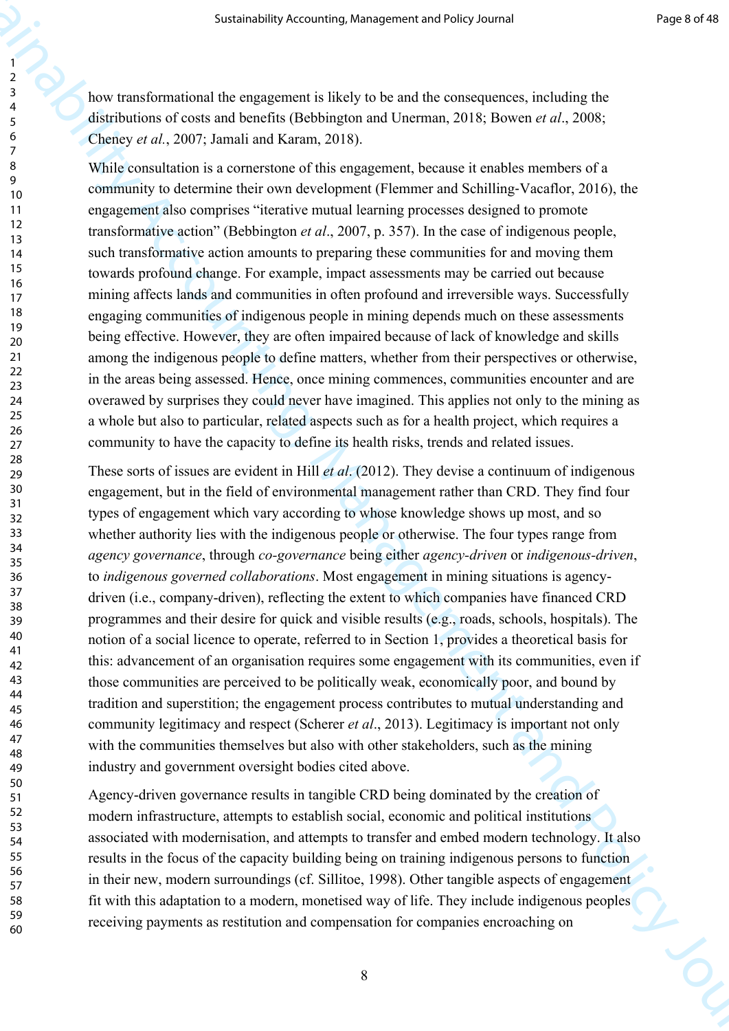how transformational the engagement is likely to be and the consequences, including the distributions of costs and benefits (Bebbington and Unerman, 2018; Bowen *et al*., 2008; Cheney *et al.*, 2007; Jamali and Karam, 2018).

While consultation is a cornerstone of this engagement, because it enables members of a community to determine their own development (Flemmer and Schilling-Vacaflor, 2016), the engagement also comprises "iterative mutual learning processes designed to promote transformative action" (Bebbington *et al*., 2007, p. 357). In the case of indigenous people, such transformative action amounts to preparing these communities for and moving them towards profound change. For example, impact assessments may be carried out because mining affects lands and communities in often profound and irreversible ways. Successfully engaging communities of indigenous people in mining depends much on these assessments being effective. However, they are often impaired because of lack of knowledge and skills among the indigenous people to define matters, whether from their perspectives or otherwise, in the areas being assessed. Hence, once mining commences, communities encounter and are overawed by surprises they could never have imagined. This applies not only to the mining as a whole but also to particular, related aspects such as for a health project, which requires a community to have the capacity to define its health risks, trends and related issues.

These sorts of issues are evident in Hill *et al.* (2012). They devise a continuum of indigenous engagement, but in the field of environmental management rather than CRD. They find four types of engagement which vary according to whose knowledge shows up most, and so whether authority lies with the indigenous people or otherwise. The four types range from *agency governance*, through *co-governance* being either *agency-driven* or *indigenous-driven*, to *indigenous governed collaborations*. Most engagement in mining situations is agency-driven (i.e., company-driven), reflecting the extent to which companies have financed CRD programmes and their desire for quick and visible results (e.g., roads, schools, hospitals). The notion of a social licence to operate, referred to in Section 1, provides a theoretical basis for this: advancement of an organisation requires some engagement with its communities, even if those communities are perceived to be politically weak, economically poor, and bound by tradition and superstition; the engagement process contributes to mutual understanding and community legitimacy and respect (Scherer *et al*., 2013). Legitimacy is important not only with the communities themselves but also with other stakeholders, such as the mining industry and government oversight bodies cited above.

Agency-driven governance results in tangible CRD being dominated by the creation of modern infrastructure, attempts to establish social, economic and political institutions associated with modernisation, and attempts to transfer and embed modern technology. It also results in the focus of the capacity building being on training indigenous persons to function in their new, modern surroundings (cf. Sillitoe, 1998). Other tangible aspects of engagement fit with this adaptation to a modern, monetised way of life. They include indigenous peoples receiving payments as restitution and compensation for companies encroaching on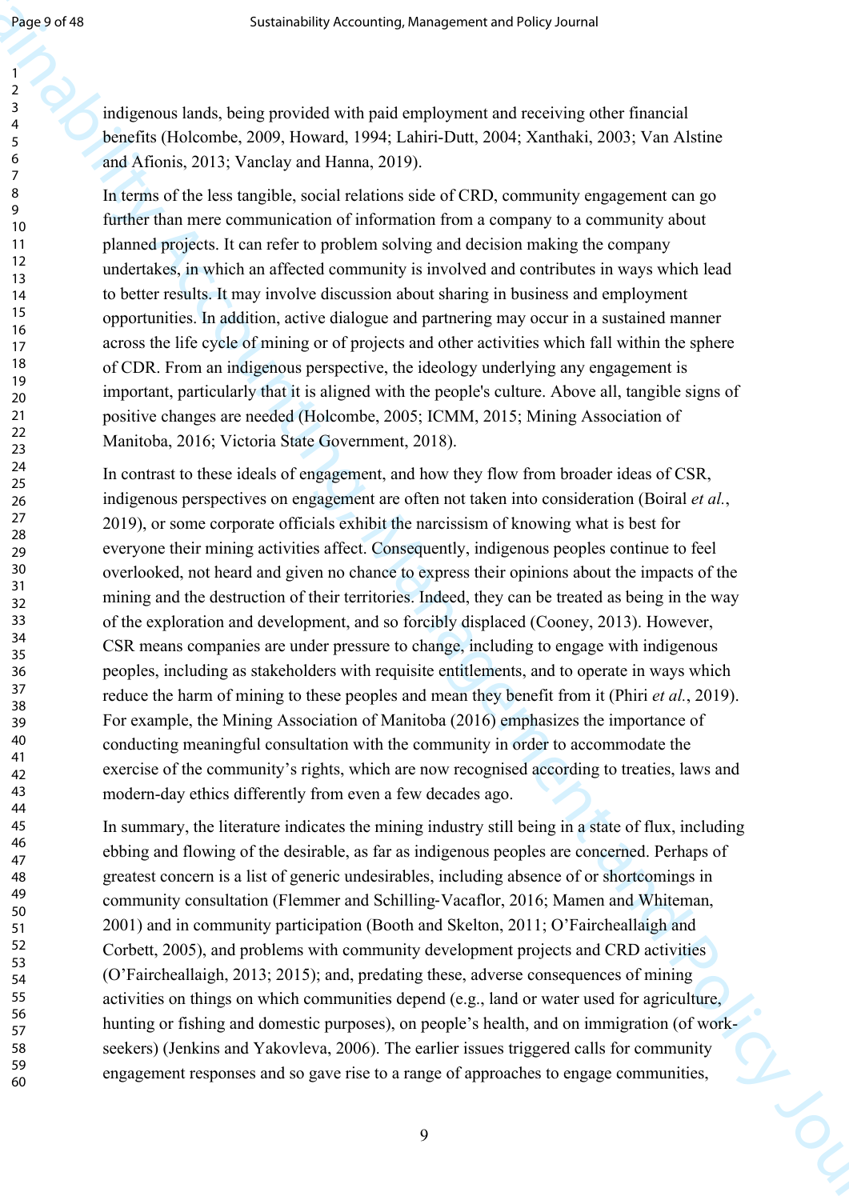indigenous lands, being provided with paid employment and receiving other financial benefits (Holcombe, 2009, Howard, 1994; Lahiri-Dutt, 2004; Xanthaki, 2003; Van Alstine and Afionis, 2013; Vanclay and Hanna, 2019).

In terms of the less tangible, social relations side of CRD, community engagement can go further than mere communication of information from a company to a community about planned projects. It can refer to problem solving and decision making the company undertakes, in which an affected community is involved and contributes in ways which lead to better results. It may involve discussion about sharing in business and employment opportunities. In addition, active dialogue and partnering may occur in a sustained manner across the life cycle of mining or of projects and other activities which fall within the sphere of CDR. From an indigenous perspective, the ideology underlying any engagement is important, particularly that it is aligned with the people's culture. Above all, tangible signs of positive changes are needed (Holcombe, 2005; ICMM, 2015; Mining Association of Manitoba, 2016; Victoria State Government, 2018).

In contrast to these ideals of engagement, and how they flow from broader ideas of CSR, indigenous perspectives on engagement are often not taken into consideration (Boiral *et al.*, 2019), or some corporate officials exhibit the narcissism of knowing what is best for everyone their mining activities affect. Consequently, indigenous peoples continue to feel overlooked, not heard and given no chance to express their opinions about the impacts of the mining and the destruction of their territories. Indeed, they can be treated as being in the way of the exploration and development, and so forcibly displaced (Cooney, 2013). However, CSR means companies are under pressure to change, including to engage with indigenous peoples, including as stakeholders with requisite entitlements, and to operate in ways which reduce the harm of mining to these peoples and mean they benefit from it (Phiri *et al.*, 2019). For example, the Mining Association of Manitoba (2016) emphasizes the importance of conducting meaningful consultation with the community in order to accommodate the exercise of the community's rights, which are now recognised according to treaties, laws and modern-day ethics differently from even a few decades ago.

In summary, the literature indicates the mining industry still being in a state of flux, including ebbing and flowing of the desirable, as far as indigenous peoples are concerned. Perhaps of greatest concern is a list of generic undesirables, including absence of or shortcomings in community consultation (Flemmer and Schilling-Vacaflor, 2016; Mamen and Whiteman, 2001) and in community participation (Booth and Skelton, 2011; O'Faircheallaigh and Corbett, 2005), and problems with community development projects and CRD activities (O'Faircheallaigh, 2013; 2015); and, predating these, adverse consequences of mining activities on things on which communities depend (e.g., land or water used for agriculture, hunting or fishing and domestic purposes), on people's health, and on immigration (of work-seekers) (Jenkins and Yakovleva, 2006). The earlier issues triggered calls for community engagement responses and so gave rise to a range of approaches to engage communities,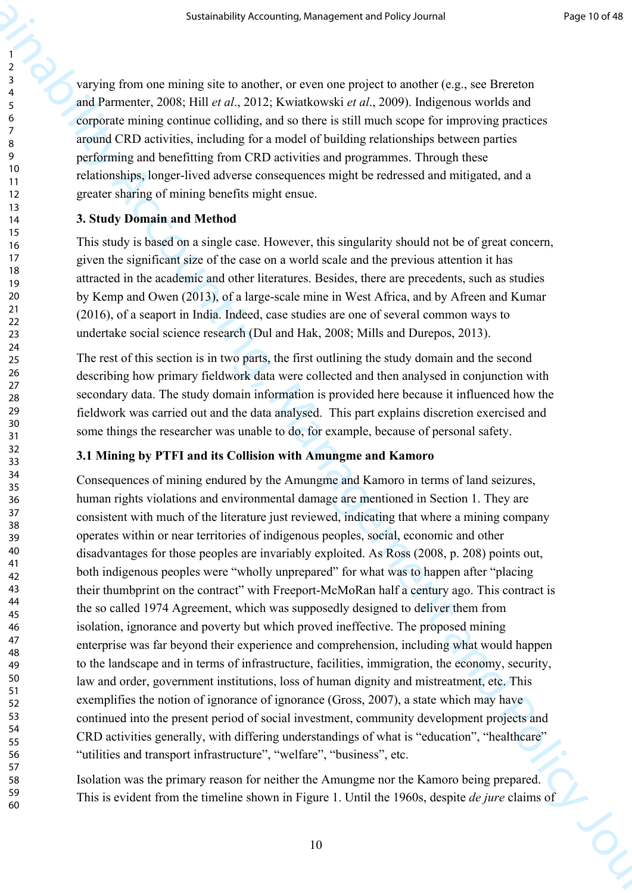varying from one mining site to another, or even one project to another (e.g., see Brereton and Parmenter, 2008; Hill *et al*., 2012; Kwiatkowski *et al*., 2009). Indigenous worlds and corporate mining continue colliding, and so there is still much scope for improving practices around CRD activities, including for a model of building relationships between parties performing and benefitting from CRD activities and programmes. Through these relationships, longer-lived adverse consequences might be redressed and mitigated, and a greater sharing of mining benefits might ensue.

## 3. Study Domain and Method

This study is based on a single case. However, this singularity should not be of great concern, given the significant size of the case on a world scale and the previous attention it has attracted in the academic and other literatures. Besides, there are precedents, such as studies by Kemp and Owen (2013), of a large-scale mine in West Africa, and by Afreen and Kumar (2016), of a seaport in India. Indeed, case studies are one of several common ways to undertake social science research (Dul and Hak, 2008; Mills and Durepos, 2013).

The rest of this section is in two parts, the first outlining the study domain and the second describing how primary fieldwork data were collected and then analysed in conjunction with secondary data. The study domain information is provided here because it influenced how the fieldwork was carried out and the data analysed. This part explains discretion exercised and some things the researcher was unable to do, for example, because of personal safety.

### 3.1 Mining by PTFI and its Collision with Amungme and Kamoro

Consequences of mining endured by the Amungme and Kamoro in terms of land seizures, human rights violations and environmental damage are mentioned in Section 1. They are consistent with much of the literature just reviewed, indicating that where a mining company operates within or near territories of indigenous peoples, social, economic and other disadvantages for those peoples are invariably exploited. As Ross (2008, p. 208) points out, both indigenous peoples were "wholly unprepared" for what was to happen after "placing their thumbprint on the contract" with Freeport-McMoRan half a century ago. This contract is the so called 1974 Agreement, which was supposedly designed to deliver them from isolation, ignorance and poverty but which proved ineffective. The proposed mining enterprise was far beyond their experience and comprehension, including what would happen to the landscape and in terms of infrastructure, facilities, immigration, the economy, security, law and order, government institutions, loss of human dignity and mistreatment, etc. This exemplifies the notion of ignorance of ignorance (Gross, 2007), a state which may have continued into the present period of social investment, community development projects and CRD activities generally, with differing understandings of what is "education", "healthcare" "utilities and transport infrastructure", "welfare", "business", etc.

Isolation was the primary reason for neither the Amungme nor the Kamoro being prepared. This is evident from the timeline shown in Figure 1. Until the 1960s, despite *de jure* claims of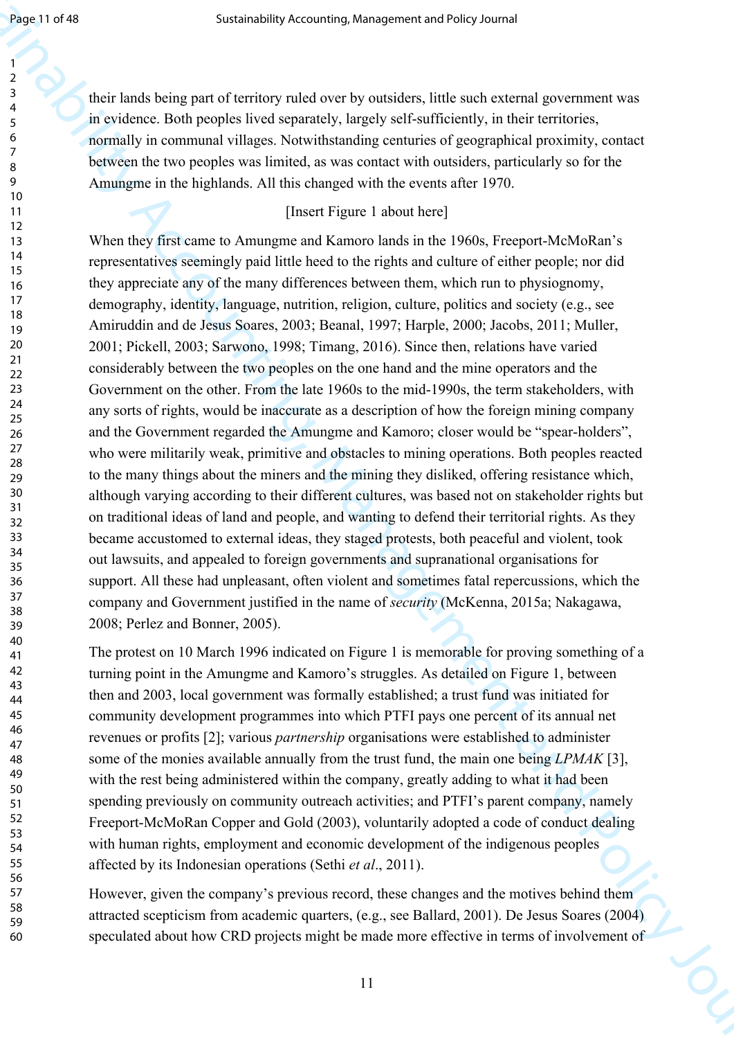their lands being part of territory ruled over by outsiders, little such external government was in evidence. Both peoples lived separately, largely self-sufficiently, in their territories, normally in communal villages. Notwithstanding centuries of geographical proximity, contact between the two peoples was limited, as was contact with outsiders, particularly so for the Amungme in the highlands. All this changed with the events after 1970.

[Insert Figure 1 about here]

When they first came to Amungme and Kamoro lands in the 1960s, Freeport-McMoRan's representatives seemingly paid little heed to the rights and culture of either people; nor did they appreciate any of the many differences between them, which run to physiognomy, demography, identity, language, nutrition, religion, culture, politics and society (e.g., see Amiruddin and de Jesus Soares, 2003; Beanal, 1997; Harple, 2000; Jacobs, 2011; Muller, 2001; Pickell, 2003; Sarwono, 1998; Timang, 2016). Since then, relations have varied considerably between the two peoples on the one hand and the mine operators and the Government on the other. From the late 1960s to the mid-1990s, the term stakeholders, with any sorts of rights, would be inaccurate as a description of how the foreign mining company and the Government regarded the Amungme and Kamoro; closer would be "spear-holders", who were militarily weak, primitive and obstacles to mining operations. Both peoples reacted to the many things about the miners and the mining they disliked, offering resistance which, although varying according to their different cultures, was based not on stakeholder rights but on traditional ideas of land and people, and wanting to defend their territorial rights. As they became accustomed to external ideas, they staged protests, both peaceful and violent, took out lawsuits, and appealed to foreign governments and supranational organisations for support. All these had unpleasant, often violent and sometimes fatal repercussions, which the company and Government justified in the name of *security* (McKenna, 2015a; Nakagawa, 2008; Perlez and Bonner, 2005).

The protest on 10 March 1996 indicated on Figure 1 is memorable for proving something of a turning point in the Amungme and Kamoro's struggles. As detailed on Figure 1, between then and 2003, local government was formally established; a trust fund was initiated for community development programmes into which PTFI pays one percent of its annual net revenues or profits [2]; various *partnership* organisations were established to administer some of the monies available annually from the trust fund, the main one being *LPMAK* [3], with the rest being administered within the company, greatly adding to what it had been spending previously on community outreach activities; and PTFI's parent company, namely Freeport-McMoRan Copper and Gold (2003), voluntarily adopted a code of conduct dealing with human rights, employment and economic development of the indigenous peoples affected by its Indonesian operations (Sethi *et al*., 2011).

However, given the company's previous record, these changes and the motives behind them attracted scepticism from academic quarters, (e.g., see Ballard, 2001). De Jesus Soares (2004) speculated about how CRD projects might be made more effective in terms of involvement of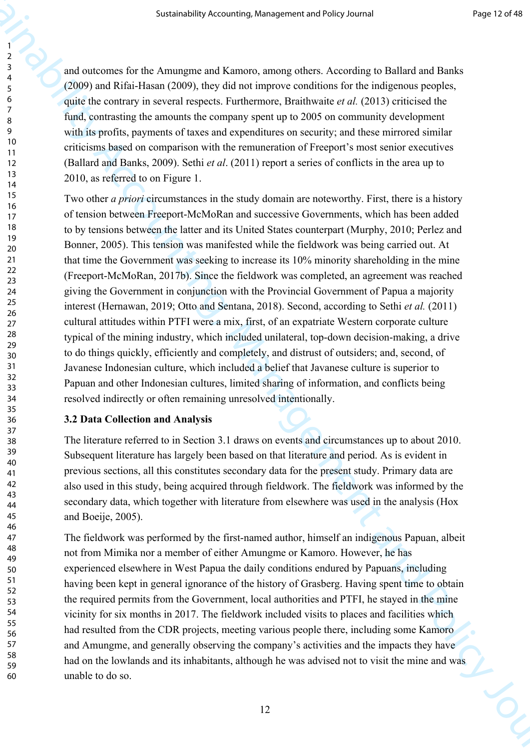and outcomes for the Amungme and Kamoro, among others. According to Ballard and Banks (2009) and Rifai-Hasan (2009), they did not improve conditions for the indigenous peoples, quite the contrary in several respects. Furthermore, Braithwaite *et al.* (2013) criticised the fund, contrasting the amounts the company spent up to 2005 on community development with its profits, payments of taxes and expenditures on security; and these mirrored similar criticisms based on comparison with the remuneration of Freeport's most senior executives (Ballard and Banks, 2009). Sethi *et al*. (2011) report a series of conflicts in the area up to 2010, as referred to on Figure 1.

Two other *a priori* circumstances in the study domain are noteworthy. First, there is a history of tension between Freeport-McMoRan and successive Governments, which has been added to by tensions between the latter and its United States counterpart (Murphy, 2010; Perlez and Bonner, 2005). This tension was manifested while the fieldwork was being carried out. At that time the Government was seeking to increase its 10% minority shareholding in the mine (Freeport-McMoRan, 2017b). Since the fieldwork was completed, an agreement was reached giving the Government in conjunction with the Provincial Government of Papua a majority interest (Hernawan, 2019; Otto and Sentana, 2018). Second, according to Sethi *et al.* (2011) cultural attitudes within PTFI were a mix, first, of an expatriate Western corporate culture typical of the mining industry, which included unilateral, top-down decision-making, a drive to do things quickly, efficiently and completely, and distrust of outsiders; and, second, of Javanese Indonesian culture, which included a belief that Javanese culture is superior to Papuan and other Indonesian cultures, limited sharing of information, and conflicts being resolved indirectly or often remaining unresolved intentionally.

### 3.2 Data Collection and Analysis

The literature referred to in Section 3.1 draws on events and circumstances up to about 2010. Subsequent literature has largely been based on that literature and period. As is evident in previous sections, all this constitutes secondary data for the present study. Primary data are also used in this study, being acquired through fieldwork. The fieldwork was informed by the secondary data, which together with literature from elsewhere was used in the analysis (Hox and Boeije, 2005).

The fieldwork was performed by the first-named author, himself an indigenous Papuan, albeit not from Mimika nor a member of either Amungme or Kamoro. However, he has experienced elsewhere in West Papua the daily conditions endured by Papuans, including having been kept in general ignorance of the history of Grasberg. Having spent time to obtain the required permits from the Government, local authorities and PTFI, he stayed in the mine vicinity for six months in 2017. The fieldwork included visits to places and facilities which had resulted from the CDR projects, meeting various people there, including some Kamoro and Amungme, and generally observing the company's activities and the impacts they have had on the lowlands and its inhabitants, although he was advised not to visit the mine and was unable to do so.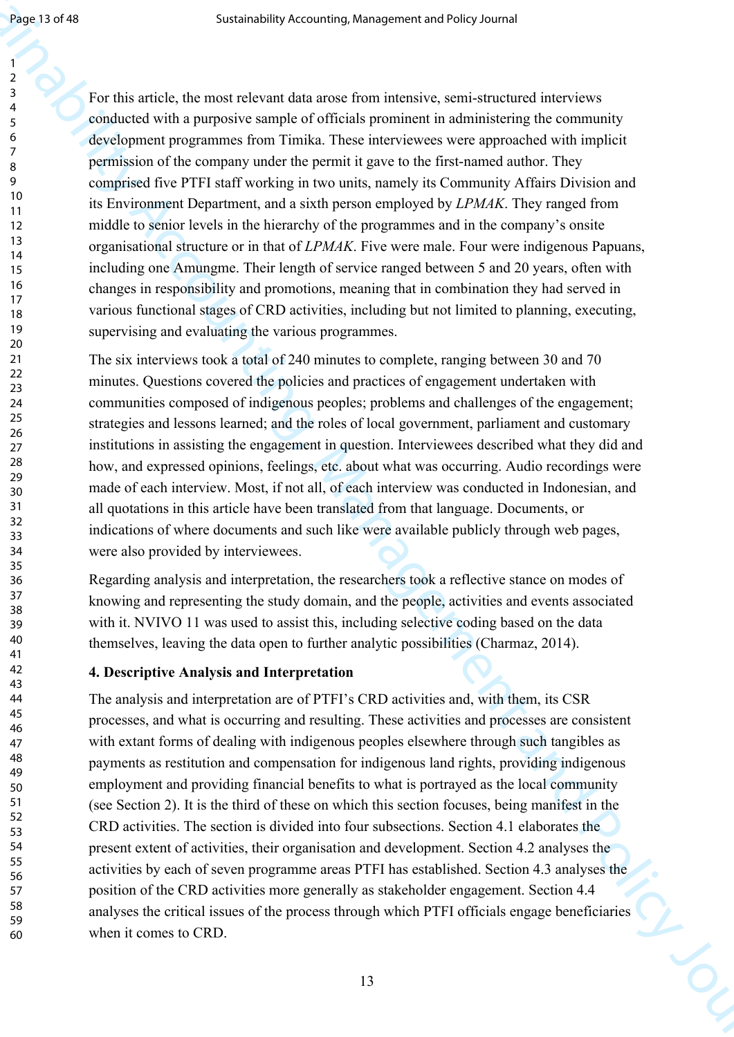For this article, the most relevant data arose from intensive, semi-structured interviews conducted with a purposive sample of officials prominent in administering the community development programmes from Timika. These interviewees were approached with implicit permission of the company under the permit it gave to the first-named author. They comprised five PTFI staff working in two units, namely its Community Affairs Division and its Environment Department, and a sixth person employed by *LPMAK*. They ranged from middle to senior levels in the hierarchy of the programmes and in the company's onsite organisational structure or in that of *LPMAK*. Five were male. Four were indigenous Papuans, including one Amungme. Their length of service ranged between 5 and 20 years, often with changes in responsibility and promotions, meaning that in combination they had served in various functional stages of CRD activities, including but not limited to planning, executing, supervising and evaluating the various programmes.

The six interviews took a total of 240 minutes to complete, ranging between 30 and 70 minutes. Questions covered the policies and practices of engagement undertaken with communities composed of indigenous peoples; problems and challenges of the engagement; strategies and lessons learned; and the roles of local government, parliament and customary institutions in assisting the engagement in question. Interviewees described what they did and how, and expressed opinions, feelings, etc. about what was occurring. Audio recordings were made of each interview. Most, if not all, of each interview was conducted in Indonesian, and all quotations in this article have been translated from that language. Documents, or indications of where documents and such like were available publicly through web pages, were also provided by interviewees.

Regarding analysis and interpretation, the researchers took a reflective stance on modes of knowing and representing the study domain, and the people, activities and events associated with it. NVIVO 11 was used to assist this, including selective coding based on the data themselves, leaving the data open to further analytic possibilities (Charmaz, 2014).

## 4. Descriptive Analysis and Interpretation

The analysis and interpretation are of PTFI's CRD activities and, with them, its CSR processes, and what is occurring and resulting. These activities and processes are consistent with extant forms of dealing with indigenous peoples elsewhere through such tangibles as payments as restitution and compensation for indigenous land rights, providing indigenous employment and providing financial benefits to what is portrayed as the local community (see Section 2). It is the third of these on which this section focuses, being manifest in the CRD activities. The section is divided into four subsections. Section 4.1 elaborates the present extent of activities, their organisation and development. Section 4.2 analyses the activities by each of seven programme areas PTFI has established. Section 4.3 analyses the position of the CRD activities more generally as stakeholder engagement. Section 4.4 analyses the critical issues of the process through which PTFI officials engage beneficiaries when it comes to CRD.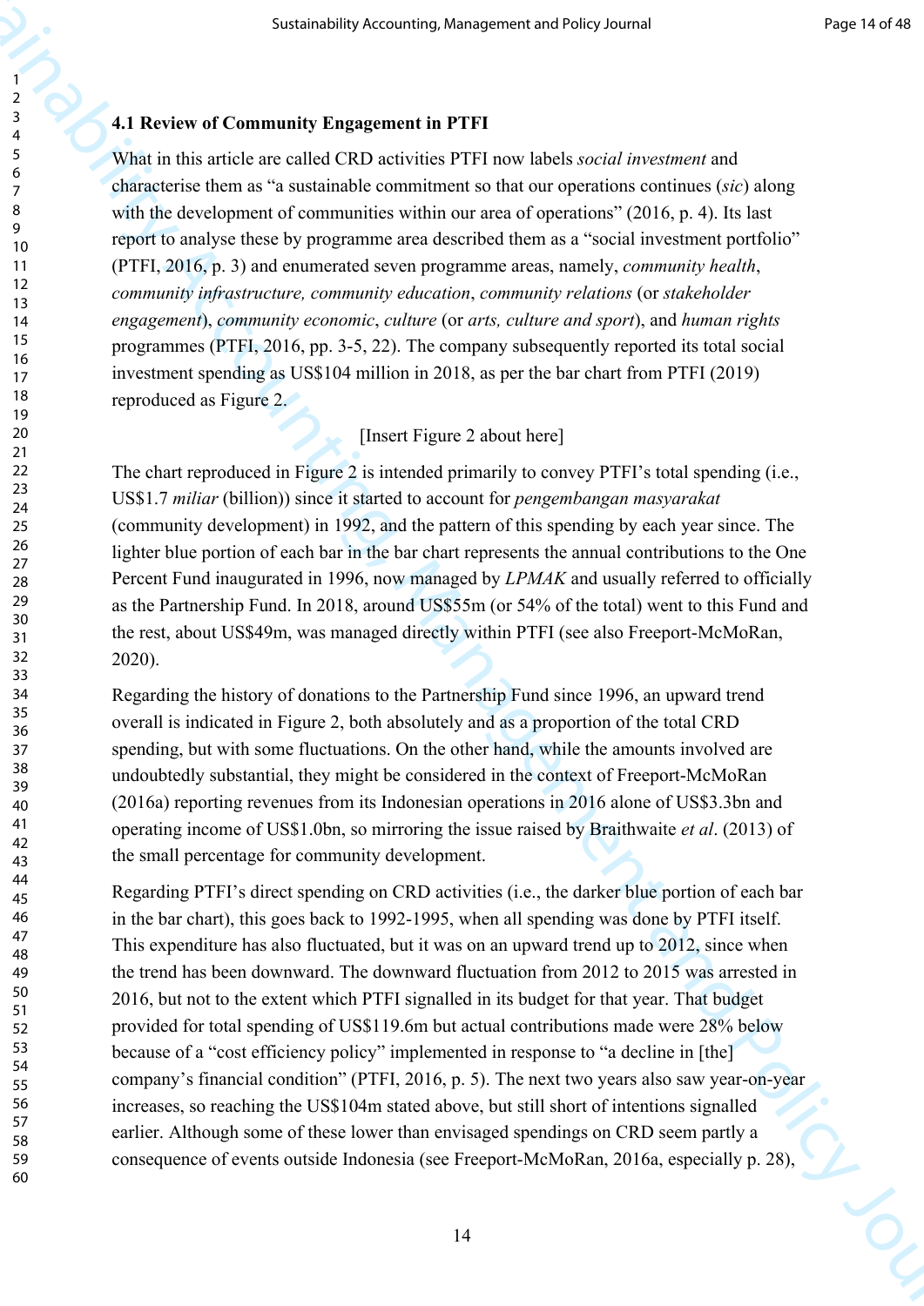### 4.1 Review of Community Engagement in PTFI

What in this article are called CRD activities PTFI now labels *social investment* and characterise them as "a sustainable commitment so that our operations continues (*sic*) along with the development of communities within our area of operations" (2016, p. 4). Its last report to analyse these by programme area described them as a "social investment portfolio" (PTFI, 2016, p. 3) and enumerated seven programme areas, namely, *community health*, *community infrastructure, community education*, *community relations* (or *stakeholder engagement*), *community economic*, *culture* (or *arts, culture and sport*), and *human rights* programmes (PTFI, 2016, pp. 3-5, 22). The company subsequently reported its total social investment spending as US$104 million in 2018, as per the bar chart from PTFI (2019) reproduced as Figure 2.

[Insert Figure 2 about here]

The chart reproduced in Figure 2 is intended primarily to convey PTFI's total spending (i.e., US$1.7 *miliar* (billion)) since it started to account for *pengembangan masyarakat* (community development) in 1992, and the pattern of this spending by each year since. The lighter blue portion of each bar in the bar chart represents the annual contributions to the One Percent Fund inaugurated in 1996, now managed by *LPMAK* and usually referred to officially as the Partnership Fund. In 2018, around US$55m (or 54% of the total) went to this Fund and the rest, about US$49m, was managed directly within PTFI (see also Freeport-McMoRan, 2020).

Regarding the history of donations to the Partnership Fund since 1996, an upward trend overall is indicated in Figure 2, both absolutely and as a proportion of the total CRD spending, but with some fluctuations. On the other hand, while the amounts involved are undoubtedly substantial, they might be considered in the context of Freeport-McMoRan (2016a) reporting revenues from its Indonesian operations in 2016 alone of US$3.3bn and operating income of US$1.0bn, so mirroring the issue raised by Braithwaite *et al*. (2013) of the small percentage for community development.

Regarding PTFI's direct spending on CRD activities (i.e., the darker blue portion of each bar in the bar chart), this goes back to 1992-1995, when all spending was done by PTFI itself. This expenditure has also fluctuated, but it was on an upward trend up to 2012, since when the trend has been downward. The downward fluctuation from 2012 to 2015 was arrested in 2016, but not to the extent which PTFI signalled in its budget for that year. That budget provided for total spending of US$119.6m but actual contributions made were 28% below because of a "cost efficiency policy" implemented in response to "a decline in [the] company's financial condition" (PTFI, 2016, p. 5). The next two years also saw year-on-year increases, so reaching the US$104m stated above, but still short of intentions signalled earlier. Although some of these lower than envisaged spendings on CRD seem partly a consequence of events outside Indonesia (see Freeport-McMoRan, 2016a, especially p. 28),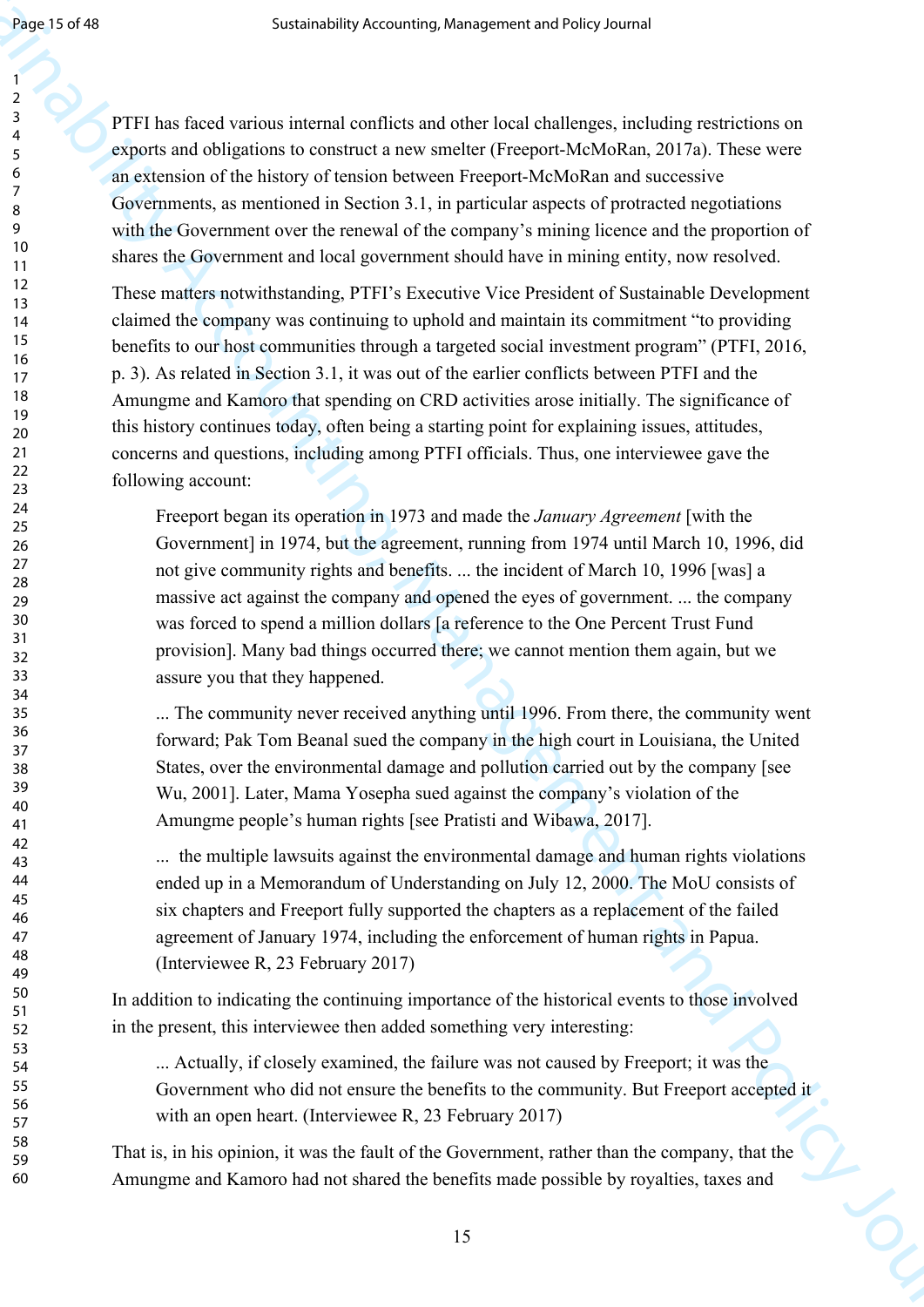PTFI has faced various internal conflicts and other local challenges, including restrictions on exports and obligations to construct a new smelter (Freeport-McMoRan, 2017a). These were an extension of the history of tension between Freeport-McMoRan and successive Governments, as mentioned in Section 3.1, in particular aspects of protracted negotiations with the Government over the renewal of the company's mining licence and the proportion of shares the Government and local government should have in mining entity, now resolved.

These matters notwithstanding, PTFI's Executive Vice President of Sustainable Development claimed the company was continuing to uphold and maintain its commitment "to providing benefits to our host communities through a targeted social investment program" (PTFI, 2016, p. 3). As related in Section 3.1, it was out of the earlier conflicts between PTFI and the Amungme and Kamoro that spending on CRD activities arose initially. The significance of this history continues today, often being a starting point for explaining issues, attitudes, concerns and questions, including among PTFI officials. Thus, one interviewee gave the following account:

> Freeport began its operation in 1973 and made the *January Agreement* [with the Government] in 1974, but the agreement, running from 1974 until March 10, 1996, did not give community rights and benefits. ... the incident of March 10, 1996 [was] a massive act against the company and opened the eyes of government. ... the company was forced to spend a million dollars [a reference to the One Percent Trust Fund provision]. Many bad things occurred there; we cannot mention them again, but we assure you that they happened.
>
> ... The community never received anything until 1996. From there, the community went forward; Pak Tom Beanal sued the company in the high court in Louisiana, the United States, over the environmental damage and pollution carried out by the company [see Wu, 2001]. Later, Mama Yosepha sued against the company's violation of the Amungme people's human rights [see Pratisti and Wibawa, 2017].
>
> ... the multiple lawsuits against the environmental damage and human rights violations ended up in a Memorandum of Understanding on July 12, 2000. The MoU consists of six chapters and Freeport fully supported the chapters as a replacement of the failed agreement of January 1974, including the enforcement of human rights in Papua. (Interviewee R, 23 February 2017)

In addition to indicating the continuing importance of the historical events to those involved in the present, this interviewee then added something very interesting:

> ... Actually, if closely examined, the failure was not caused by Freeport; it was the Government who did not ensure the benefits to the community. But Freeport accepted it with an open heart. (Interviewee R, 23 February 2017)

That is, in his opinion, it was the fault of the Government, rather than the company, that the Amungme and Kamoro had not shared the benefits made possible by royalties, taxes and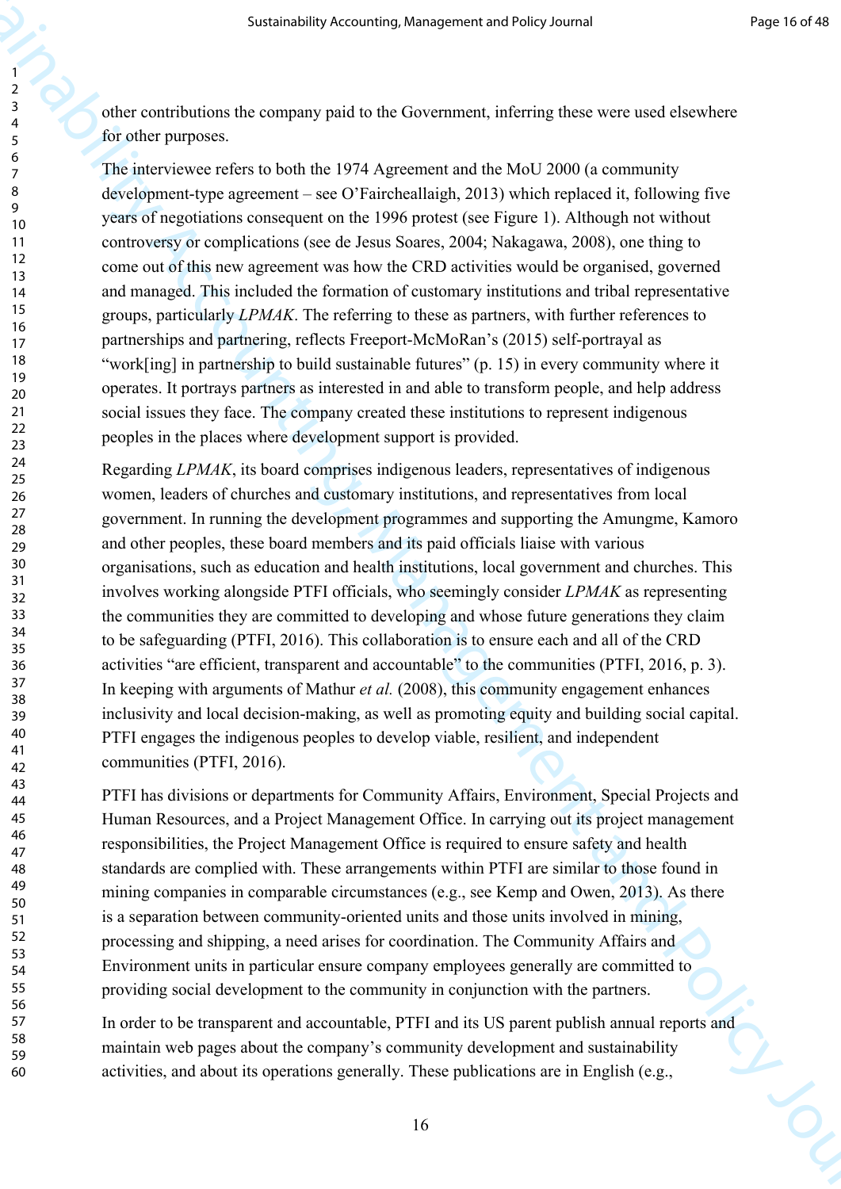other contributions the company paid to the Government, inferring these were used elsewhere for other purposes.

The interviewee refers to both the 1974 Agreement and the MoU 2000 (a community development-type agreement – see O'Faircheallaigh, 2013) which replaced it, following five years of negotiations consequent on the 1996 protest (see Figure 1). Although not without controversy or complications (see de Jesus Soares, 2004; Nakagawa, 2008), one thing to come out of this new agreement was how the CRD activities would be organised, governed and managed. This included the formation of customary institutions and tribal representative groups, particularly *LPMAK*. The referring to these as partners, with further references to partnerships and partnering, reflects Freeport-McMoRan's (2015) self-portrayal as "work[ing] in partnership to build sustainable futures" (p. 15) in every community where it operates. It portrays partners as interested in and able to transform people, and help address social issues they face. The company created these institutions to represent indigenous peoples in the places where development support is provided.

Regarding *LPMAK*, its board comprises indigenous leaders, representatives of indigenous women, leaders of churches and customary institutions, and representatives from local government. In running the development programmes and supporting the Amungme, Kamoro and other peoples, these board members and its paid officials liaise with various organisations, such as education and health institutions, local government and churches. This involves working alongside PTFI officials, who seemingly consider *LPMAK* as representing the communities they are committed to developing and whose future generations they claim to be safeguarding (PTFI, 2016). This collaboration is to ensure each and all of the CRD activities "are efficient, transparent and accountable" to the communities (PTFI, 2016, p. 3). In keeping with arguments of Mathur *et al.* (2008), this community engagement enhances inclusivity and local decision-making, as well as promoting equity and building social capital. PTFI engages the indigenous peoples to develop viable, resilient, and independent communities (PTFI, 2016).

PTFI has divisions or departments for Community Affairs, Environment, Special Projects and Human Resources, and a Project Management Office. In carrying out its project management responsibilities, the Project Management Office is required to ensure safety and health standards are complied with. These arrangements within PTFI are similar to those found in mining companies in comparable circumstances (e.g., see Kemp and Owen, 2013). As there is a separation between community-oriented units and those units involved in mining, processing and shipping, a need arises for coordination. The Community Affairs and Environment units in particular ensure company employees generally are committed to providing social development to the community in conjunction with the partners.

In order to be transparent and accountable, PTFI and its US parent publish annual reports and maintain web pages about the company's community development and sustainability activities, and about its operations generally. These publications are in English (e.g.,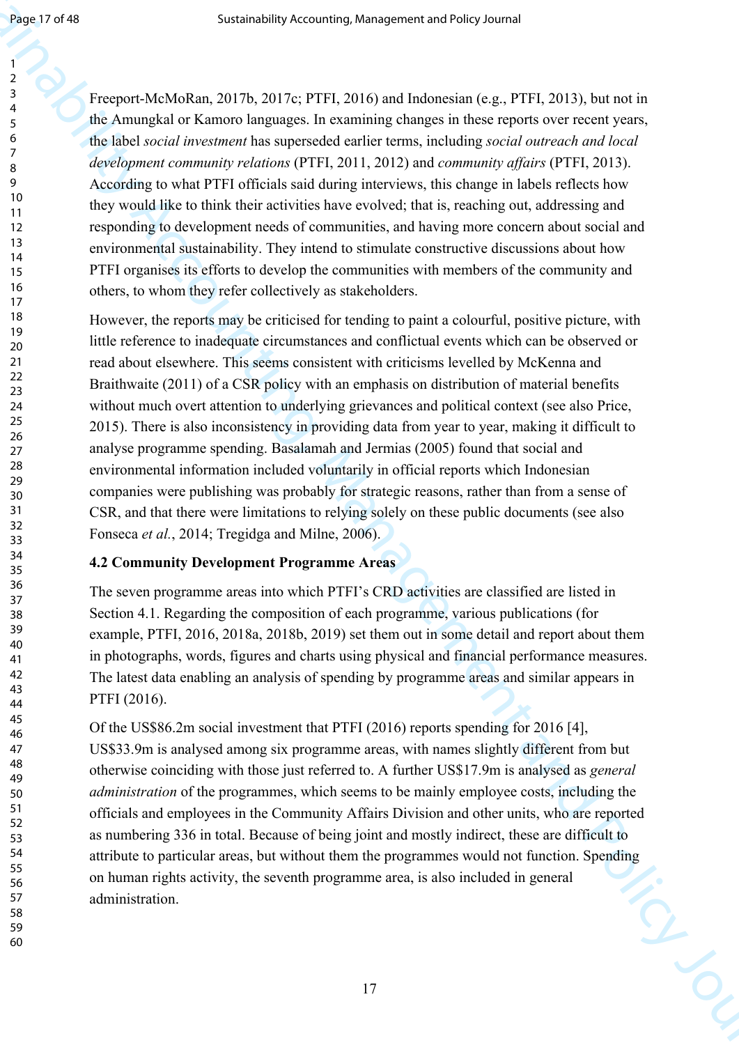Freeport-McMoRan, 2017b, 2017c; PTFI, 2016) and Indonesian (e.g., PTFI, 2013), but not in the Amungkal or Kamoro languages. In examining changes in these reports over recent years, the label *social investment* has superseded earlier terms, including *social outreach and local development community relations* (PTFI, 2011, 2012) and *community affairs* (PTFI, 2013). According to what PTFI officials said during interviews, this change in labels reflects how they would like to think their activities have evolved; that is, reaching out, addressing and responding to development needs of communities, and having more concern about social and environmental sustainability. They intend to stimulate constructive discussions about how PTFI organises its efforts to develop the communities with members of the community and others, to whom they refer collectively as stakeholders.

However, the reports may be criticised for tending to paint a colourful, positive picture, with little reference to inadequate circumstances and conflictual events which can be observed or read about elsewhere. This seems consistent with criticisms levelled by McKenna and Braithwaite (2011) of a CSR policy with an emphasis on distribution of material benefits without much overt attention to underlying grievances and political context (see also Price, 2015). There is also inconsistency in providing data from year to year, making it difficult to analyse programme spending. Basalamah and Jermias (2005) found that social and environmental information included voluntarily in official reports which Indonesian companies were publishing was probably for strategic reasons, rather than from a sense of CSR, and that there were limitations to relying solely on these public documents (see also Fonseca *et al.*, 2014; Tregidga and Milne, 2006).

### 4.2 Community Development Programme Areas

The seven programme areas into which PTFI's CRD activities are classified are listed in Section 4.1. Regarding the composition of each programme, various publications (for example, PTFI, 2016, 2018a, 2018b, 2019) set them out in some detail and report about them in photographs, words, figures and charts using physical and financial performance measures. The latest data enabling an analysis of spending by programme areas and similar appears in PTFI (2016).

Of the US$86.2m social investment that PTFI (2016) reports spending for 2016 [4], US$33.9m is analysed among six programme areas, with names slightly different from but otherwise coinciding with those just referred to. A further US$17.9m is analysed as *general administration* of the programmes, which seems to be mainly employee costs, including the officials and employees in the Community Affairs Division and other units, who are reported as numbering 336 in total. Because of being joint and mostly indirect, these are difficult to attribute to particular areas, but without them the programmes would not function. Spending on human rights activity, the seventh programme area, is also included in general administration.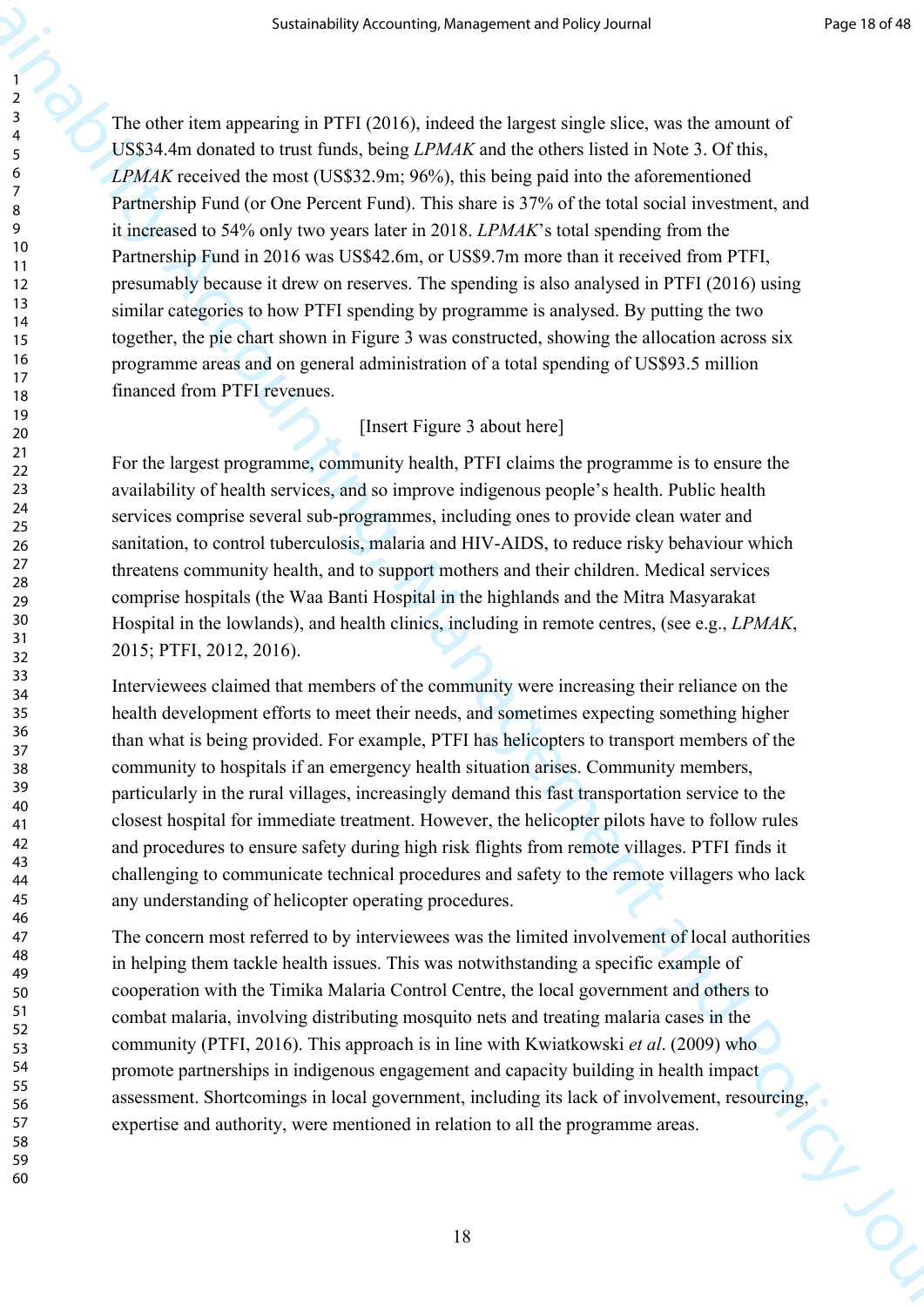The other item appearing in PTFI (2016), indeed the largest single slice, was the amount of US$34.4m donated to trust funds, being *LPMAK* and the others listed in Note 3. Of this, *LPMAK* received the most (US$32.9m; 96%), this being paid into the aforementioned Partnership Fund (or One Percent Fund). This share is 37% of the total social investment, and it increased to 54% only two years later in 2018. *LPMAK*'s total spending from the Partnership Fund in 2016 was US$42.6m, or US$9.7m more than it received from PTFI, presumably because it drew on reserves. The spending is also analysed in PTFI (2016) using similar categories to how PTFI spending by programme is analysed. By putting the two together, the pie chart shown in Figure 3 was constructed, showing the allocation across six programme areas and on general administration of a total spending of US$93.5 million financed from PTFI revenues.

[Insert Figure 3 about here]

For the largest programme, community health, PTFI claims the programme is to ensure the availability of health services, and so improve indigenous people's health. Public health services comprise several sub-programmes, including ones to provide clean water and sanitation, to control tuberculosis, malaria and HIV-AIDS, to reduce risky behaviour which threatens community health, and to support mothers and their children. Medical services comprise hospitals (the Waa Banti Hospital in the highlands and the Mitra Masyarakat Hospital in the lowlands), and health clinics, including in remote centres, (see e.g., *LPMAK*, 2015; PTFI, 2012, 2016).

Interviewees claimed that members of the community were increasing their reliance on the health development efforts to meet their needs, and sometimes expecting something higher than what is being provided. For example, PTFI has helicopters to transport members of the community to hospitals if an emergency health situation arises. Community members, particularly in the rural villages, increasingly demand this fast transportation service to the closest hospital for immediate treatment. However, the helicopter pilots have to follow rules and procedures to ensure safety during high risk flights from remote villages. PTFI finds it challenging to communicate technical procedures and safety to the remote villagers who lack any understanding of helicopter operating procedures.

The concern most referred to by interviewees was the limited involvement of local authorities in helping them tackle health issues. This was notwithstanding a specific example of cooperation with the Timika Malaria Control Centre, the local government and others to combat malaria, involving distributing mosquito nets and treating malaria cases in the community (PTFI, 2016). This approach is in line with Kwiatkowski *et al*. (2009) who promote partnerships in indigenous engagement and capacity building in health impact assessment. Shortcomings in local government, including its lack of involvement, resourcing, expertise and authority, were mentioned in relation to all the programme areas.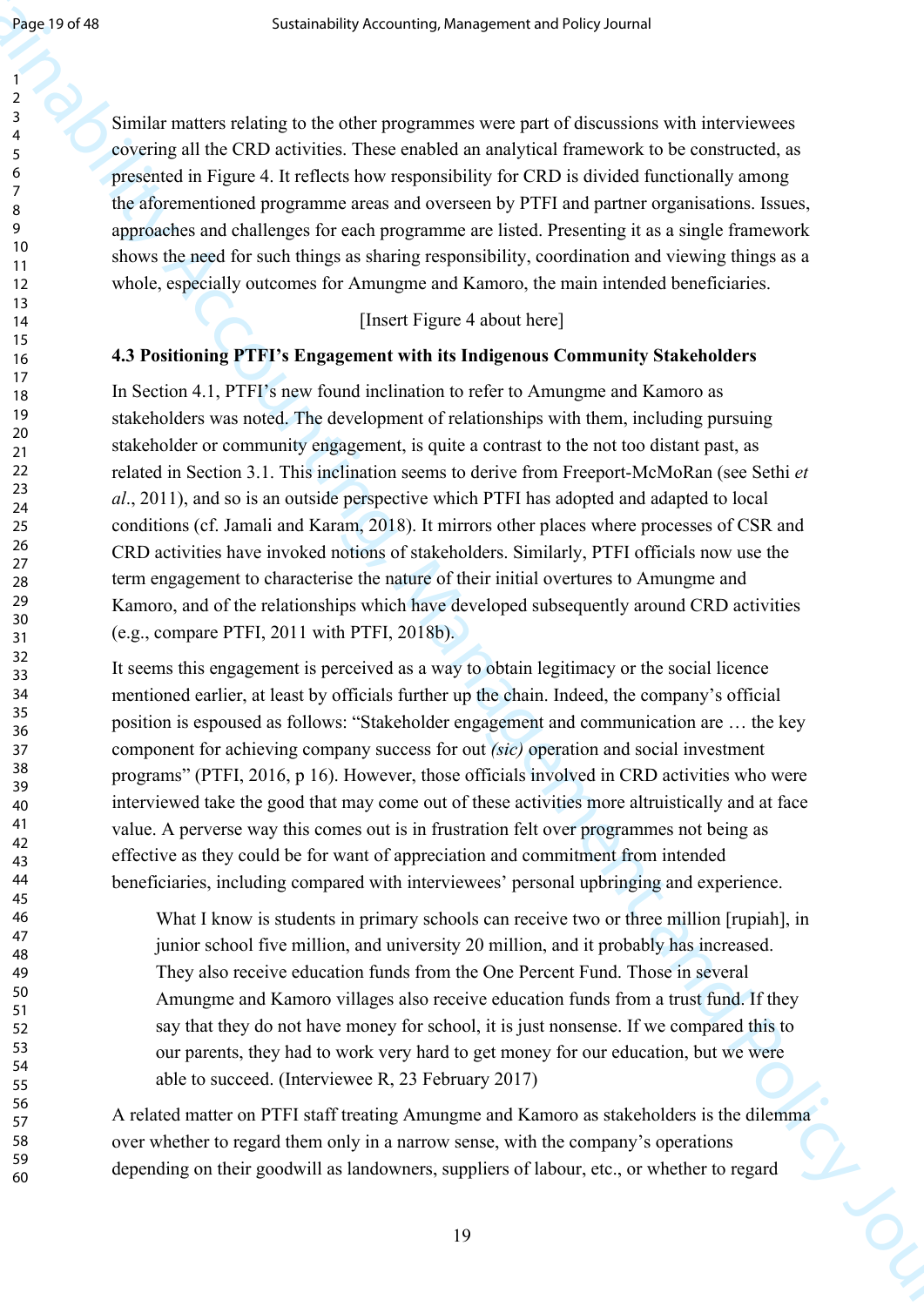Similar matters relating to the other programmes were part of discussions with interviewees covering all the CRD activities. These enabled an analytical framework to be constructed, as presented in Figure 4. It reflects how responsibility for CRD is divided functionally among the aforementioned programme areas and overseen by PTFI and partner organisations. Issues, approaches and challenges for each programme are listed. Presenting it as a single framework shows the need for such things as sharing responsibility, coordination and viewing things as a whole, especially outcomes for Amungme and Kamoro, the main intended beneficiaries.

[Insert Figure 4 about here]

### 4.3 Positioning PTFI's Engagement with its Indigenous Community Stakeholders

In Section 4.1, PTFI's new found inclination to refer to Amungme and Kamoro as stakeholders was noted. The development of relationships with them, including pursuing stakeholder or community engagement, is quite a contrast to the not too distant past, as related in Section 3.1. This inclination seems to derive from Freeport-McMoRan (see Sethi *et al*., 2011), and so is an outside perspective which PTFI has adopted and adapted to local conditions (cf. Jamali and Karam, 2018). It mirrors other places where processes of CSR and CRD activities have invoked notions of stakeholders. Similarly, PTFI officials now use the term engagement to characterise the nature of their initial overtures to Amungme and Kamoro, and of the relationships which have developed subsequently around CRD activities (e.g., compare PTFI, 2011 with PTFI, 2018b).

It seems this engagement is perceived as a way to obtain legitimacy or the social licence mentioned earlier, at least by officials further up the chain. Indeed, the company's official position is espoused as follows: "Stakeholder engagement and communication are … the key component for achieving company success for out *(sic)* operation and social investment programs" (PTFI, 2016, p 16). However, those officials involved in CRD activities who were interviewed take the good that may come out of these activities more altruistically and at face value. A perverse way this comes out is in frustration felt over programmes not being as effective as they could be for want of appreciation and commitment from intended beneficiaries, including compared with interviewees' personal upbringing and experience.

> What I know is students in primary schools can receive two or three million [rupiah], in junior school five million, and university 20 million, and it probably has increased. They also receive education funds from the One Percent Fund. Those in several Amungme and Kamoro villages also receive education funds from a trust fund. If they say that they do not have money for school, it is just nonsense. If we compared this to our parents, they had to work very hard to get money for our education, but we were able to succeed. (Interviewee R, 23 February 2017)

A related matter on PTFI staff treating Amungme and Kamoro as stakeholders is the dilemma over whether to regard them only in a narrow sense, with the company's operations depending on their goodwill as landowners, suppliers of labour, etc., or whether to regard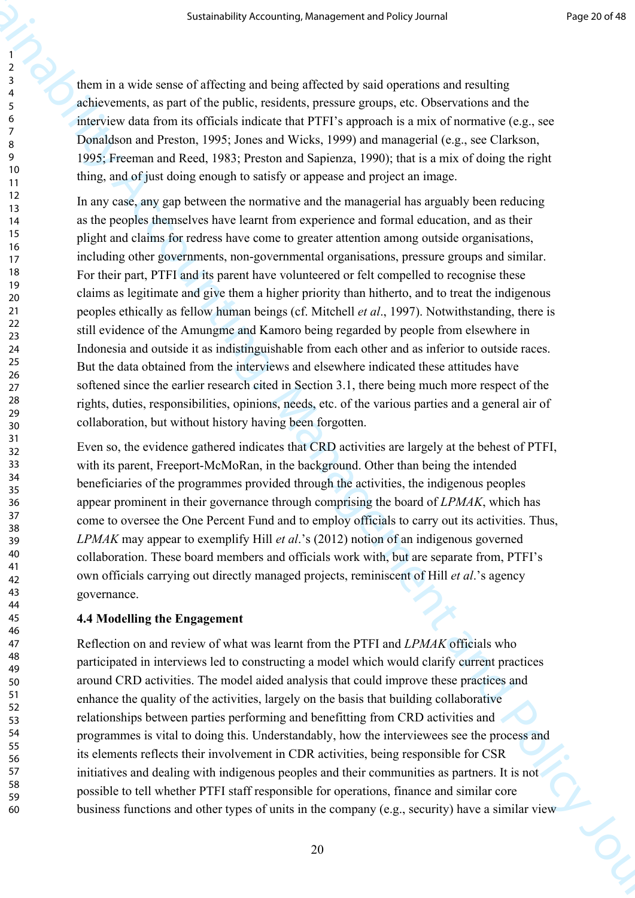them in a wide sense of affecting and being affected by said operations and resulting achievements, as part of the public, residents, pressure groups, etc. Observations and the interview data from its officials indicate that PTFI's approach is a mix of normative (e.g., see Donaldson and Preston, 1995; Jones and Wicks, 1999) and managerial (e.g., see Clarkson, 1995; Freeman and Reed, 1983; Preston and Sapienza, 1990); that is a mix of doing the right thing, and of just doing enough to satisfy or appease and project an image.

In any case, any gap between the normative and the managerial has arguably been reducing as the peoples themselves have learnt from experience and formal education, and as their plight and claims for redress have come to greater attention among outside organisations, including other governments, non-governmental organisations, pressure groups and similar. For their part, PTFI and its parent have volunteered or felt compelled to recognise these claims as legitimate and give them a higher priority than hitherto, and to treat the indigenous peoples ethically as fellow human beings (cf. Mitchell *et al*., 1997). Notwithstanding, there is still evidence of the Amungme and Kamoro being regarded by people from elsewhere in Indonesia and outside it as indistinguishable from each other and as inferior to outside races. But the data obtained from the interviews and elsewhere indicated these attitudes have softened since the earlier research cited in Section 3.1, there being much more respect of the rights, duties, responsibilities, opinions, needs, etc. of the various parties and a general air of collaboration, but without history having been forgotten.

Even so, the evidence gathered indicates that CRD activities are largely at the behest of PTFI, with its parent, Freeport-McMoRan, in the background. Other than being the intended beneficiaries of the programmes provided through the activities, the indigenous peoples appear prominent in their governance through comprising the board of *LPMAK*, which has come to oversee the One Percent Fund and to employ officials to carry out its activities. Thus, *LPMAK* may appear to exemplify Hill *et al*.'s (2012) notion of an indigenous governed collaboration. These board members and officials work with, but are separate from, PTFI's own officials carrying out directly managed projects, reminiscent of Hill *et al*.'s agency governance.

### 4.4 Modelling the Engagement

Reflection on and review of what was learnt from the PTFI and *LPMAK* officials who participated in interviews led to constructing a model which would clarify current practices around CRD activities. The model aided analysis that could improve these practices and enhance the quality of the activities, largely on the basis that building collaborative relationships between parties performing and benefitting from CRD activities and programmes is vital to doing this. Understandably, how the interviewees see the process and its elements reflects their involvement in CDR activities, being responsible for CSR initiatives and dealing with indigenous peoples and their communities as partners. It is not possible to tell whether PTFI staff responsible for operations, finance and similar core business functions and other types of units in the company (e.g., security) have a similar view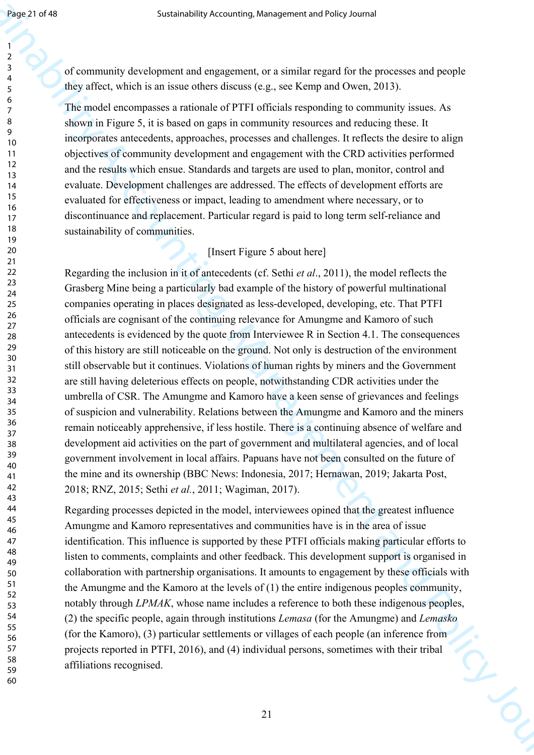of community development and engagement, or a similar regard for the processes and people they affect, which is an issue others discuss (e.g., see Kemp and Owen, 2013).

The model encompasses a rationale of PTFI officials responding to community issues. As shown in Figure 5, it is based on gaps in community resources and reducing these. It incorporates antecedents, approaches, processes and challenges. It reflects the desire to align objectives of community development and engagement with the CRD activities performed and the results which ensue. Standards and targets are used to plan, monitor, control and evaluate. Development challenges are addressed. The effects of development efforts are evaluated for effectiveness or impact, leading to amendment where necessary, or to discontinuance and replacement. Particular regard is paid to long term self-reliance and sustainability of communities.

[Insert Figure 5 about here]

Regarding the inclusion in it of antecedents (cf. Sethi *et al*., 2011), the model reflects the Grasberg Mine being a particularly bad example of the history of powerful multinational companies operating in places designated as less-developed, developing, etc. That PTFI officials are cognisant of the continuing relevance for Amungme and Kamoro of such antecedents is evidenced by the quote from Interviewee R in Section 4.1. The consequences of this history are still noticeable on the ground. Not only is destruction of the environment still observable but it continues. Violations of human rights by miners and the Government are still having deleterious effects on people, notwithstanding CDR activities under the umbrella of CSR. The Amungme and Kamoro have a keen sense of grievances and feelings of suspicion and vulnerability. Relations between the Amungme and Kamoro and the miners remain noticeably apprehensive, if less hostile. There is a continuing absence of welfare and development aid activities on the part of government and multilateral agencies, and of local government involvement in local affairs. Papuans have not been consulted on the future of the mine and its ownership (BBC News: Indonesia, 2017; Hernawan, 2019; Jakarta Post, 2018; RNZ, 2015; Sethi *et al.*, 2011; Wagiman, 2017).

Regarding processes depicted in the model, interviewees opined that the greatest influence Amungme and Kamoro representatives and communities have is in the area of issue identification. This influence is supported by these PTFI officials making particular efforts to listen to comments, complaints and other feedback. This development support is organised in collaboration with partnership organisations. It amounts to engagement by these officials with the Amungme and the Kamoro at the levels of (1) the entire indigenous peoples community, notably through *LPMAK*, whose name includes a reference to both these indigenous peoples, (2) the specific people, again through institutions *Lemasa* (for the Amungme) and *Lemasko* (for the Kamoro), (3) particular settlements or villages of each people (an inference from projects reported in PTFI, 2016), and (4) individual persons, sometimes with their tribal affiliations recognised.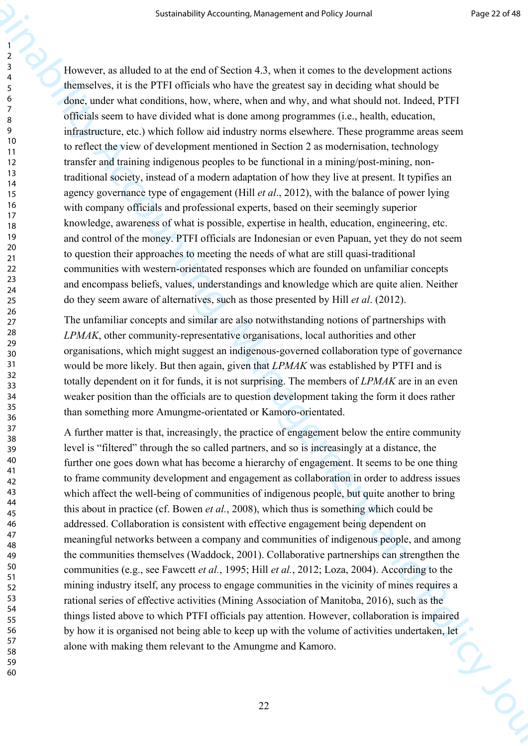However, as alluded to at the end of Section 4.3, when it comes to the development actions themselves, it is the PTFI officials who have the greatest say in deciding what should be done, under what conditions, how, where, when and why, and what should not. Indeed, PTFI officials seem to have divided what is done among programmes (i.e., health, education, infrastructure, etc.) which follow aid industry norms elsewhere. These programme areas seem to reflect the view of development mentioned in Section 2 as modernisation, technology transfer and training indigenous peoples to be functional in a mining/post-mining, non-traditional society, instead of a modern adaptation of how they live at present. It typifies an agency governance type of engagement (Hill *et al*., 2012), with the balance of power lying with company officials and professional experts, based on their seemingly superior knowledge, awareness of what is possible, expertise in health, education, engineering, etc. and control of the money. PTFI officials are Indonesian or even Papuan, yet they do not seem to question their approaches to meeting the needs of what are still quasi-traditional communities with western-orientated responses which are founded on unfamiliar concepts and encompass beliefs, values, understandings and knowledge which are quite alien. Neither do they seem aware of alternatives, such as those presented by Hill *et al*. (2012).

The unfamiliar concepts and similar are also notwithstanding notions of partnerships with *LPMAK*, other community-representative organisations, local authorities and other organisations, which might suggest an indigenous-governed collaboration type of governance would be more likely. But then again, given that *LPMAK* was established by PTFI and is totally dependent on it for funds, it is not surprising. The members of *LPMAK* are in an even weaker position than the officials are to question development taking the form it does rather than something more Amungme-orientated or Kamoro-orientated.

A further matter is that, increasingly, the practice of engagement below the entire community level is "filtered" through the so called partners, and so is increasingly at a distance, the further one goes down what has become a hierarchy of engagement. It seems to be one thing to frame community development and engagement as collaboration in order to address issues which affect the well-being of communities of indigenous people, but quite another to bring this about in practice (cf. Bowen *et al.*, 2008), which thus is something which could be addressed. Collaboration is consistent with effective engagement being dependent on meaningful networks between a company and communities of indigenous people, and among the communities themselves (Waddock, 2001). Collaborative partnerships can strengthen the communities (e.g., see Fawcett *et al.*, 1995; Hill *et al.*, 2012; Loza, 2004). According to the mining industry itself, any process to engage communities in the vicinity of mines requires a rational series of effective activities (Mining Association of Manitoba, 2016), such as the things listed above to which PTFI officials pay attention. However, collaboration is impaired by how it is organised not being able to keep up with the volume of activities undertaken, let alone with making them relevant to the Amungme and Kamoro.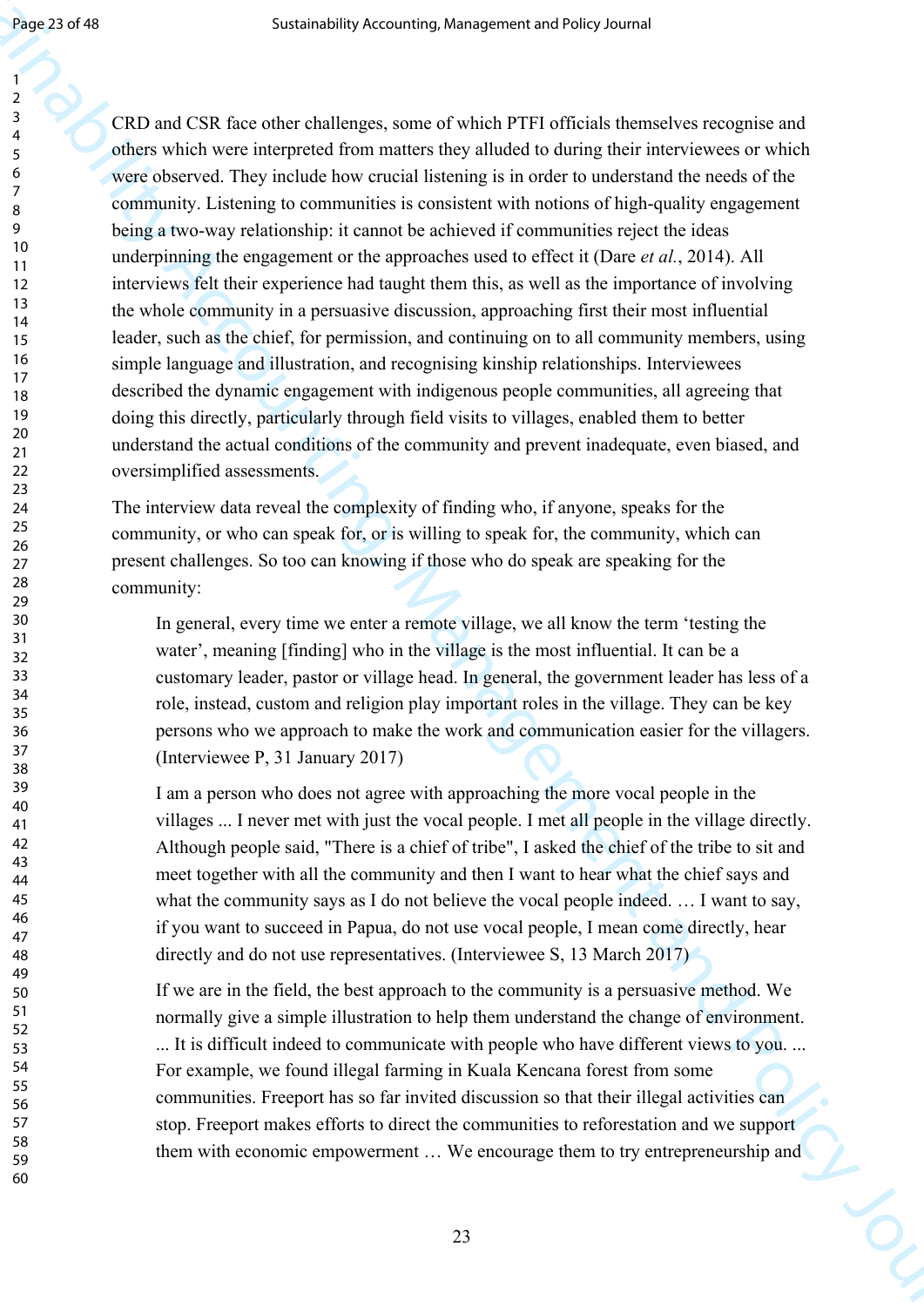CRD and CSR face other challenges, some of which PTFI officials themselves recognise and others which were interpreted from matters they alluded to during their interviewees or which were observed. They include how crucial listening is in order to understand the needs of the community. Listening to communities is consistent with notions of high-quality engagement being a two-way relationship: it cannot be achieved if communities reject the ideas underpinning the engagement or the approaches used to effect it (Dare *et al.*, 2014). All interviews felt their experience had taught them this, as well as the importance of involving the whole community in a persuasive discussion, approaching first their most influential leader, such as the chief, for permission, and continuing on to all community members, using simple language and illustration, and recognising kinship relationships. Interviewees described the dynamic engagement with indigenous people communities, all agreeing that doing this directly, particularly through field visits to villages, enabled them to better understand the actual conditions of the community and prevent inadequate, even biased, and oversimplified assessments.

The interview data reveal the complexity of finding who, if anyone, speaks for the community, or who can speak for, or is willing to speak for, the community, which can present challenges. So too can knowing if those who do speak are speaking for the community:

> In general, every time we enter a remote village, we all know the term 'testing the water', meaning [finding] who in the village is the most influential. It can be a customary leader, pastor or village head. In general, the government leader has less of a role, instead, custom and religion play important roles in the village. They can be key persons who we approach to make the work and communication easier for the villagers. (Interviewee P, 31 January 2017)

> I am a person who does not agree with approaching the more vocal people in the villages ... I never met with just the vocal people. I met all people in the village directly. Although people said, "There is a chief of tribe", I asked the chief of the tribe to sit and meet together with all the community and then I want to hear what the chief says and what the community says as I do not believe the vocal people indeed. … I want to say, if you want to succeed in Papua, do not use vocal people, I mean come directly, hear directly and do not use representatives. (Interviewee S, 13 March 2017)

> If we are in the field, the best approach to the community is a persuasive method. We normally give a simple illustration to help them understand the change of environment. ... It is difficult indeed to communicate with people who have different views to you. ... For example, we found illegal farming in Kuala Kencana forest from some communities. Freeport has so far invited discussion so that their illegal activities can stop. Freeport makes efforts to direct the communities to reforestation and we support them with economic empowerment … We encourage them to try entrepreneurship and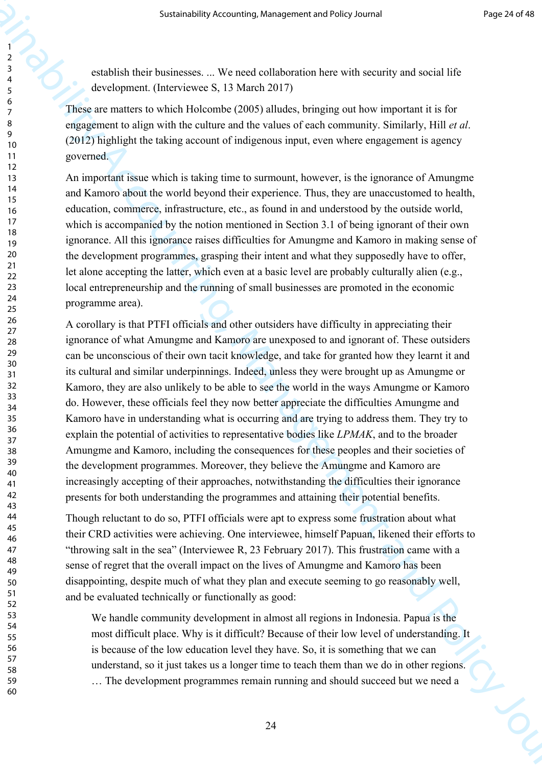> establish their businesses. ... We need collaboration here with security and social life development. (Interviewee S, 13 March 2017)

These are matters to which Holcombe (2005) alludes, bringing out how important it is for engagement to align with the culture and the values of each community. Similarly, Hill *et al*. (2012) highlight the taking account of indigenous input, even where engagement is agency governed.

An important issue which is taking time to surmount, however, is the ignorance of Amungme and Kamoro about the world beyond their experience. Thus, they are unaccustomed to health, education, commerce, infrastructure, etc., as found in and understood by the outside world, which is accompanied by the notion mentioned in Section 3.1 of being ignorant of their own ignorance. All this ignorance raises difficulties for Amungme and Kamoro in making sense of the development programmes, grasping their intent and what they supposedly have to offer, let alone accepting the latter, which even at a basic level are probably culturally alien (e.g., local entrepreneurship and the running of small businesses are promoted in the economic programme area).

A corollary is that PTFI officials and other outsiders have difficulty in appreciating their ignorance of what Amungme and Kamoro are unexposed to and ignorant of. These outsiders can be unconscious of their own tacit knowledge, and take for granted how they learnt it and its cultural and similar underpinnings. Indeed, unless they were brought up as Amungme or Kamoro, they are also unlikely to be able to see the world in the ways Amungme or Kamoro do. However, these officials feel they now better appreciate the difficulties Amungme and Kamoro have in understanding what is occurring and are trying to address them. They try to explain the potential of activities to representative bodies like *LPMAK*, and to the broader Amungme and Kamoro, including the consequences for these peoples and their societies of the development programmes. Moreover, they believe the Amungme and Kamoro are increasingly accepting of their approaches, notwithstanding the difficulties their ignorance presents for both understanding the programmes and attaining their potential benefits.

Though reluctant to do so, PTFI officials were apt to express some frustration about what their CRD activities were achieving. One interviewee, himself Papuan, likened their efforts to "throwing salt in the sea" (Interviewee R, 23 February 2017). This frustration came with a sense of regret that the overall impact on the lives of Amungme and Kamoro has been disappointing, despite much of what they plan and execute seeming to go reasonably well, and be evaluated technically or functionally as good:

> We handle community development in almost all regions in Indonesia. Papua is the most difficult place. Why is it difficult? Because of their low level of understanding. It is because of the low education level they have. So, it is something that we can understand, so it just takes us a longer time to teach them than we do in other regions. … The development programmes remain running and should succeed but we need a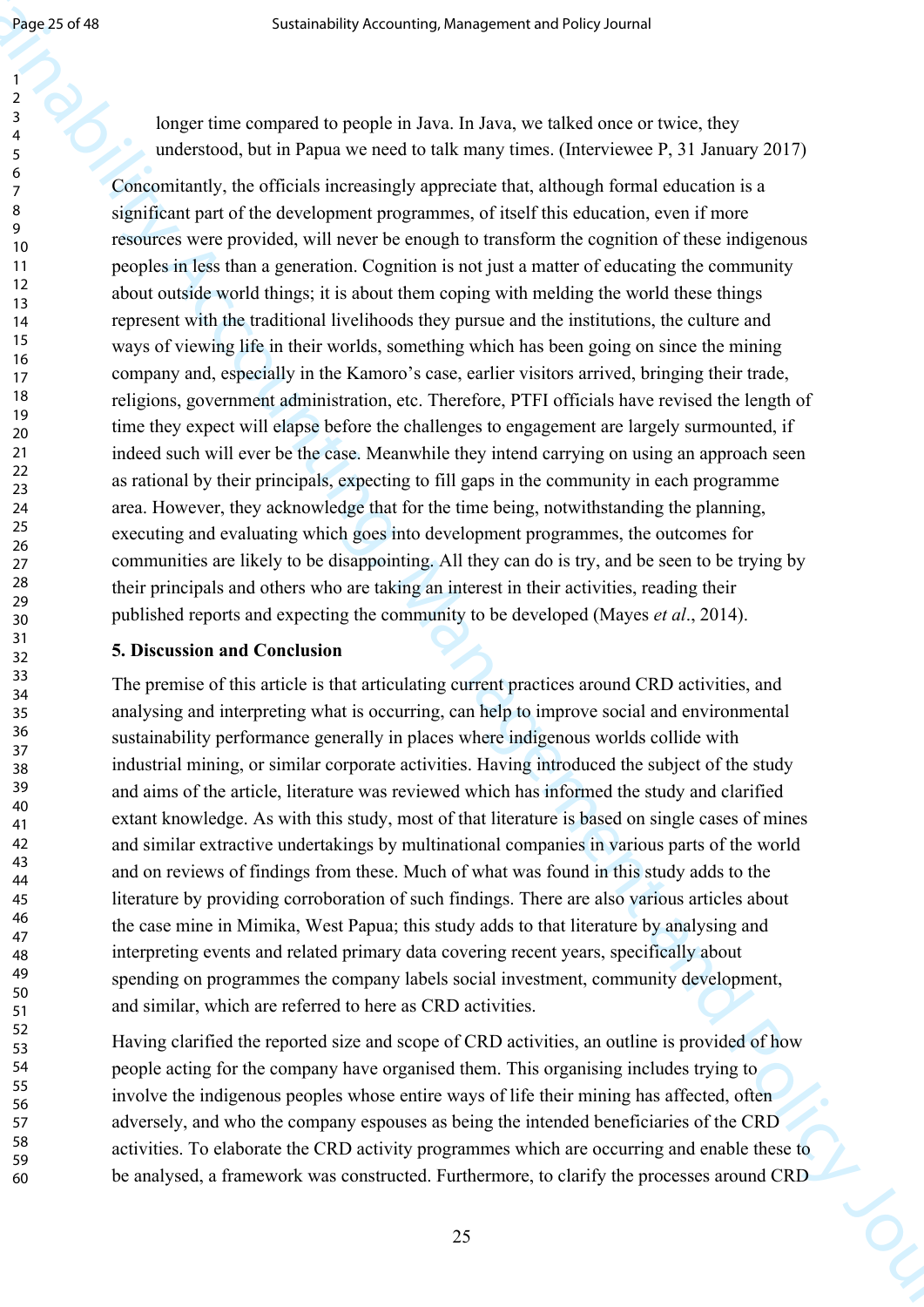longer time compared to people in Java. In Java, we talked once or twice, they understood, but in Papua we need to talk many times. (Interviewee P, 31 January 2017)

Concomitantly, the officials increasingly appreciate that, although formal education is a significant part of the development programmes, of itself this education, even if more resources were provided, will never be enough to transform the cognition of these indigenous peoples in less than a generation. Cognition is not just a matter of educating the community about outside world things; it is about them coping with melding the world these things represent with the traditional livelihoods they pursue and the institutions, the culture and ways of viewing life in their worlds, something which has been going on since the mining company and, especially in the Kamoro's case, earlier visitors arrived, bringing their trade, religions, government administration, etc. Therefore, PTFI officials have revised the length of time they expect will elapse before the challenges to engagement are largely surmounted, if indeed such will ever be the case. Meanwhile they intend carrying on using an approach seen as rational by their principals, expecting to fill gaps in the community in each programme area. However, they acknowledge that for the time being, notwithstanding the planning, executing and evaluating which goes into development programmes, the outcomes for communities are likely to be disappointing. All they can do is try, and be seen to be trying by their principals and others who are taking an interest in their activities, reading their published reports and expecting the community to be developed (Mayes *et al*., 2014).

## 5. Discussion and Conclusion

The premise of this article is that articulating current practices around CRD activities, and analysing and interpreting what is occurring, can help to improve social and environmental sustainability performance generally in places where indigenous worlds collide with industrial mining, or similar corporate activities. Having introduced the subject of the study and aims of the article, literature was reviewed which has informed the study and clarified extant knowledge. As with this study, most of that literature is based on single cases of mines and similar extractive undertakings by multinational companies in various parts of the world and on reviews of findings from these. Much of what was found in this study adds to the literature by providing corroboration of such findings. There are also various articles about the case mine in Mimika, West Papua; this study adds to that literature by analysing and interpreting events and related primary data covering recent years, specifically about spending on programmes the company labels social investment, community development, and similar, which are referred to here as CRD activities.

Having clarified the reported size and scope of CRD activities, an outline is provided of how people acting for the company have organised them. This organising includes trying to involve the indigenous peoples whose entire ways of life their mining has affected, often adversely, and who the company espouses as being the intended beneficiaries of the CRD activities. To elaborate the CRD activity programmes which are occurring and enable these to be analysed, a framework was constructed. Furthermore, to clarify the processes around CRD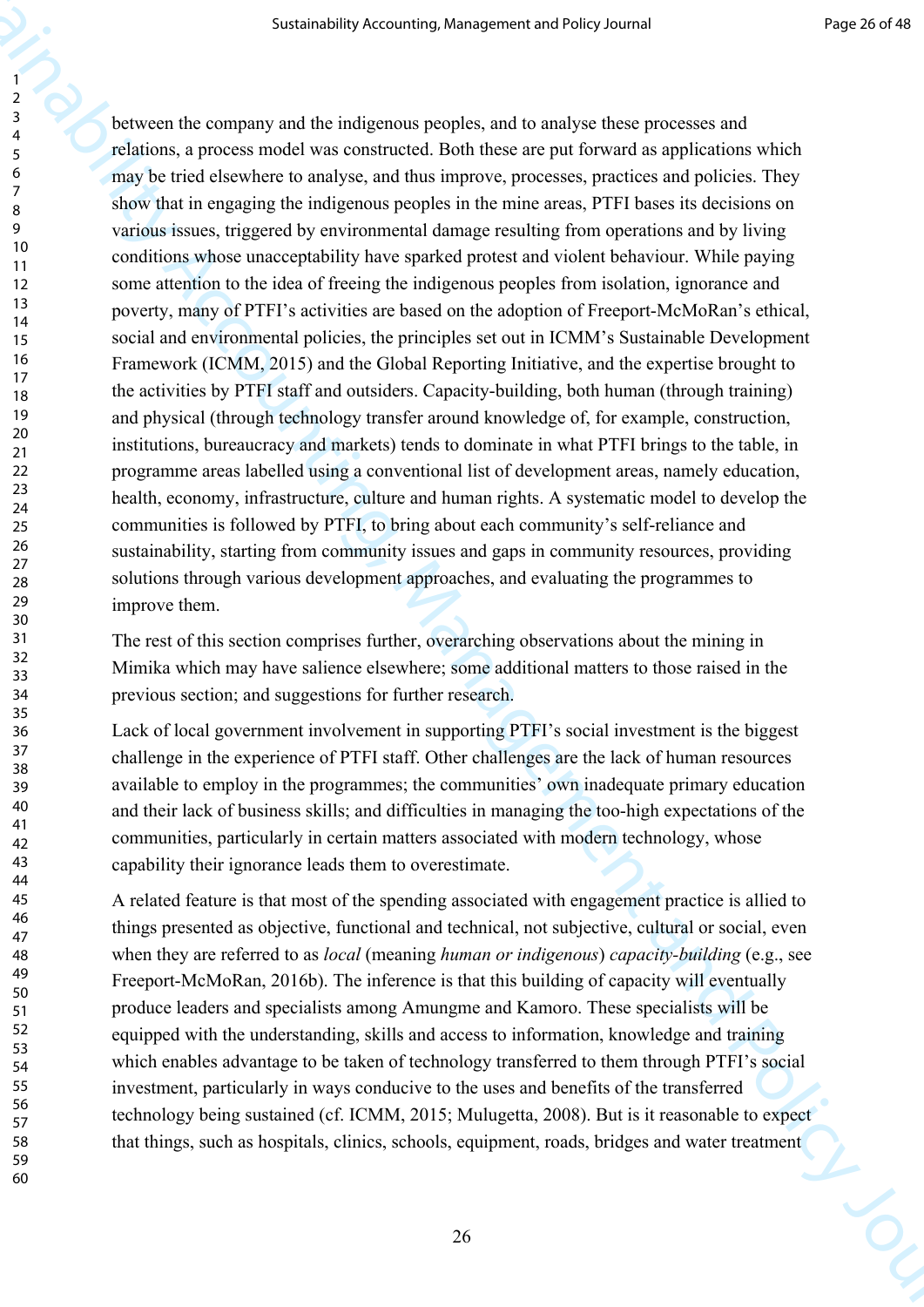between the company and the indigenous peoples, and to analyse these processes and relations, a process model was constructed. Both these are put forward as applications which may be tried elsewhere to analyse, and thus improve, processes, practices and policies. They show that in engaging the indigenous peoples in the mine areas, PTFI bases its decisions on various issues, triggered by environmental damage resulting from operations and by living conditions whose unacceptability have sparked protest and violent behaviour. While paying some attention to the idea of freeing the indigenous peoples from isolation, ignorance and poverty, many of PTFI's activities are based on the adoption of Freeport-McMoRan's ethical, social and environmental policies, the principles set out in ICMM's Sustainable Development Framework (ICMM, 2015) and the Global Reporting Initiative, and the expertise brought to the activities by PTFI staff and outsiders. Capacity-building, both human (through training) and physical (through technology transfer around knowledge of, for example, construction, institutions, bureaucracy and markets) tends to dominate in what PTFI brings to the table, in programme areas labelled using a conventional list of development areas, namely education, health, economy, infrastructure, culture and human rights. A systematic model to develop the communities is followed by PTFI, to bring about each community's self-reliance and sustainability, starting from community issues and gaps in community resources, providing solutions through various development approaches, and evaluating the programmes to improve them.

The rest of this section comprises further, overarching observations about the mining in Mimika which may have salience elsewhere; some additional matters to those raised in the previous section; and suggestions for further research.

Lack of local government involvement in supporting PTFI's social investment is the biggest challenge in the experience of PTFI staff. Other challenges are the lack of human resources available to employ in the programmes; the communities' own inadequate primary education and their lack of business skills; and difficulties in managing the too-high expectations of the communities, particularly in certain matters associated with modern technology, whose capability their ignorance leads them to overestimate.

A related feature is that most of the spending associated with engagement practice is allied to things presented as objective, functional and technical, not subjective, cultural or social, even when they are referred to as *local* (meaning *human or indigenous*) *capacity-building* (e.g., see Freeport-McMoRan, 2016b). The inference is that this building of capacity will eventually produce leaders and specialists among Amungme and Kamoro. These specialists will be equipped with the understanding, skills and access to information, knowledge and training which enables advantage to be taken of technology transferred to them through PTFI's social investment, particularly in ways conducive to the uses and benefits of the transferred technology being sustained (cf. ICMM, 2015; Mulugetta, 2008). But is it reasonable to expect that things, such as hospitals, clinics, schools, equipment, roads, bridges and water treatment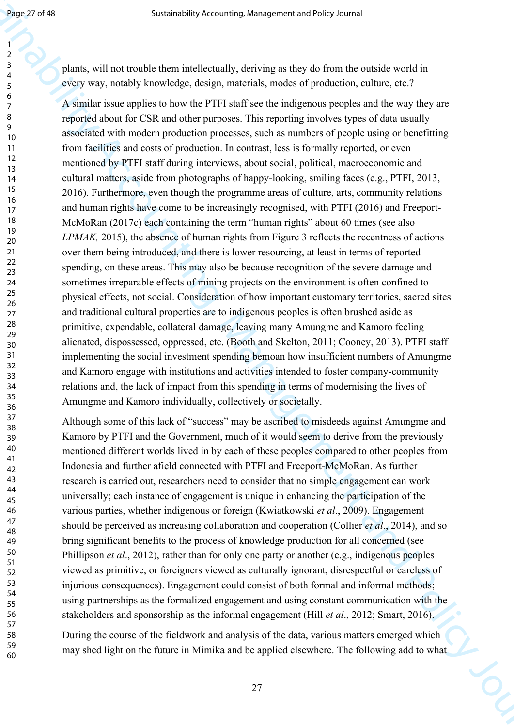plants, will not trouble them intellectually, deriving as they do from the outside world in every way, notably knowledge, design, materials, modes of production, culture, etc.?

A similar issue applies to how the PTFI staff see the indigenous peoples and the way they are reported about for CSR and other purposes. This reporting involves types of data usually associated with modern production processes, such as numbers of people using or benefitting from facilities and costs of production. In contrast, less is formally reported, or even mentioned by PTFI staff during interviews, about social, political, macroeconomic and cultural matters, aside from photographs of happy-looking, smiling faces (e.g., PTFI, 2013, 2016). Furthermore, even though the programme areas of culture, arts, community relations and human rights have come to be increasingly recognised, with PTFI (2016) and Freeport-McMoRan (2017c) each containing the term "human rights" about 60 times (see also *LPMAK,* 2015), the absence of human rights from Figure 3 reflects the recentness of actions over them being introduced, and there is lower resourcing, at least in terms of reported spending, on these areas. This may also be because recognition of the severe damage and sometimes irreparable effects of mining projects on the environment is often confined to physical effects, not social. Consideration of how important customary territories, sacred sites and traditional cultural properties are to indigenous peoples is often brushed aside as primitive, expendable, collateral damage, leaving many Amungme and Kamoro feeling alienated, dispossessed, oppressed, etc. (Booth and Skelton, 2011; Cooney, 2013). PTFI staff implementing the social investment spending bemoan how insufficient numbers of Amungme and Kamoro engage with institutions and activities intended to foster company-community relations and, the lack of impact from this spending in terms of modernising the lives of Amungme and Kamoro individually, collectively or societally.

Although some of this lack of "success" may be ascribed to misdeeds against Amungme and Kamoro by PTFI and the Government, much of it would seem to derive from the previously mentioned different worlds lived in by each of these peoples compared to other peoples from Indonesia and further afield connected with PTFI and Freeport-McMoRan. As further research is carried out, researchers need to consider that no simple engagement can work universally; each instance of engagement is unique in enhancing the participation of the various parties, whether indigenous or foreign (Kwiatkowski *et al*., 2009). Engagement should be perceived as increasing collaboration and cooperation (Collier *et al*., 2014), and so bring significant benefits to the process of knowledge production for all concerned (see Phillipson *et al*., 2012), rather than for only one party or another (e.g., indigenous peoples viewed as primitive, or foreigners viewed as culturally ignorant, disrespectful or careless of injurious consequences). Engagement could consist of both formal and informal methods; using partnerships as the formalized engagement and using constant communication with the stakeholders and sponsorship as the informal engagement (Hill *et al*., 2012; Smart, 2016).

During the course of the fieldwork and analysis of the data, various matters emerged which may shed light on the future in Mimika and be applied elsewhere. The following add to what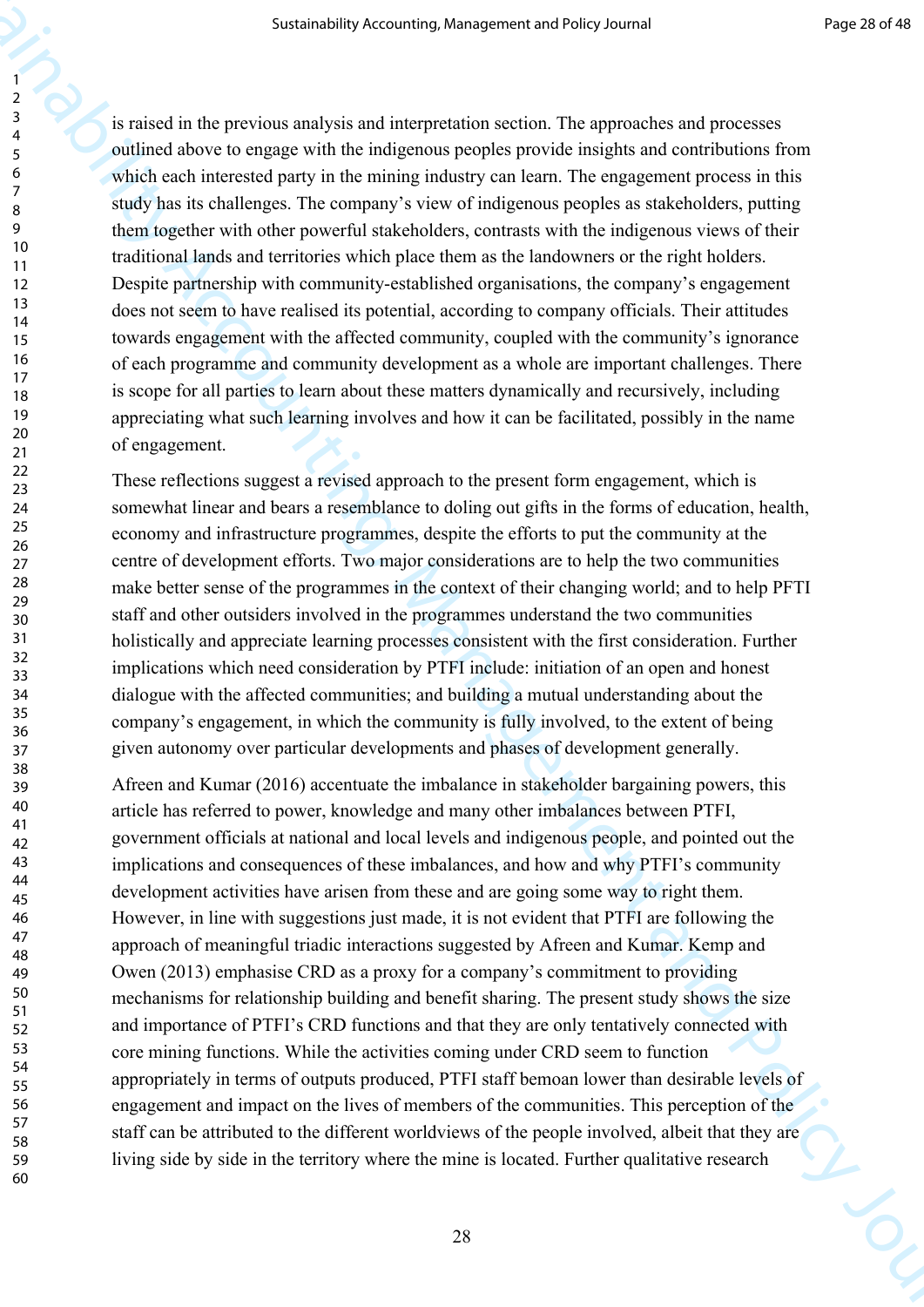is raised in the previous analysis and interpretation section. The approaches and processes outlined above to engage with the indigenous peoples provide insights and contributions from which each interested party in the mining industry can learn. The engagement process in this study has its challenges. The company's view of indigenous peoples as stakeholders, putting them together with other powerful stakeholders, contrasts with the indigenous views of their traditional lands and territories which place them as the landowners or the right holders. Despite partnership with community-established organisations, the company's engagement does not seem to have realised its potential, according to company officials. Their attitudes towards engagement with the affected community, coupled with the community's ignorance of each programme and community development as a whole are important challenges. There is scope for all parties to learn about these matters dynamically and recursively, including appreciating what such learning involves and how it can be facilitated, possibly in the name of engagement.

These reflections suggest a revised approach to the present form engagement, which is somewhat linear and bears a resemblance to doling out gifts in the forms of education, health, economy and infrastructure programmes, despite the efforts to put the community at the centre of development efforts. Two major considerations are to help the two communities make better sense of the programmes in the context of their changing world; and to help PFTI staff and other outsiders involved in the programmes understand the two communities holistically and appreciate learning processes consistent with the first consideration. Further implications which need consideration by PTFI include: initiation of an open and honest dialogue with the affected communities; and building a mutual understanding about the company's engagement, in which the community is fully involved, to the extent of being given autonomy over particular developments and phases of development generally.

Afreen and Kumar (2016) accentuate the imbalance in stakeholder bargaining powers, this article has referred to power, knowledge and many other imbalances between PTFI, government officials at national and local levels and indigenous people, and pointed out the implications and consequences of these imbalances, and how and why PTFI's community development activities have arisen from these and are going some way to right them. However, in line with suggestions just made, it is not evident that PTFI are following the approach of meaningful triadic interactions suggested by Afreen and Kumar. Kemp and Owen (2013) emphasise CRD as a proxy for a company's commitment to providing mechanisms for relationship building and benefit sharing. The present study shows the size and importance of PTFI's CRD functions and that they are only tentatively connected with core mining functions. While the activities coming under CRD seem to function appropriately in terms of outputs produced, PTFI staff bemoan lower than desirable levels of engagement and impact on the lives of members of the communities. This perception of the staff can be attributed to the different worldviews of the people involved, albeit that they are living side by side in the territory where the mine is located. Further qualitative research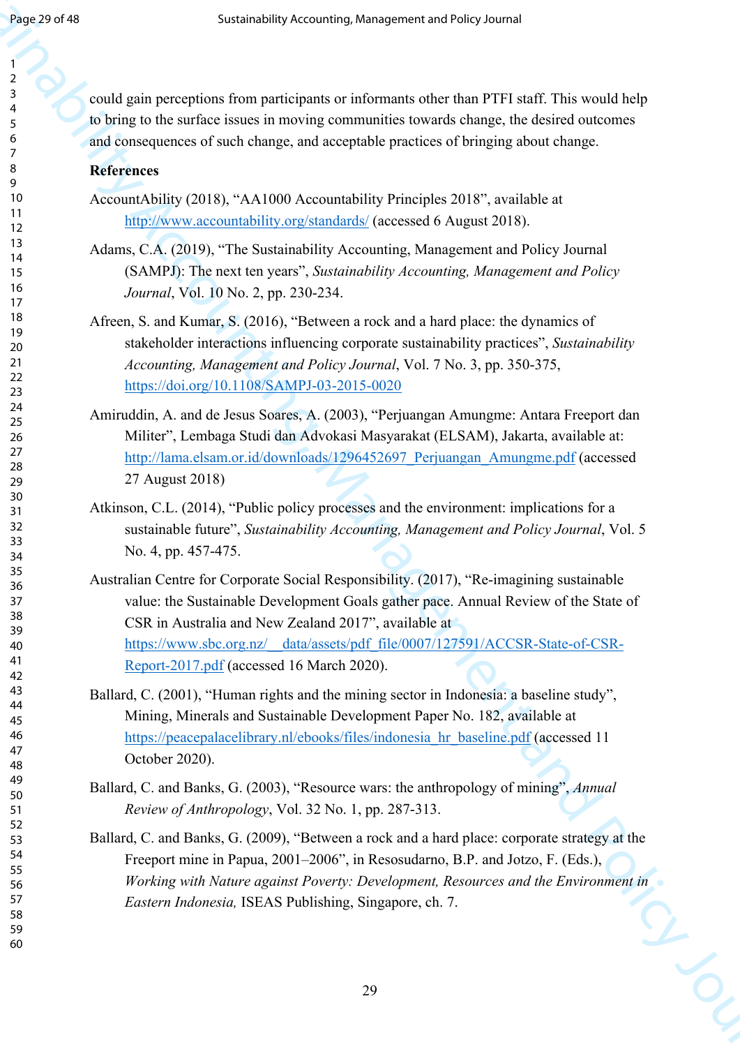could gain perceptions from participants or informants other than PTFI staff. This would help to bring to the surface issues in moving communities towards change, the desired outcomes and consequences of such change, and acceptable practices of bringing about change.

## References

AccountAbility (2018), "AA1000 Accountability Principles 2018", available at http://www.accountability.org/standards/ (accessed 6 August 2018).

Adams, C.A. (2019), "The Sustainability Accounting, Management and Policy Journal (SAMPJ): The next ten years", *Sustainability Accounting, Management and Policy Journal*, Vol. 10 No. 2, pp. 230-234.

Afreen, S. and Kumar, S. (2016), "Between a rock and a hard place: the dynamics of stakeholder interactions influencing corporate sustainability practices", *Sustainability Accounting, Management and Policy Journal*, Vol. 7 No. 3, pp. 350-375, https://doi.org/10.1108/SAMPJ-03-2015-0020

Amiruddin, A. and de Jesus Soares, A. (2003), "Perjuangan Amungme: Antara Freeport dan Militer", Lembaga Studi dan Advokasi Masyarakat (ELSAM), Jakarta, available at: http://lama.elsam.or.id/downloads/1296452697_Perjuangan_Amungme.pdf (accessed 27 August 2018)

Atkinson, C.L. (2014), "Public policy processes and the environment: implications for a sustainable future", *Sustainability Accounting, Management and Policy Journal*, Vol. 5 No. 4, pp. 457-475.

Australian Centre for Corporate Social Responsibility. (2017), "Re-imagining sustainable value: the Sustainable Development Goals gather pace. Annual Review of the State of CSR in Australia and New Zealand 2017", available at https://www.sbc.org.nz/__data/assets/pdf_file/0007/127591/ACCSR-State-of-CSR-Report-2017.pdf (accessed 16 March 2020).

Ballard, C. (2001), "Human rights and the mining sector in Indonesia: a baseline study", Mining, Minerals and Sustainable Development Paper No. 182, available at https://peacepalacelibrary.nl/ebooks/files/indonesia_hr_baseline.pdf (accessed 11 October 2020).

Ballard, C. and Banks, G. (2003), "Resource wars: the anthropology of mining", *Annual Review of Anthropology*, Vol. 32 No. 1, pp. 287-313.

Ballard, C. and Banks, G. (2009), "Between a rock and a hard place: corporate strategy at the Freeport mine in Papua, 2001–2006", in Resosudarno, B.P. and Jotzo, F. (Eds.), *Working with Nature against Poverty: Development, Resources and the Environment in Eastern Indonesia,* ISEAS Publishing, Singapore, ch. 7.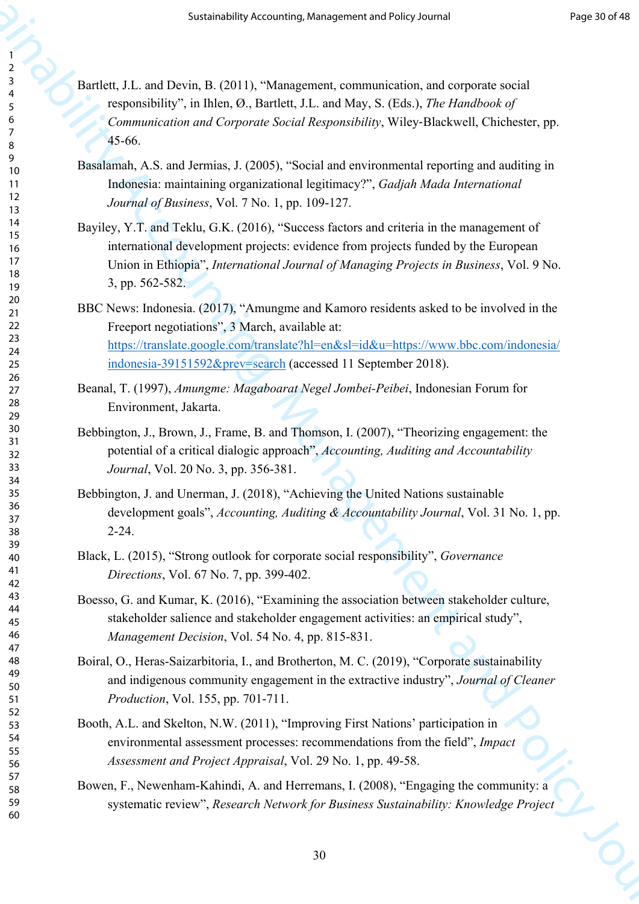Bartlett, J.L. and Devin, B. (2011), "Management, communication, and corporate social responsibility", in Ihlen, Ø., Bartlett, J.L. and May, S. (Eds.), *The Handbook of Communication and Corporate Social Responsibility*, Wiley-Blackwell, Chichester, pp. 45-66.

Basalamah, A.S. and Jermias, J. (2005), "Social and environmental reporting and auditing in Indonesia: maintaining organizational legitimacy?", *Gadjah Mada International Journal of Business*, Vol. 7 No. 1, pp. 109-127.

Bayiley, Y.T. and Teklu, G.K. (2016), "Success factors and criteria in the management of international development projects: evidence from projects funded by the European Union in Ethiopia", *International Journal of Managing Projects in Business*, Vol. 9 No. 3, pp. 562-582.

BBC News: Indonesia. (2017), "Amungme and Kamoro residents asked to be involved in the Freeport negotiations", 3 March, available at: https://translate.google.com/translate?hl=en&sl=id&u=https://www.bbc.com/indonesia/indonesia-39151592&prev=search (accessed 11 September 2018).

Beanal, T. (1997), *Amungme: Magaboarat Negel Jombei-Peibei*, Indonesian Forum for Environment, Jakarta.

Bebbington, J., Brown, J., Frame, B. and Thomson, I. (2007), "Theorizing engagement: the potential of a critical dialogic approach", *Accounting, Auditing and Accountability Journal*, Vol. 20 No. 3, pp. 356-381.

Bebbington, J. and Unerman, J. (2018), "Achieving the United Nations sustainable development goals", *Accounting, Auditing & Accountability Journal*, Vol. 31 No. 1, pp. 2-24.

Black, L. (2015), "Strong outlook for corporate social responsibility", *Governance Directions*, Vol. 67 No. 7, pp. 399-402.

Boesso, G. and Kumar, K. (2016), "Examining the association between stakeholder culture, stakeholder salience and stakeholder engagement activities: an empirical study", *Management Decision*, Vol. 54 No. 4, pp. 815-831.

Boiral, O., Heras-Saizarbitoria, I., and Brotherton, M. C. (2019), "Corporate sustainability and indigenous community engagement in the extractive industry", *Journal of Cleaner Production*, Vol. 155, pp. 701-711.

Booth, A.L. and Skelton, N.W. (2011), "Improving First Nations' participation in environmental assessment processes: recommendations from the field", *Impact Assessment and Project Appraisal*, Vol. 29 No. 1, pp. 49-58.

Bowen, F., Newenham-Kahindi, A. and Herremans, I. (2008), "Engaging the community: a systematic review", *Research Network for Business Sustainability: Knowledge Project*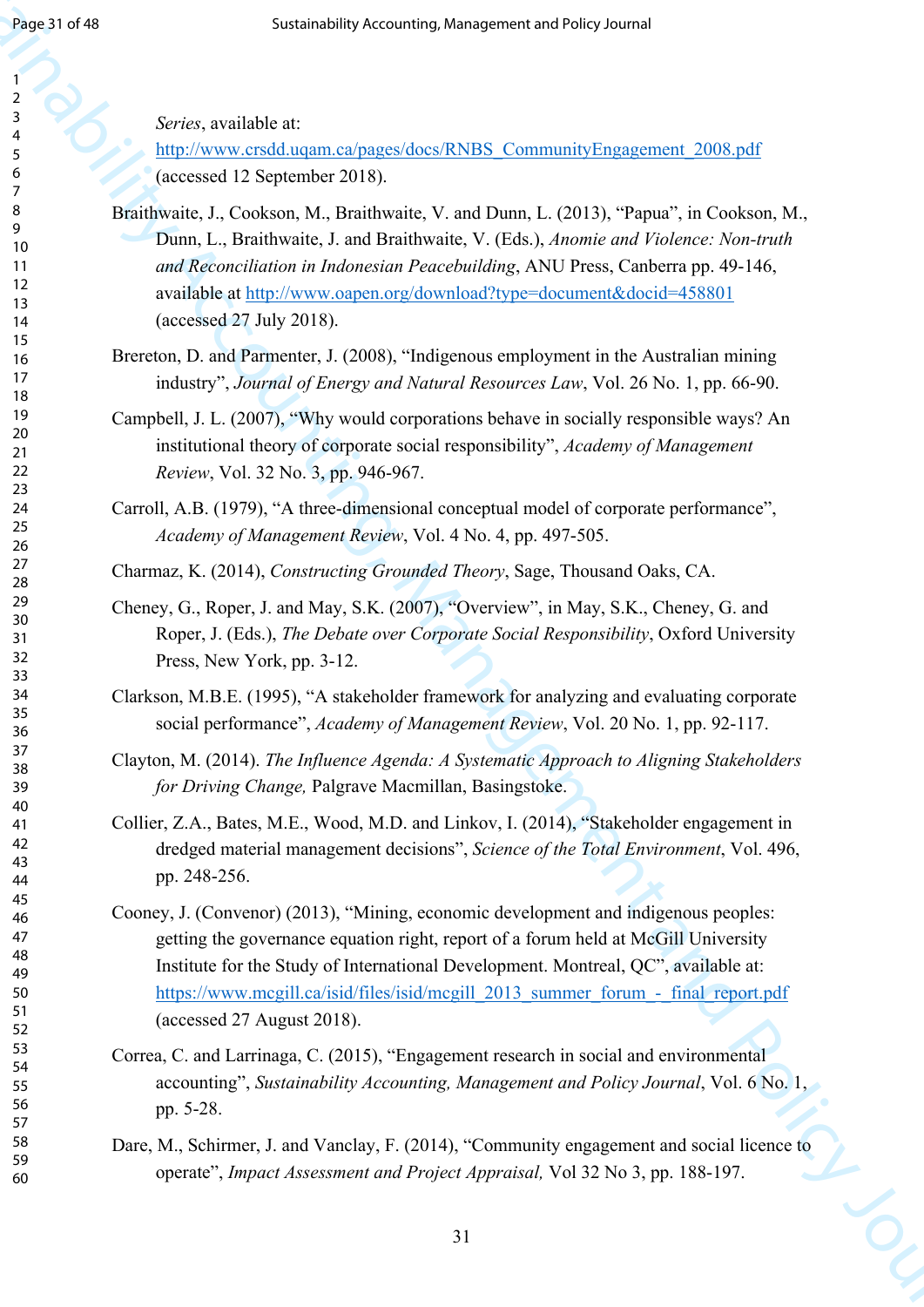*Series*, available at: http://www.crsdd.uqam.ca/pages/docs/RNBS_CommunityEngagement_2008.pdf (accessed 12 September 2018).

Braithwaite, J., Cookson, M., Braithwaite, V. and Dunn, L. (2013), "Papua", in Cookson, M., Dunn, L., Braithwaite, J. and Braithwaite, V. (Eds.), *Anomie and Violence: Non-truth and Reconciliation in Indonesian Peacebuilding*, ANU Press, Canberra pp. 49-146, available at http://www.oapen.org/download?type=document&docid=458801 (accessed 27 July 2018).

Brereton, D. and Parmenter, J. (2008), "Indigenous employment in the Australian mining industry", *Journal of Energy and Natural Resources Law*, Vol. 26 No. 1, pp. 66-90.

Campbell, J. L. (2007), "Why would corporations behave in socially responsible ways? An institutional theory of corporate social responsibility", *Academy of Management Review*, Vol. 32 No. 3, pp. 946-967.

Carroll, A.B. (1979), "A three-dimensional conceptual model of corporate performance", *Academy of Management Review*, Vol. 4 No. 4, pp. 497-505.

Charmaz, K. (2014), *Constructing Grounded Theory*, Sage, Thousand Oaks, CA.

Cheney, G., Roper, J. and May, S.K. (2007), "Overview", in May, S.K., Cheney, G. and Roper, J. (Eds.), *The Debate over Corporate Social Responsibility*, Oxford University Press, New York, pp. 3-12.

Clarkson, M.B.E. (1995), "A stakeholder framework for analyzing and evaluating corporate social performance", *Academy of Management Review*, Vol. 20 No. 1, pp. 92-117.

Clayton, M. (2014). *The Influence Agenda: A Systematic Approach to Aligning Stakeholders for Driving Change,* Palgrave Macmillan, Basingstoke.

Collier, Z.A., Bates, M.E., Wood, M.D. and Linkov, I. (2014), "Stakeholder engagement in dredged material management decisions", *Science of the Total Environment*, Vol. 496, pp. 248-256.

Cooney, J. (Convenor) (2013), "Mining, economic development and indigenous peoples: getting the governance equation right, report of a forum held at McGill University Institute for the Study of International Development. Montreal, QC", available at: https://www.mcgill.ca/isid/files/isid/mcgill_2013_summer_forum_-_final_report.pdf (accessed 27 August 2018).

Correa, C. and Larrinaga, C. (2015), "Engagement research in social and environmental accounting", *Sustainability Accounting, Management and Policy Journal*, Vol. 6 No. 1, pp. 5-28.

Dare, M., Schirmer, J. and Vanclay, F. (2014), "Community engagement and social licence to operate", *Impact Assessment and Project Appraisal,* Vol 32 No 3, pp. 188-197.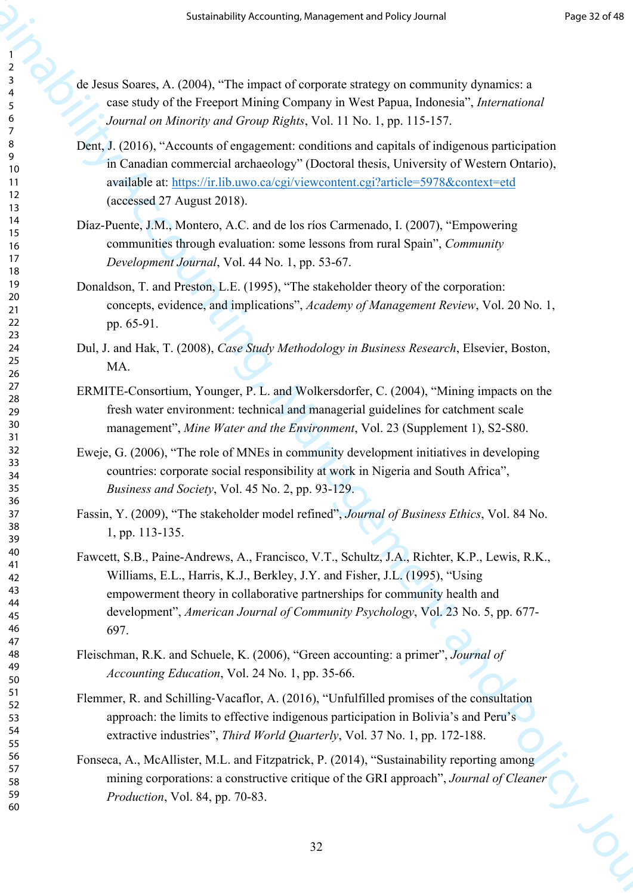de Jesus Soares, A. (2004), "The impact of corporate strategy on community dynamics: a case study of the Freeport Mining Company in West Papua, Indonesia", *International Journal on Minority and Group Rights*, Vol. 11 No. 1, pp. 115-157.

Dent, J. (2016), "Accounts of engagement: conditions and capitals of indigenous participation in Canadian commercial archaeology" (Doctoral thesis, University of Western Ontario), available at: https://ir.lib.uwo.ca/cgi/viewcontent.cgi?article=5978&context=etd (accessed 27 August 2018).

Díaz-Puente, J.M., Montero, A.C. and de los ríos Carmenado, I. (2007), "Empowering communities through evaluation: some lessons from rural Spain", *Community Development Journal*, Vol. 44 No. 1, pp. 53-67.

Donaldson, T. and Preston, L.E. (1995), "The stakeholder theory of the corporation: concepts, evidence, and implications", *Academy of Management Review*, Vol. 20 No. 1, pp. 65-91.

Dul, J. and Hak, T. (2008), *Case Study Methodology in Business Research*, Elsevier, Boston, MA.

ERMITE-Consortium, Younger, P. L. and Wolkersdorfer, C. (2004), "Mining impacts on the fresh water environment: technical and managerial guidelines for catchment scale management", *Mine Water and the Environment*, Vol. 23 (Supplement 1), S2-S80.

Eweje, G. (2006), "The role of MNEs in community development initiatives in developing countries: corporate social responsibility at work in Nigeria and South Africa", *Business and Society*, Vol. 45 No. 2, pp. 93-129.

Fassin, Y. (2009), "The stakeholder model refined", *Journal of Business Ethics*, Vol. 84 No. 1, pp. 113-135.

Fawcett, S.B., Paine-Andrews, A., Francisco, V.T., Schultz, J.A., Richter, K.P., Lewis, R.K., Williams, E.L., Harris, K.J., Berkley, J.Y. and Fisher, J.L. (1995), "Using empowerment theory in collaborative partnerships for community health and development", *American Journal of Community Psychology*, Vol. 23 No. 5, pp. 677-697.

Fleischman, R.K. and Schuele, K. (2006), "Green accounting: a primer", *Journal of Accounting Education*, Vol. 24 No. 1, pp. 35-66.

Flemmer, R. and Schilling-Vacaflor, A. (2016), "Unfulfilled promises of the consultation approach: the limits to effective indigenous participation in Bolivia's and Peru's extractive industries", *Third World Quarterly*, Vol. 37 No. 1, pp. 172-188.

Fonseca, A., McAllister, M.L. and Fitzpatrick, P. (2014), "Sustainability reporting among mining corporations: a constructive critique of the GRI approach", *Journal of Cleaner Production*, Vol. 84, pp. 70-83.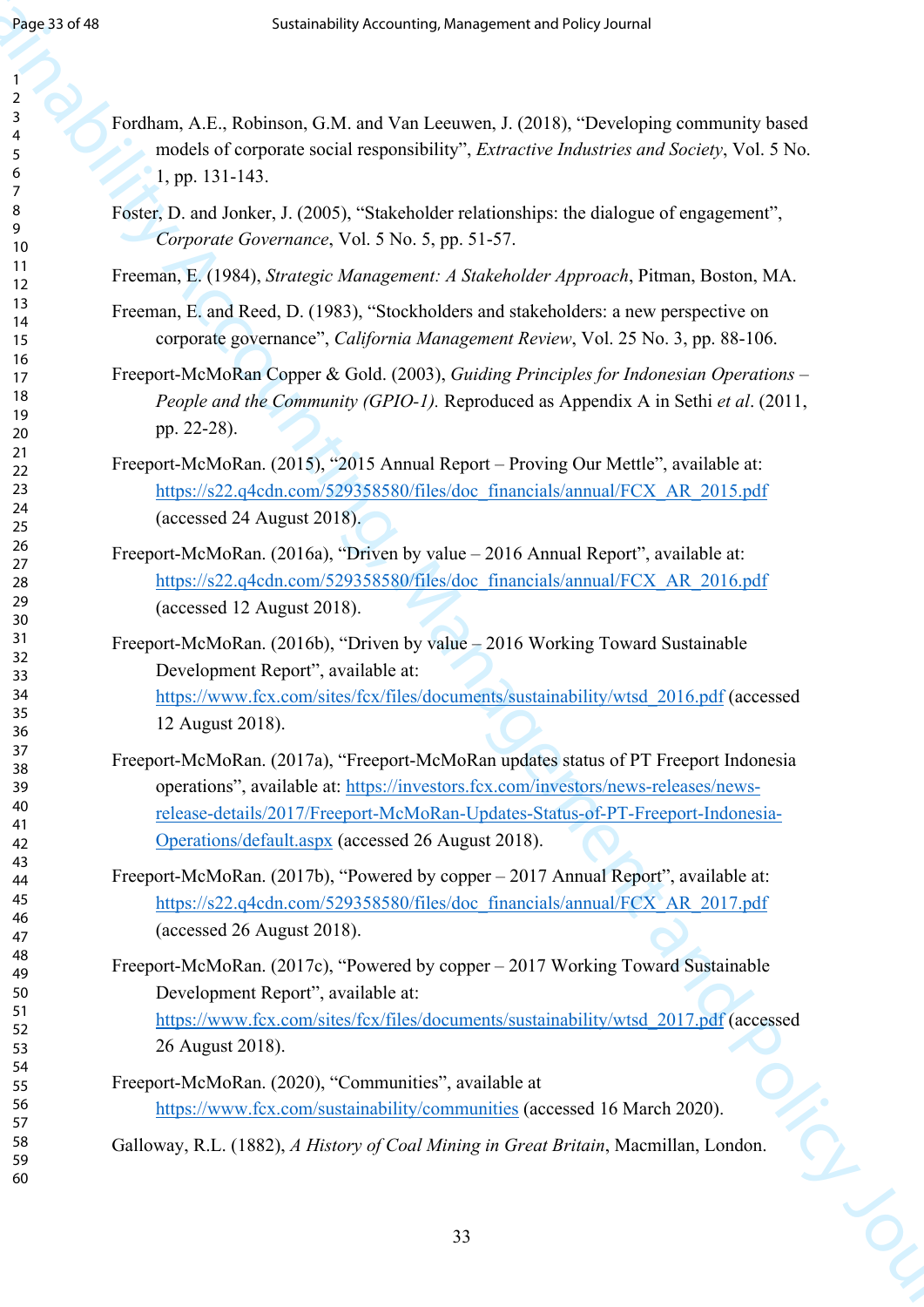Fordham, A.E., Robinson, G.M. and Van Leeuwen, J. (2018), "Developing community based models of corporate social responsibility", *Extractive Industries and Society*, Vol. 5 No. 1, pp. 131-143.

Foster, D. and Jonker, J. (2005), "Stakeholder relationships: the dialogue of engagement", *Corporate Governance*, Vol. 5 No. 5, pp. 51-57.

Freeman, E. (1984), *Strategic Management: A Stakeholder Approach*, Pitman, Boston, MA.

Freeman, E. and Reed, D. (1983), "Stockholders and stakeholders: a new perspective on corporate governance", *California Management Review*, Vol. 25 No. 3, pp. 88-106.

Freeport-McMoRan Copper & Gold. (2003), *Guiding Principles for Indonesian Operations – People and the Community (GPIO-1).* Reproduced as Appendix A in Sethi *et al*. (2011, pp. 22-28).

Freeport-McMoRan. (2015), "2015 Annual Report – Proving Our Mettle", available at: https://s22.q4cdn.com/529358580/files/doc_financials/annual/FCX_AR_2015.pdf (accessed 24 August 2018).

Freeport-McMoRan. (2016a), "Driven by value – 2016 Annual Report", available at: https://s22.q4cdn.com/529358580/files/doc_financials/annual/FCX_AR_2016.pdf (accessed 12 August 2018).

Freeport-McMoRan. (2016b), "Driven by value – 2016 Working Toward Sustainable Development Report", available at: https://www.fcx.com/sites/fcx/files/documents/sustainability/wtsd_2016.pdf (accessed 12 August 2018).

Freeport-McMoRan. (2017a), "Freeport-McMoRan updates status of PT Freeport Indonesia operations", available at: https://investors.fcx.com/investors/news-releases/news-release-details/2017/Freeport-McMoRan-Updates-Status-of-PT-Freeport-Indonesia-Operations/default.aspx (accessed 26 August 2018).

Freeport-McMoRan. (2017b), "Powered by copper – 2017 Annual Report", available at: https://s22.q4cdn.com/529358580/files/doc_financials/annual/FCX_AR_2017.pdf (accessed 26 August 2018).

Freeport-McMoRan. (2017c), "Powered by copper – 2017 Working Toward Sustainable Development Report", available at: https://www.fcx.com/sites/fcx/files/documents/sustainability/wtsd_2017.pdf (accessed 26 August 2018).

Freeport-McMoRan. (2020), "Communities", available at https://www.fcx.com/sustainability/communities (accessed 16 March 2020).

Galloway, R.L. (1882), *A History of Coal Mining in Great Britain*, Macmillan, London.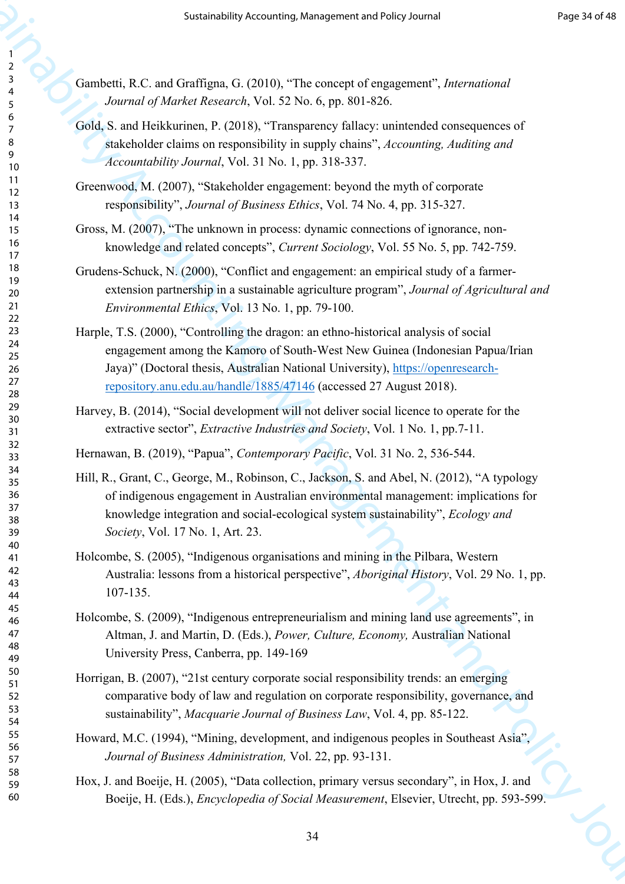Gambetti, R.C. and Graffigna, G. (2010), "The concept of engagement", *International Journal of Market Research*, Vol. 52 No. 6, pp. 801-826.

Gold, S. and Heikkurinen, P. (2018), "Transparency fallacy: unintended consequences of stakeholder claims on responsibility in supply chains", *Accounting, Auditing and Accountability Journal*, Vol. 31 No. 1, pp. 318-337.

Greenwood, M. (2007), "Stakeholder engagement: beyond the myth of corporate responsibility", *Journal of Business Ethics*, Vol. 74 No. 4, pp. 315-327.

Gross, M. (2007), "The unknown in process: dynamic connections of ignorance, non-knowledge and related concepts", *Current Sociology*, Vol. 55 No. 5, pp. 742-759.

Grudens-Schuck, N. (2000), "Conflict and engagement: an empirical study of a farmer-extension partnership in a sustainable agriculture program", *Journal of Agricultural and Environmental Ethics*, Vol. 13 No. 1, pp. 79-100.

Harple, T.S. (2000), "Controlling the dragon: an ethno-historical analysis of social engagement among the Kamoro of South-West New Guinea (Indonesian Papua/Irian Jaya)" (Doctoral thesis, Australian National University), https://openresearch-repository.anu.edu.au/handle/1885/47146 (accessed 27 August 2018).

Harvey, B. (2014), "Social development will not deliver social licence to operate for the extractive sector", *Extractive Industries and Society*, Vol. 1 No. 1, pp.7-11.

Hernawan, B. (2019), "Papua", *Contemporary Pacific*, Vol. 31 No. 2, 536-544.

Hill, R., Grant, C., George, M., Robinson, C., Jackson, S. and Abel, N. (2012), "A typology of indigenous engagement in Australian environmental management: implications for knowledge integration and social-ecological system sustainability", *Ecology and Society*, Vol. 17 No. 1, Art. 23.

Holcombe, S. (2005), "Indigenous organisations and mining in the Pilbara, Western Australia: lessons from a historical perspective", *Aboriginal History*, Vol. 29 No. 1, pp. 107-135.

Holcombe, S. (2009), "Indigenous entrepreneurialism and mining land use agreements", in Altman, J. and Martin, D. (Eds.), *Power, Culture, Economy,* Australian National University Press, Canberra, pp. 149-169

Horrigan, B. (2007), "21st century corporate social responsibility trends: an emerging comparative body of law and regulation on corporate responsibility, governance, and sustainability", *Macquarie Journal of Business Law*, Vol. 4, pp. 85-122.

Howard, M.C. (1994), "Mining, development, and indigenous peoples in Southeast Asia", *Journal of Business Administration,* Vol. 22, pp. 93-131.

Hox, J. and Boeije, H. (2005), "Data collection, primary versus secondary", in Hox, J. and Boeije, H. (Eds.), *Encyclopedia of Social Measurement*, Elsevier, Utrecht, pp. 593-599.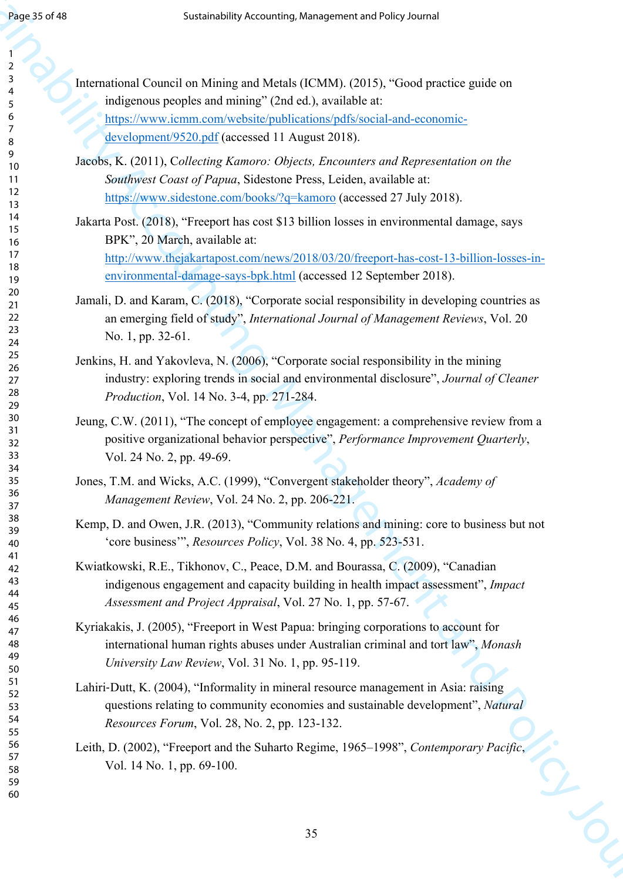International Council on Mining and Metals (ICMM). (2015), "Good practice guide on indigenous peoples and mining" (2nd ed.), available at: https://www.icmm.com/website/publications/pdfs/social-and-economic-development/9520.pdf (accessed 11 August 2018).

Jacobs, K. (2011), *Collecting Kamoro: Objects, Encounters and Representation on the Southwest Coast of Papua*, Sidestone Press, Leiden, available at: https://www.sidestone.com/books/?q=kamoro (accessed 27 July 2018).

Jakarta Post. (2018), "Freeport has cost $13 billion losses in environmental damage, says BPK", 20 March, available at: http://www.thejakartapost.com/news/2018/03/20/freeport-has-cost-13-billion-losses-in-environmental-damage-says-bpk.html (accessed 12 September 2018).

Jamali, D. and Karam, C. (2018), "Corporate social responsibility in developing countries as an emerging field of study", *International Journal of Management Reviews*, Vol. 20 No. 1, pp. 32-61.

Jenkins, H. and Yakovleva, N. (2006), "Corporate social responsibility in the mining industry: exploring trends in social and environmental disclosure", *Journal of Cleaner Production*, Vol. 14 No. 3-4, pp. 271-284.

Jeung, C.W. (2011), "The concept of employee engagement: a comprehensive review from a positive organizational behavior perspective", *Performance Improvement Quarterly*, Vol. 24 No. 2, pp. 49-69.

Jones, T.M. and Wicks, A.C. (1999), "Convergent stakeholder theory", *Academy of Management Review*, Vol. 24 No. 2, pp. 206-221.

Kemp, D. and Owen, J.R. (2013), "Community relations and mining: core to business but not 'core business'", *Resources Policy*, Vol. 38 No. 4, pp. 523-531.

Kwiatkowski, R.E., Tikhonov, C., Peace, D.M. and Bourassa, C. (2009), "Canadian indigenous engagement and capacity building in health impact assessment", *Impact Assessment and Project Appraisal*, Vol. 27 No. 1, pp. 57-67.

Kyriakakis, J. (2005), "Freeport in West Papua: bringing corporations to account for international human rights abuses under Australian criminal and tort law", *Monash University Law Review*, Vol. 31 No. 1, pp. 95-119.

Lahiri-Dutt, K. (2004), "Informality in mineral resource management in Asia: raising questions relating to community economies and sustainable development", *Natural Resources Forum*, Vol. 28, No. 2, pp. 123-132.

Leith, D. (2002), "Freeport and the Suharto Regime, 1965–1998", *Contemporary Pacific*, Vol. 14 No. 1, pp. 69-100.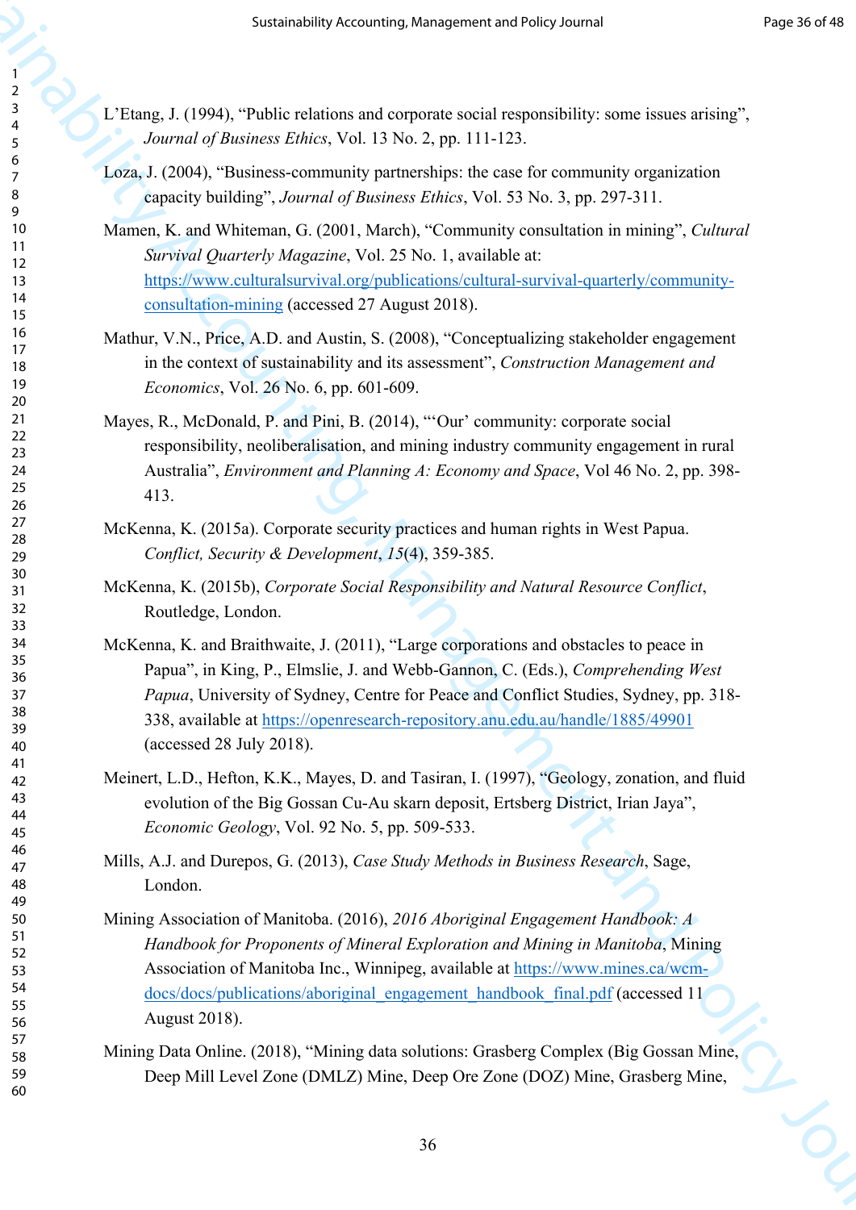L'Etang, J. (1994), "Public relations and corporate social responsibility: some issues arising", *Journal of Business Ethics*, Vol. 13 No. 2, pp. 111-123.

Loza, J. (2004), "Business-community partnerships: the case for community organization capacity building", *Journal of Business Ethics*, Vol. 53 No. 3, pp. 297-311.

Mamen, K. and Whiteman, G. (2001, March), "Community consultation in mining", *Cultural Survival Quarterly Magazine*, Vol. 25 No. 1, available at: https://www.culturalsurvival.org/publications/cultural-survival-quarterly/community-consultation-mining (accessed 27 August 2018).

Mathur, V.N., Price, A.D. and Austin, S. (2008), "Conceptualizing stakeholder engagement in the context of sustainability and its assessment", *Construction Management and Economics*, Vol. 26 No. 6, pp. 601-609.

Mayes, R., McDonald, P. and Pini, B. (2014), "'Our' community: corporate social responsibility, neoliberalisation, and mining industry community engagement in rural Australia", *Environment and Planning A: Economy and Space*, Vol 46 No. 2, pp. 398-413.

McKenna, K. (2015a). Corporate security practices and human rights in West Papua. *Conflict, Security & Development*, *15*(4), 359-385.

McKenna, K. (2015b), *Corporate Social Responsibility and Natural Resource Conflict*, Routledge, London.

McKenna, K. and Braithwaite, J. (2011), "Large corporations and obstacles to peace in Papua", in King, P., Elmslie, J. and Webb-Gannon, C. (Eds.), *Comprehending West Papua*, University of Sydney, Centre for Peace and Conflict Studies, Sydney, pp. 318-338, available at https://openresearch-repository.anu.edu.au/handle/1885/49901 (accessed 28 July 2018).

Meinert, L.D., Hefton, K.K., Mayes, D. and Tasiran, I. (1997), "Geology, zonation, and fluid evolution of the Big Gossan Cu-Au skarn deposit, Ertsberg District, Irian Jaya", *Economic Geology*, Vol. 92 No. 5, pp. 509-533.

Mills, A.J. and Durepos, G. (2013), *Case Study Methods in Business Research*, Sage, London.

Mining Association of Manitoba. (2016), *2016 Aboriginal Engagement Handbook: A Handbook for Proponents of Mineral Exploration and Mining in Manitoba*, Mining Association of Manitoba Inc., Winnipeg, available at https://www.mines.ca/wcm-docs/docs/publications/aboriginal_engagement_handbook_final.pdf (accessed 11 August 2018).

Mining Data Online. (2018), "Mining data solutions: Grasberg Complex (Big Gossan Mine, Deep Mill Level Zone (DMLZ) Mine, Deep Ore Zone (DOZ) Mine, Grasberg Mine,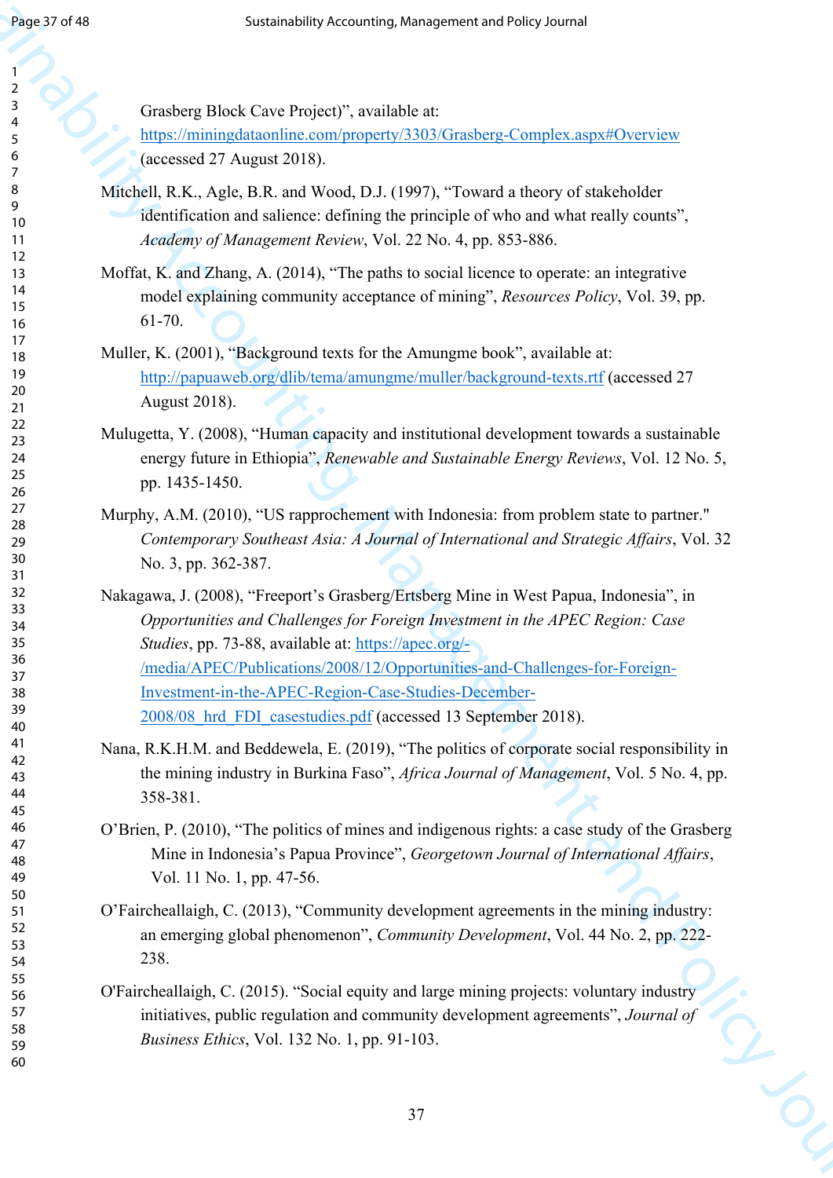Grasberg Block Cave Project)", available at: https://miningdataonline.com/property/3303/Grasberg-Complex.aspx#Overview (accessed 27 August 2018).

Mitchell, R.K., Agle, B.R. and Wood, D.J. (1997), "Toward a theory of stakeholder identification and salience: defining the principle of who and what really counts", *Academy of Management Review*, Vol. 22 No. 4, pp. 853-886.

Moffat, K. and Zhang, A. (2014), "The paths to social licence to operate: an integrative model explaining community acceptance of mining", *Resources Policy*, Vol. 39, pp. 61-70.

Muller, K. (2001), "Background texts for the Amungme book", available at: http://papuaweb.org/dlib/tema/amungme/muller/background-texts.rtf (accessed 27 August 2018).

Mulugetta, Y. (2008), "Human capacity and institutional development towards a sustainable energy future in Ethiopia", *Renewable and Sustainable Energy Reviews*, Vol. 12 No. 5, pp. 1435-1450.

Murphy, A.M. (2010), "US rapprochement with Indonesia: from problem state to partner." *Contemporary Southeast Asia: A Journal of International and Strategic Affairs*, Vol. 32 No. 3, pp. 362-387.

Nakagawa, J. (2008), "Freeport's Grasberg/Ertsberg Mine in West Papua, Indonesia", in *Opportunities and Challenges for Foreign Investment in the APEC Region: Case Studies*, pp. 73-88, available at: https://apec.org/-/media/APEC/Publications/2008/12/Opportunities-and-Challenges-for-Foreign-Investment-in-the-APEC-Region-Case-Studies-December-2008/08_hrd_FDI_casestudies.pdf (accessed 13 September 2018).

Nana, R.K.H.M. and Beddewela, E. (2019), "The politics of corporate social responsibility in the mining industry in Burkina Faso", *Africa Journal of Management*, Vol. 5 No. 4, pp. 358-381.

O'Brien, P. (2010), "The politics of mines and indigenous rights: a case study of the Grasberg Mine in Indonesia's Papua Province", *Georgetown Journal of International Affairs*, Vol. 11 No. 1, pp. 47-56.

O'Faircheallaigh, C. (2013), "Community development agreements in the mining industry: an emerging global phenomenon", *Community Development*, Vol. 44 No. 2, pp. 222-238.

O'Faircheallaigh, C. (2015). "Social equity and large mining projects: voluntary industry initiatives, public regulation and community development agreements", *Journal of Business Ethics*, Vol. 132 No. 1, pp. 91-103.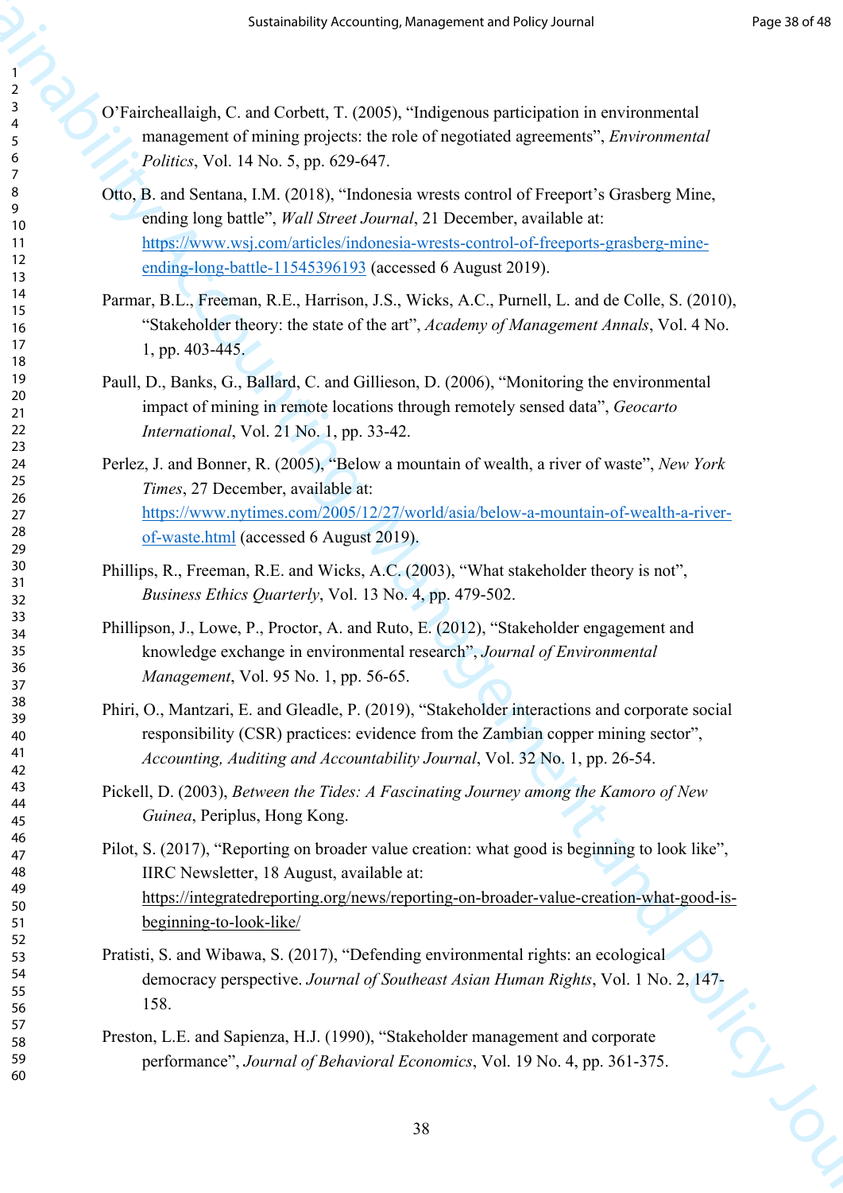O'Faircheallaigh, C. and Corbett, T. (2005), "Indigenous participation in environmental management of mining projects: the role of negotiated agreements", *Environmental Politics*, Vol. 14 No. 5, pp. 629-647.

Otto, B. and Sentana, I.M. (2018), "Indonesia wrests control of Freeport's Grasberg Mine, ending long battle", *Wall Street Journal*, 21 December, available at: https://www.wsj.com/articles/indonesia-wrests-control-of-freeports-grasberg-mine-ending-long-battle-11545396193 (accessed 6 August 2019).

Parmar, B.L., Freeman, R.E., Harrison, J.S., Wicks, A.C., Purnell, L. and de Colle, S. (2010), "Stakeholder theory: the state of the art", *Academy of Management Annals*, Vol. 4 No. 1, pp. 403-445.

Paull, D., Banks, G., Ballard, C. and Gillieson, D. (2006), "Monitoring the environmental impact of mining in remote locations through remotely sensed data", *Geocarto International*, Vol. 21 No. 1, pp. 33-42.

Perlez, J. and Bonner, R. (2005), "Below a mountain of wealth, a river of waste", *New York Times*, 27 December, available at: https://www.nytimes.com/2005/12/27/world/asia/below-a-mountain-of-wealth-a-river-of-waste.html (accessed 6 August 2019).

Phillips, R., Freeman, R.E. and Wicks, A.C. (2003), "What stakeholder theory is not", *Business Ethics Quarterly*, Vol. 13 No. 4, pp. 479-502.

Phillipson, J., Lowe, P., Proctor, A. and Ruto, E. (2012), "Stakeholder engagement and knowledge exchange in environmental research", *Journal of Environmental Management*, Vol. 95 No. 1, pp. 56-65.

Phiri, O., Mantzari, E. and Gleadle, P. (2019), "Stakeholder interactions and corporate social responsibility (CSR) practices: evidence from the Zambian copper mining sector", *Accounting, Auditing and Accountability Journal*, Vol. 32 No. 1, pp. 26-54.

Pickell, D. (2003), *Between the Tides: A Fascinating Journey among the Kamoro of New Guinea*, Periplus, Hong Kong.

Pilot, S. (2017), "Reporting on broader value creation: what good is beginning to look like", IIRC Newsletter, 18 August, available at: https://integratedreporting.org/news/reporting-on-broader-value-creation-what-good-is-beginning-to-look-like/

Pratisti, S. and Wibawa, S. (2017), "Defending environmental rights: an ecological democracy perspective. *Journal of Southeast Asian Human Rights*, Vol. 1 No. 2, 147-158.

Preston, L.E. and Sapienza, H.J. (1990), "Stakeholder management and corporate performance", *Journal of Behavioral Economics*, Vol. 19 No. 4, pp. 361-375.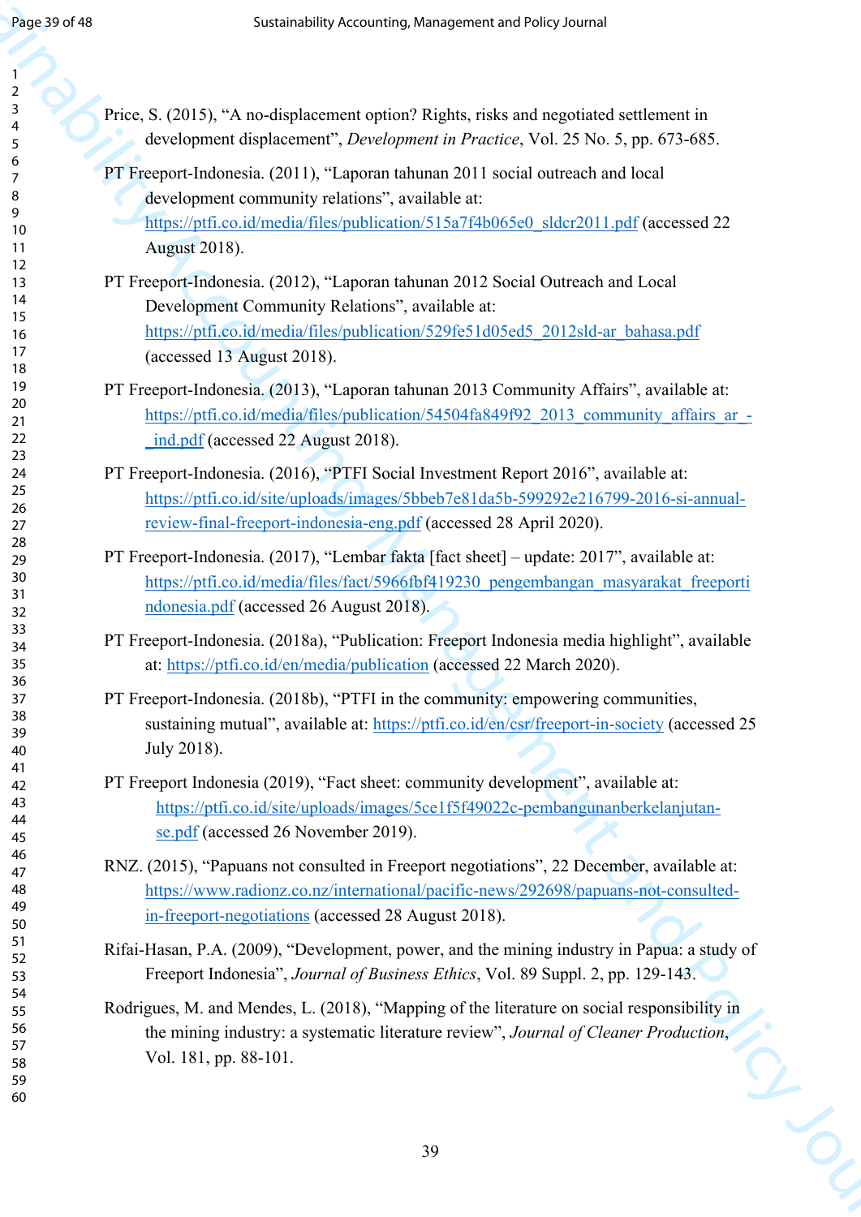Price, S. (2015), "A no-displacement option? Rights, risks and negotiated settlement in development displacement", *Development in Practice*, Vol. 25 No. 5, pp. 673-685.

PT Freeport-Indonesia. (2011), "Laporan tahunan 2011 social outreach and local development community relations", available at: https://ptfi.co.id/media/files/publication/515a7f4b065e0_sldcr2011.pdf (accessed 22 August 2018).

PT Freeport-Indonesia. (2012), "Laporan tahunan 2012 Social Outreach and Local Development Community Relations", available at: https://ptfi.co.id/media/files/publication/529fe51d05ed5_2012sld-ar_bahasa.pdf (accessed 13 August 2018).

PT Freeport-Indonesia. (2013), "Laporan tahunan 2013 Community Affairs", available at: https://ptfi.co.id/media/files/publication/54504fa849f92_2013_community_affairs_ar_-_ind.pdf (accessed 22 August 2018).

PT Freeport-Indonesia. (2016), "PTFI Social Investment Report 2016", available at: https://ptfi.co.id/site/uploads/images/5bbeb7e81da5b-599292e216799-2016-si-annual-review-final-freeport-indonesia-eng.pdf (accessed 28 April 2020).

PT Freeport-Indonesia. (2017), "Lembar fakta [fact sheet] – update: 2017", available at: https://ptfi.co.id/media/files/fact/5966fbf419230_pengembangan_masyarakat_freeportindonesia.pdf (accessed 26 August 2018).

PT Freeport-Indonesia. (2018a), "Publication: Freeport Indonesia media highlight", available at: https://ptfi.co.id/en/media/publication (accessed 22 March 2020).

PT Freeport-Indonesia. (2018b), "PTFI in the community: empowering communities, sustaining mutual", available at: https://ptfi.co.id/en/csr/freeport-in-society (accessed 25 July 2018).

PT Freeport Indonesia (2019), "Fact sheet: community development", available at: https://ptfi.co.id/site/uploads/images/5ce1f5f49022c-pembangunanberkelanjutan-se.pdf (accessed 26 November 2019).

RNZ. (2015), "Papuans not consulted in Freeport negotiations", 22 December, available at: https://www.radionz.co.nz/international/pacific-news/292698/papuans-not-consulted-in-freeport-negotiations (accessed 28 August 2018).

Rifai-Hasan, P.A. (2009), "Development, power, and the mining industry in Papua: a study of Freeport Indonesia", *Journal of Business Ethics*, Vol. 89 Suppl. 2, pp. 129-143.

Rodrigues, M. and Mendes, L. (2018), "Mapping of the literature on social responsibility in the mining industry: a systematic literature review", *Journal of Cleaner Production*, Vol. 181, pp. 88-101.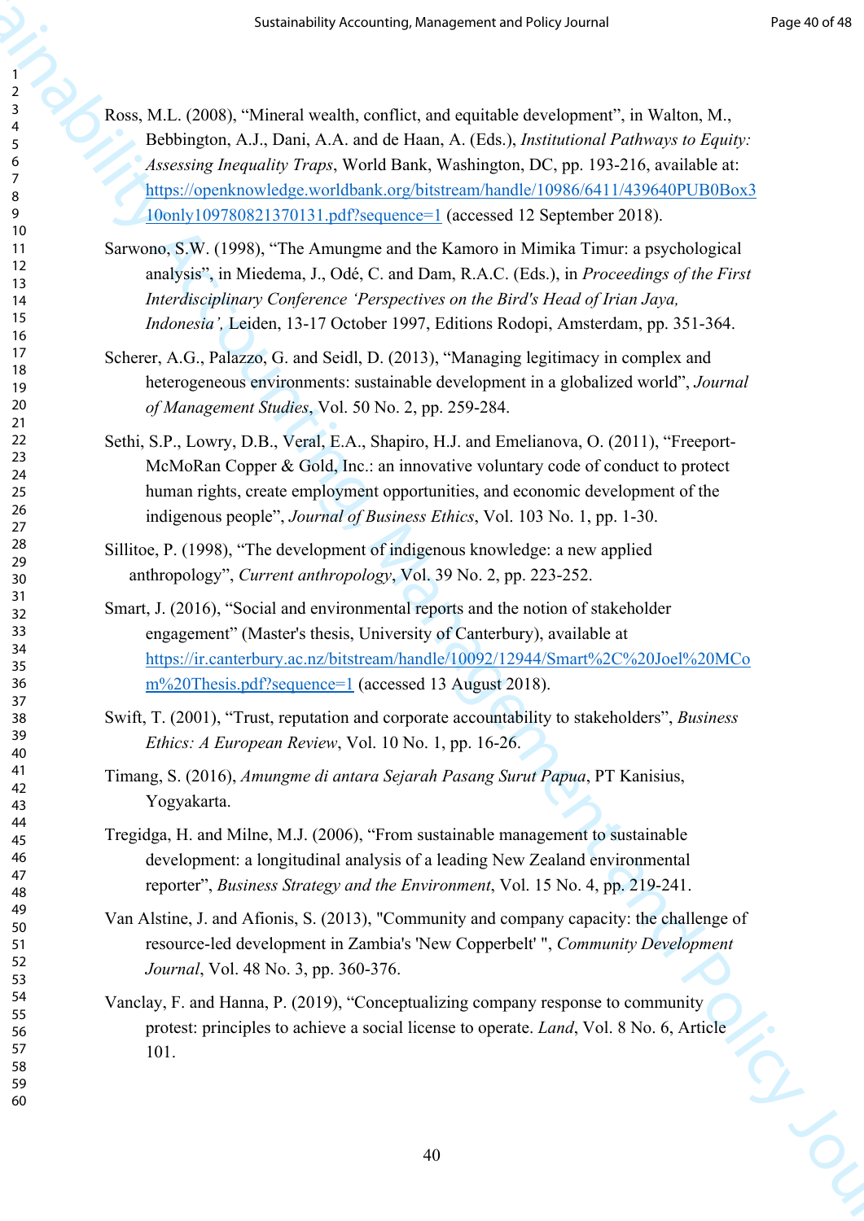Ross, M.L. (2008), "Mineral wealth, conflict, and equitable development", in Walton, M., Bebbington, A.J., Dani, A.A. and de Haan, A. (Eds.), *Institutional Pathways to Equity: Assessing Inequality Traps*, World Bank, Washington, DC, pp. 193-216, available at: https://openknowledge.worldbank.org/bitstream/handle/10986/6411/439640PUB0Box310only109780821370131.pdf?sequence=1 (accessed 12 September 2018).

Sarwono, S.W. (1998), "The Amungme and the Kamoro in Mimika Timur: a psychological analysis", in Miedema, J., Odé, C. and Dam, R.A.C. (Eds.), in *Proceedings of the First Interdisciplinary Conference 'Perspectives on the Bird's Head of Irian Jaya, Indonesia'*, Leiden, 13-17 October 1997, Editions Rodopi, Amsterdam, pp. 351-364.

Scherer, A.G., Palazzo, G. and Seidl, D. (2013), "Managing legitimacy in complex and heterogeneous environments: sustainable development in a globalized world", *Journal of Management Studies*, Vol. 50 No. 2, pp. 259-284.

Sethi, S.P., Lowry, D.B., Veral, E.A., Shapiro, H.J. and Emelianova, O. (2011), "Freeport-McMoRan Copper & Gold, Inc.: an innovative voluntary code of conduct to protect human rights, create employment opportunities, and economic development of the indigenous people", *Journal of Business Ethics*, Vol. 103 No. 1, pp. 1-30.

Sillitoe, P. (1998), "The development of indigenous knowledge: a new applied anthropology", *Current anthropology*, Vol. 39 No. 2, pp. 223-252.

Smart, J. (2016), "Social and environmental reports and the notion of stakeholder engagement" (Master's thesis, University of Canterbury), available at https://ir.canterbury.ac.nz/bitstream/handle/10092/12944/Smart%2C%20Joel%20MCom%20Thesis.pdf?sequence=1 (accessed 13 August 2018).

Swift, T. (2001), "Trust, reputation and corporate accountability to stakeholders", *Business Ethics: A European Review*, Vol. 10 No. 1, pp. 16-26.

Timang, S. (2016), *Amungme di antara Sejarah Pasang Surut Papua*, PT Kanisius, Yogyakarta.

Tregidga, H. and Milne, M.J. (2006), "From sustainable management to sustainable development: a longitudinal analysis of a leading New Zealand environmental reporter", *Business Strategy and the Environment*, Vol. 15 No. 4, pp. 219-241.

Van Alstine, J. and Afionis, S. (2013), "Community and company capacity: the challenge of resource-led development in Zambia's 'New Copperbelt' ", *Community Development Journal*, Vol. 48 No. 3, pp. 360-376.

Vanclay, F. and Hanna, P. (2019), "Conceptualizing company response to community protest: principles to achieve a social license to operate. *Land*, Vol. 8 No. 6, Article 101.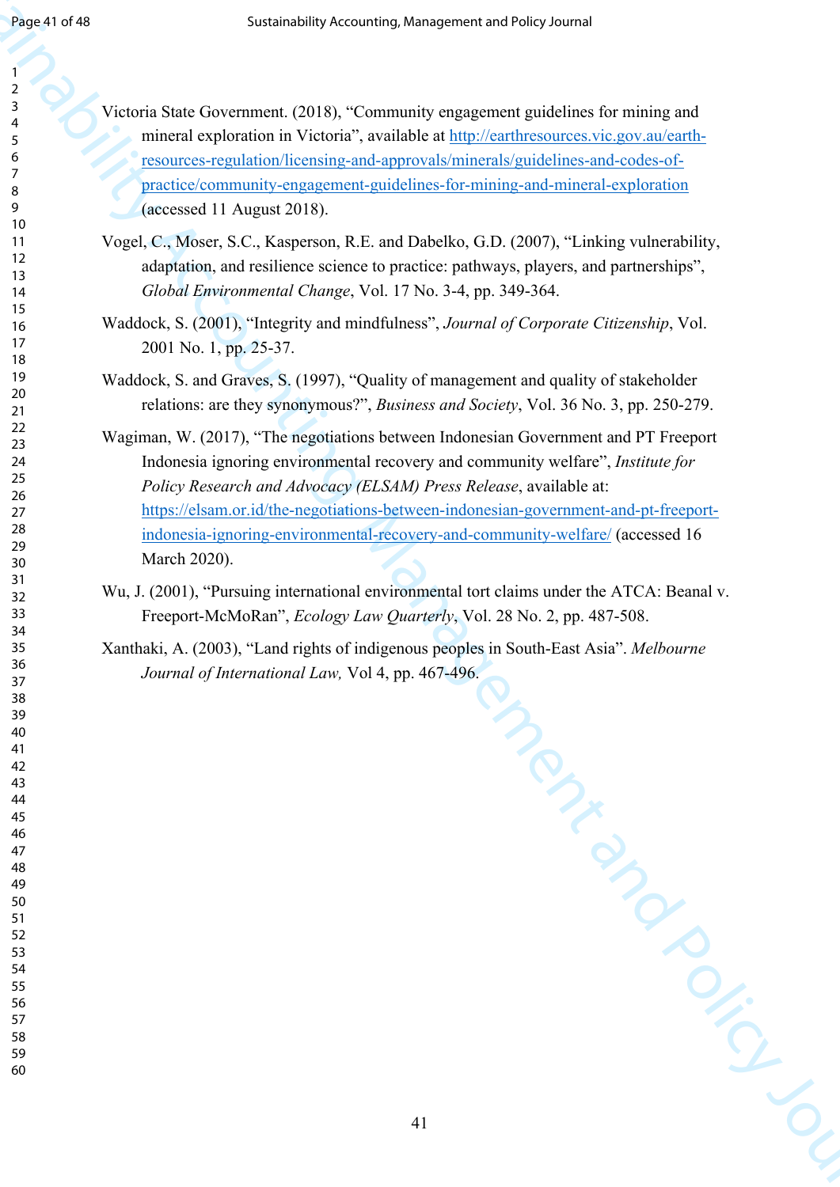Victoria State Government. (2018), "Community engagement guidelines for mining and mineral exploration in Victoria", available at http://earthresources.vic.gov.au/earth-resources-regulation/licensing-and-approvals/minerals/guidelines-and-codes-of-practice/community-engagement-guidelines-for-mining-and-mineral-exploration (accessed 11 August 2018).

Vogel, C., Moser, S.C., Kasperson, R.E. and Dabelko, G.D. (2007), "Linking vulnerability, adaptation, and resilience science to practice: pathways, players, and partnerships", *Global Environmental Change*, Vol. 17 No. 3-4, pp. 349-364.

Waddock, S. (2001), "Integrity and mindfulness", *Journal of Corporate Citizenship*, Vol. 2001 No. 1, pp. 25-37.

Waddock, S. and Graves, S. (1997), "Quality of management and quality of stakeholder relations: are they synonymous?", *Business and Society*, Vol. 36 No. 3, pp. 250-279.

Wagiman, W. (2017), "The negotiations between Indonesian Government and PT Freeport Indonesia ignoring environmental recovery and community welfare", *Institute for Policy Research and Advocacy (ELSAM) Press Release*, available at: https://elsam.or.id/the-negotiations-between-indonesian-government-and-pt-freeport-indonesia-ignoring-environmental-recovery-and-community-welfare/ (accessed 16 March 2020).

Wu, J. (2001), "Pursuing international environmental tort claims under the ATCA: Beanal v. Freeport-McMoRan", *Ecology Law Quarterly*, Vol. 28 No. 2, pp. 487-508.

Xanthaki, A. (2003), "Land rights of indigenous peoples in South-East Asia". *Melbourne Journal of International Law,* Vol 4, pp. 467-496.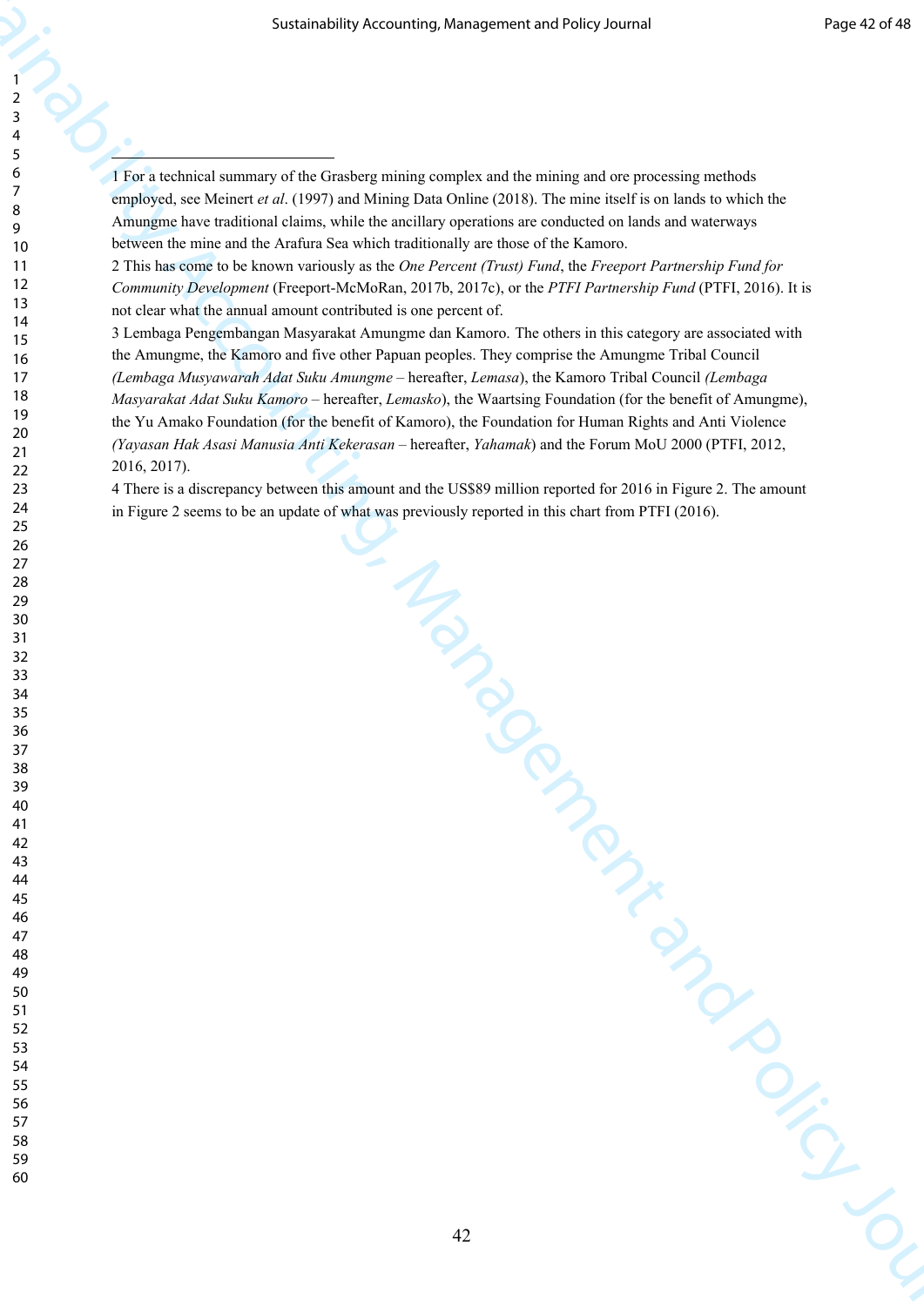1 For a technical summary of the Grasberg mining complex and the mining and ore processing methods employed, see Meinert *et al*. (1997) and Mining Data Online (2018). The mine itself is on lands to which the Amungme have traditional claims, while the ancillary operations are conducted on lands and waterways between the mine and the Arafura Sea which traditionally are those of the Kamoro.

2 This has come to be known variously as the *One Percent (Trust) Fund*, the *Freeport Partnership Fund for Community Development* (Freeport-McMoRan, 2017b, 2017c), or the *PTFI Partnership Fund* (PTFI, 2016). It is not clear what the annual amount contributed is one percent of.

3 Lembaga Pengembangan Masyarakat Amungme dan Kamoro. The others in this category are associated with the Amungme, the Kamoro and five other Papuan peoples. They comprise the Amungme Tribal Council *(Lembaga Musyawarah Adat Suku Amungme* – hereafter, *Lemasa*), the Kamoro Tribal Council *(Lembaga Masyarakat Adat Suku Kamoro* – hereafter, *Lemasko*), the Waartsing Foundation (for the benefit of Amungme), the Yu Amako Foundation (for the benefit of Kamoro), the Foundation for Human Rights and Anti Violence *(Yayasan Hak Asasi Manusia Anti Kekerasan* – hereafter, *Yahamak*) and the Forum MoU 2000 (PTFI, 2012, 2016, 2017).

4 There is a discrepancy between this amount and the US$89 million reported for 2016 in Figure 2. The amount in Figure 2 seems to be an update of what was previously reported in this chart from PTFI (2016).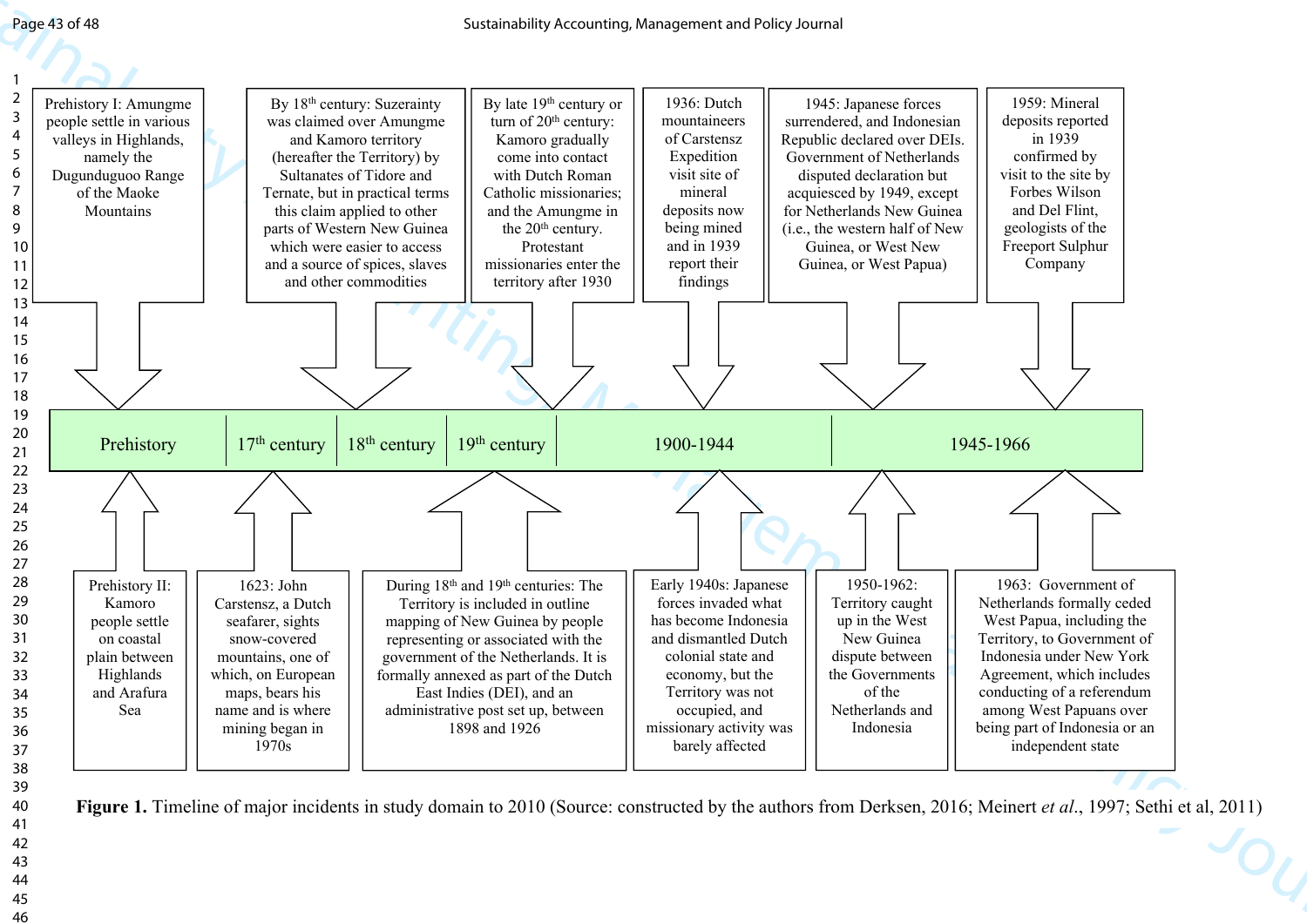Prehistory I: Amungme people settle in various valleys in Highlands, namely the Dugunduguoo Range of the Maoke Mountains

By 18th century: Suzerainty was claimed over Amungme and Kamoro territory (hereafter the Territory) by Sultanates of Tidore and Ternate, but in practical terms this claim applied to other parts of Western New Guinea which were easier to access and a source of spices, slaves and other commodities

By late 19th century or turn of 20th century: Kamoro gradually come into contact with Dutch Roman Catholic missionaries; and the Amungme in the 20th century. Protestant missionaries enter the territory after 1930

1936: Dutch mountaineers of Carstensz Expedition visit site of mineral deposits now being mined and in 1939 report their findings

1945: Japanese forces surrendered, and Indonesian Republic declared over DEIs. Government of Netherlands disputed declaration but acquiesced by 1949, except for Netherlands New Guinea (i.e., the western half of New Guinea, or West New Guinea, or West Papua)

1959: Mineral deposits reported in 1939 confirmed by visit to the site by Forbes Wilson and Del Flint, geologists of the Freeport Sulphur Company

| Prehistory | 17th century | 18th century | 19th century | 1900-1944 | 1945-1966 |
|---|---|---|---|---|---|

Prehistory II: Kamoro people settle on coastal plain between Highlands and Arafura Sea

1623: John Carstensz, a Dutch seafarer, sights snow-covered mountains, one of which, on European maps, bears his name and is where mining began in 1970s

During 18th and 19th centuries: The Territory is included in outline mapping of New Guinea by people representing or associated with the government of the Netherlands. It is formally annexed as part of the Dutch East Indies (DEI), and an administrative post set up, between 1898 and 1926

Early 1940s: Japanese forces invaded what has become Indonesia and dismantled Dutch colonial state and economy, but the Territory was not occupied, and missionary activity was barely affected

1950-1962: Territory caught up in the West New Guinea dispute between the Governments of the Netherlands and Indonesia

1963: Government of Netherlands formally ceded West Papua, including the Territory, to Government of Indonesia under New York Agreement, which includes conducting of a referendum among West Papuans over being part of Indonesia or an independent state

**Figure 1.** Timeline of major incidents in study domain to 2010 (Source: constructed by the authors from Derksen, 2016; Meinert *et al*., 1997; Sethi et al, 2011)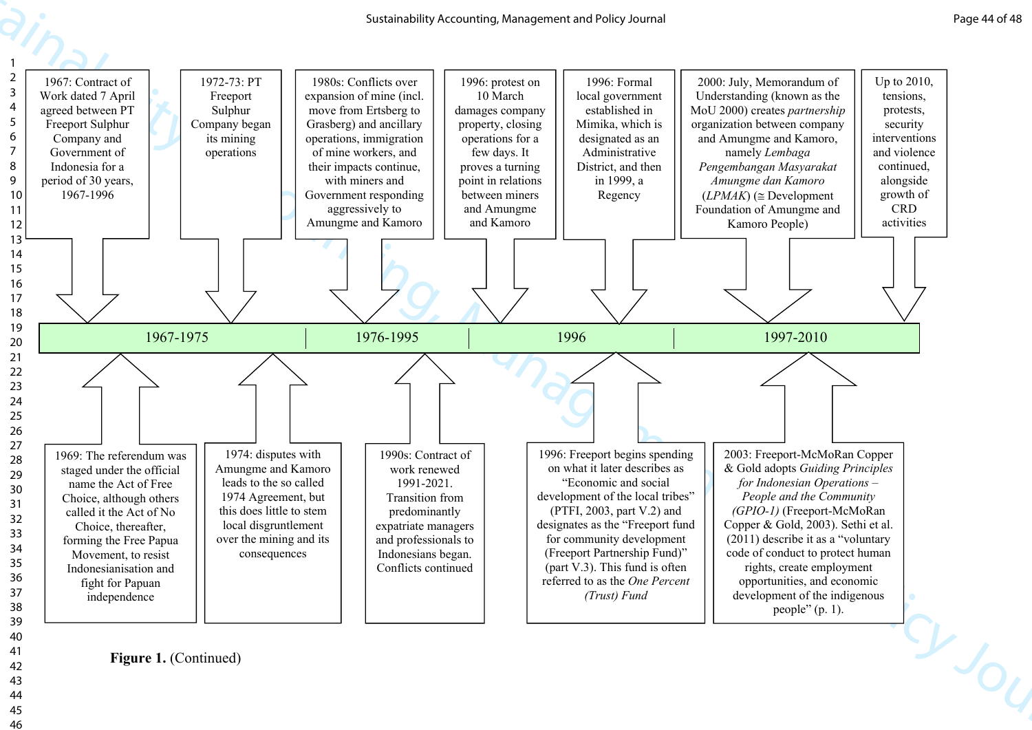1967: Contract of Work dated 7 April agreed between PT Freeport Sulphur Company and Government of Indonesia for a period of 30 years, 1967-1996

1972-73: PT Freeport Sulphur Company began its mining operations

1980s: Conflicts over expansion of mine (incl. move from Ertsberg to Grasberg) and ancillary operations, immigration of mine workers, and their impacts continue, with miners and Government responding aggressively to Amungme and Kamoro

1996: protest on 10 March damages company property, closing operations for a few days. It proves a turning point in relations between miners and Amungme and Kamoro

1996: Formal local government established in Mimika, which is designated as an Administrative District, and then in 1999, a Regency

2000: July, Memorandum of Understanding (known as the MoU 2000) creates *partnership* organization between company and Amungme and Kamoro, namely *Lembaga Pengembangan Masyarakat Amungme dan Kamoro* (*LPMAK*) (≅ Development Foundation of Amungme and Kamoro People)

Up to 2010, tensions, protests, security interventions and violence continued, alongside growth of CRD activities

| 1967-1975 | 1976-1995 | 1996 | 1997-2010 |
|---|---|---|---|

1969: The referendum was staged under the official name the Act of Free Choice, although others called it the Act of No Choice, thereafter, forming the Free Papua Movement, to resist Indonesianisation and fight for Papuan independence

1974: disputes with Amungme and Kamoro leads to the so called 1974 Agreement, but this does little to stem local disgruntlement over the mining and its consequences

1990s: Contract of work renewed 1991-2021. Transition from predominantly expatriate managers and professionals to Indonesians began. Conflicts continued

1996: Freeport begins spending on what it later describes as "Economic and social development of the local tribes" (PTFI, 2003, part V.2) and designates as the "Freeport fund for community development (Freeport Partnership Fund)" (part V.3). This fund is often referred to as the *One Percent (Trust) Fund*

2003: Freeport-McMoRan Copper & Gold adopts *Guiding Principles for Indonesian Operations – People and the Community (GPIO-1)* (Freeport-McMoRan Copper & Gold, 2003). Sethi et al. (2011) describe it as a "voluntary code of conduct to protect human rights, create employment opportunities, and economic development of the indigenous people" (p. 1).

**Figure 1.** (Continued)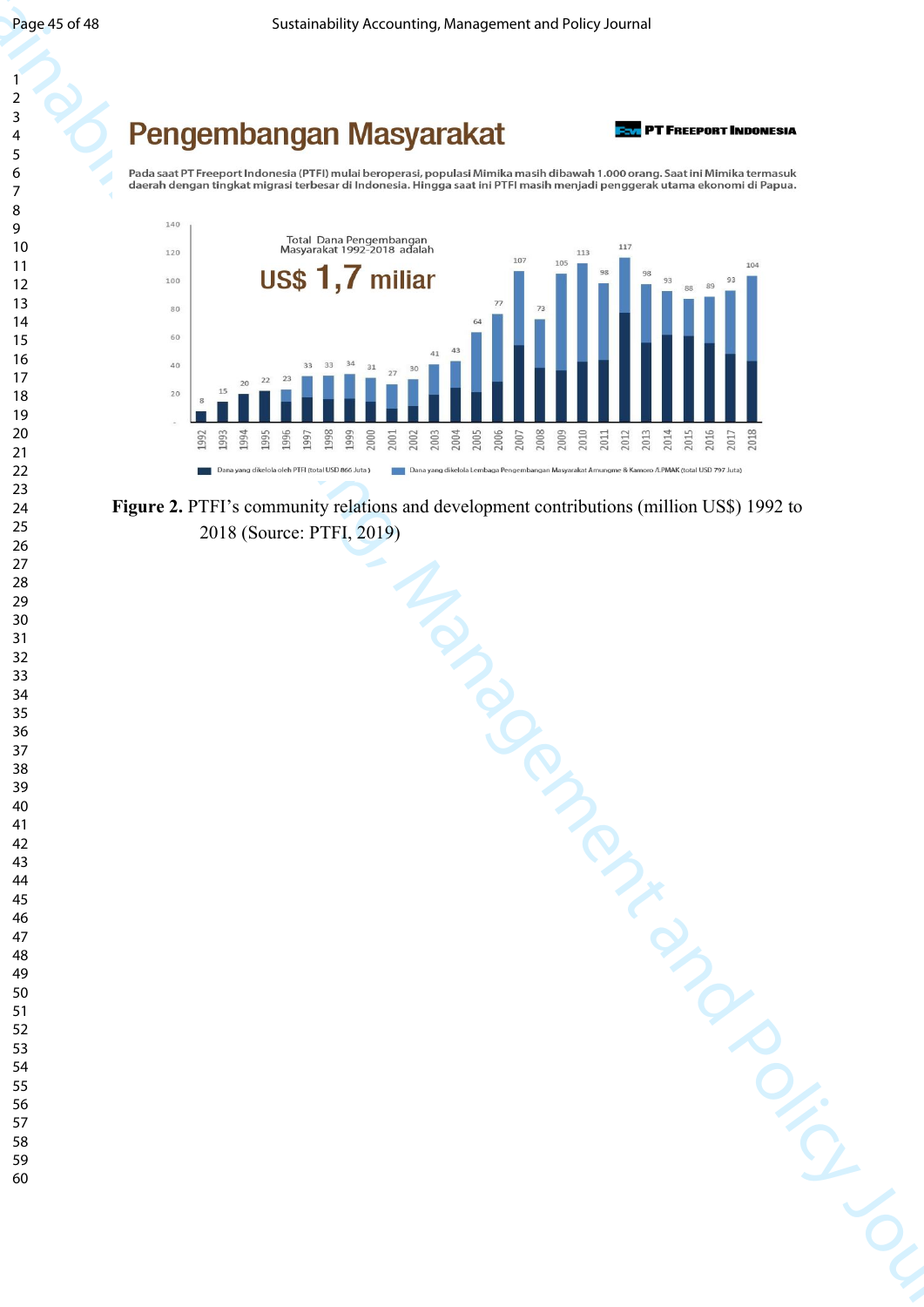# Pengembangan Masyarakat

PT FREEPORT INDONESIA

Pada saat PT Freeport Indonesia (PTFI) mulai beroperasi, populasi Mimika masih dibawah 1.000 orang. Saat ini Mimika termasuk daerah dengan tingkat migrasi terbesar di Indonesia. Hingga saat ini PTFI masih menjadi penggerak utama ekonomi di Papua.

Total Dana Pengembangan Masyarakat 1992-2018 adalah **US$ 1,7 miliar**

| Year | Total |
|---|---|
| 1992 | 8 |
| 1993 | 15 |
| 1994 | 20 |
| 1995 | 22 |
| 1996 | 23 |
| 1997 | 33 |
| 1998 | 33 |
| 1999 | 34 |
| 2000 | 31 |
| 2001 | 27 |
| 2002 | 30 |
| 2003 | 41 |
| 2004 | 43 |
| 2005 | 64 |
| 2006 | 77 |
| 2007 | 107 |
| 2008 | 73 |
| 2009 | 105 |
| 2010 | 113 |
| 2011 | 98 |
| 2012 | 117 |
| 2013 | 98 |
| 2014 | 93 |
| 2015 | 88 |
| 2016 | 89 |
| 2017 | 93 |
| 2018 | 104 |

Dana yang dikelola oleh PTFI (total USD 866 Juta) — Dana yang dikelola Lembaga Pengembangan Masyarakat Amungme & Kamoro /LPMAK (total USD 797 Juta)

**Figure 2.** PTFI's community relations and development contributions (million US$) 1992 to 2018 (Source: PTFI, 2019)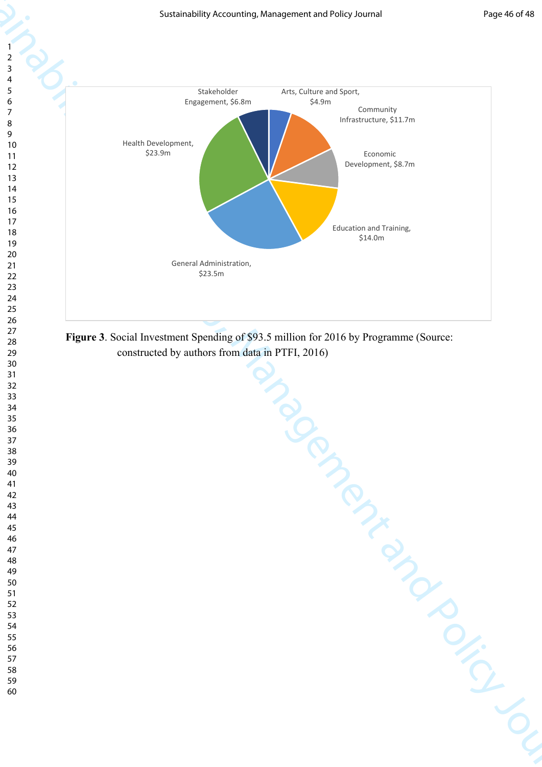Stakeholder Engagement, $6.8m

Arts, Culture and Sport, $4.9m

Community Infrastructure, $11.7m

Economic Development, $8.7m

Education and Training, $14.0m

General Administration, $23.5m

Health Development, $23.9m

**Figure 3**. Social Investment Spending of $93.5 million for 2016 by Programme (Source: constructed by authors from data in PTFI, 2016)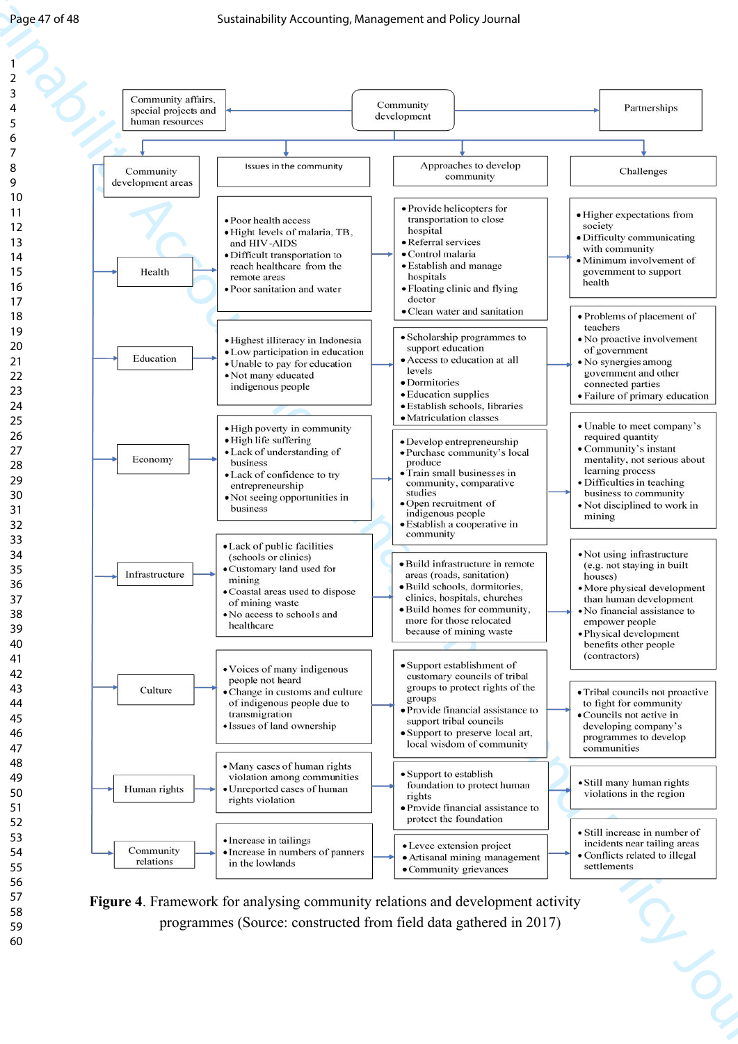Community development

Community affairs, special projects and human resources

Partnerships

| Community development areas | Issues in the community | Approaches to develop community | Challenges |
|---|---|---|---|
| Health | • Poor health access<br>• Hight levels of malaria, TB, and HIV-AIDS<br>• Difficult transportation to reach healthcare from the remote areas<br>• Poor sanitation and water | • Provide helicopters for transportation to close hospital<br>• Referral services<br>• Control malaria<br>• Establish and manage hospitals<br>• Floating clinic and flying doctor<br>• Clean water and sanitation | • Higher expectations from society<br>• Difficulty communicating with community<br>• Minimum involvement of government to support health |
| Education | • Highest illiteracy in Indonesia<br>• Low participation in education<br>• Unable to pay for education<br>• Not many educated indigenous people | • Scholarship programmes to support education<br>• Access to education at all levels<br>• Dormitories<br>• Education supplies<br>• Establish schools, libraries<br>• Matriculation classes | • Problems of placement of teachers<br>• No proactive involvement of government<br>• No synergies among government and other connected parties<br>• Failure of primary education |
| Economy | • High poverty in community<br>• High life suffering<br>• Lack of understanding of business<br>• Lack of confidence to try entrepreneurship<br>• Not seeing opportunities in business | • Develop entrepreneurship<br>• Purchase community's local produce<br>• Train small businesses in community, comparative studies<br>• Open recruitment of indigenous people<br>• Establish a cooperative in community | • Unable to meet company's required quantity<br>• Community's instant mentality, not serious about learning process<br>• Difficulties in teaching business to community<br>• Not disciplined to work in mining |
| Infrastructure | • Lack of public facilities (schools or clinics)<br>• Customary land used for mining<br>• Coastal areas used to dispose of mining waste<br>• No access to schools and healthcare | • Build infrastructure in remote areas (roads, sanitation)<br>• Build schools, dormitories, clinics, hospitals, churches<br>• Build homes for community, more for those relocated because of mining waste | • Not using infrastructure (e.g. not staying in built houses)<br>• More physical development than human development<br>• No financial assistance to empower people<br>• Physical development benefits other people (contractors) |
| Culture | • Voices of many indigenous people not heard<br>• Change in customs and culture of indigenous people due to transmigration<br>• Issues of land ownership | • Support establishment of customary councils of tribal groups to protect rights of the groups<br>• Provide financial assistance to support tribal councils<br>• Support to preserve local art, local wisdom of community | • Tribal councils not proactive to fight for community<br>• Councils not active in developing company's programmes to develop communities |
| Human rights | • Many cases of human rights violation among communities<br>• Unreported cases of human rights violation | • Support to establish foundation to protect human rights<br>• Provide financial assistance to protect the foundation | • Still many human rights violations in the region |
| Community relations | • Increase in tailings<br>• Increase in numbers of panners in the lowlands | • Levee extension project<br>• Artisanal mining management<br>• Community grievances | • Still increase in number of incidents near tailing areas<br>• Conflicts related to illegal settlements |

**Figure 4**. Framework for analysing community relations and development activity programmes (Source: constructed from field data gathered in 2017)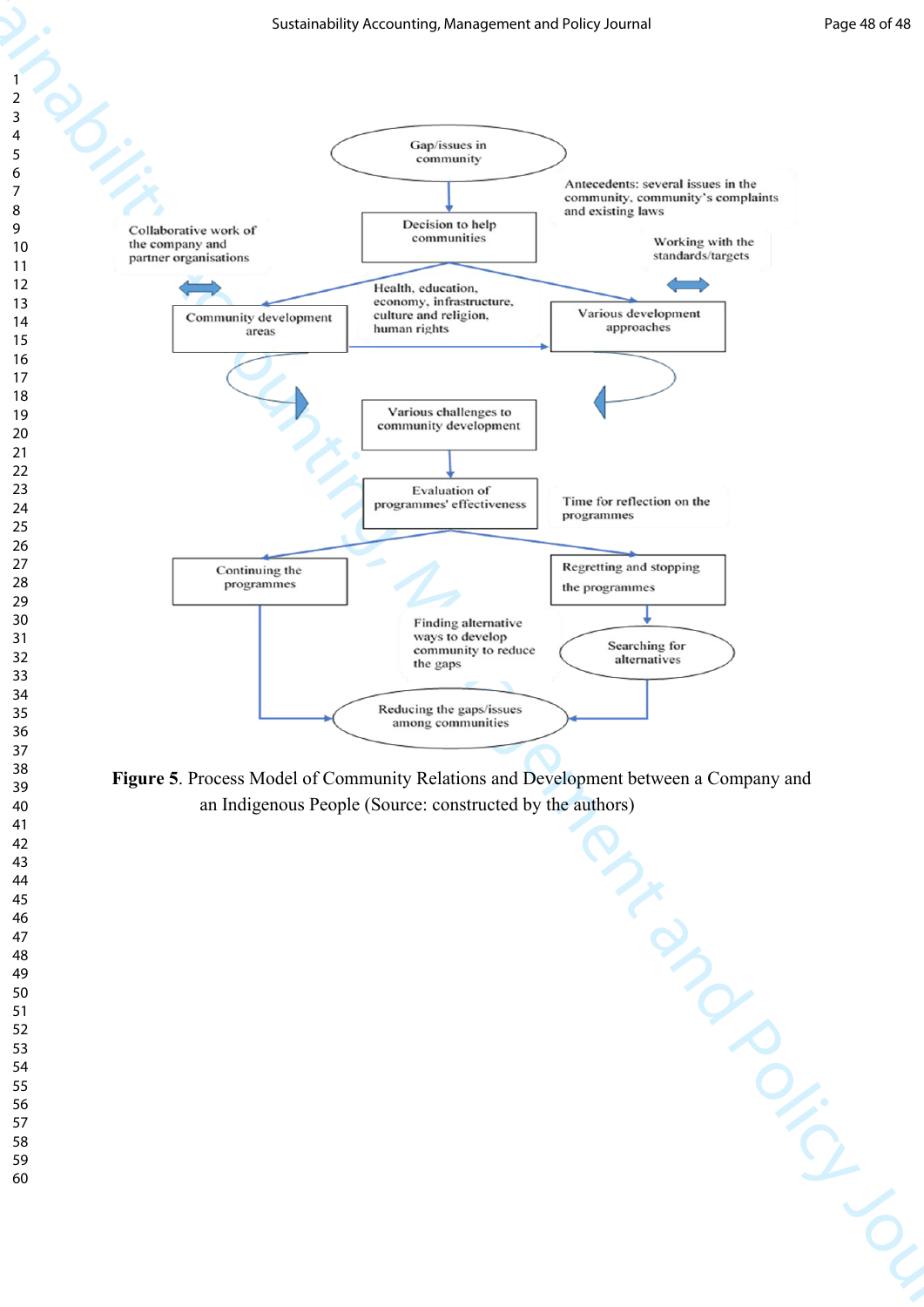Gap/issues in community

Decision to help communities

Antecedents: several issues in the community, community's complaints and existing laws

Collaborative work of the company and partner organisations

Working with the standards/targets

Health, education, economy, infrastructure, culture and religion, human rights

Community development areas

Various development approaches

Various challenges to community development

Evaluation of programmes' effectiveness

Time for reflection on the programmes

Continuing the programmes

Regretting and stopping the programmes

Finding alternative ways to develop community to reduce the gaps

Searching for alternatives

Reducing the gaps/issues among communities

**Figure 5**. Process Model of Community Relations and Development between a Company and an Indigenous People (Source: constructed by the authors)